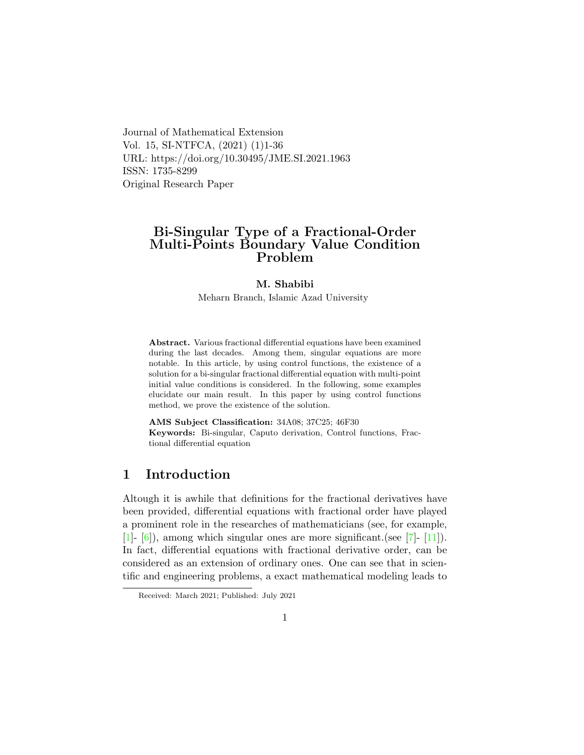Journal of Mathematical Extension
Vol. 15, SI-NTFCA, (2021) (1)1-36
URL: https://doi.org/10.30495/JME.SI.2021.1963
ISSN: 1735-8299
Original Research Paper

# Bi-Singular Type of a Fractional-Order Multi-Points Boundary Value Condition Problem

**M. Shabibi**

Meharn Branch, Islamic Azad University

**Abstract.** Various fractional differential equations have been examined during the last decades. Among them, singular equations are more notable. In this article, by using control functions, the existence of a solution for a bi-singular fractional differential equation with multi-point initial value conditions is considered. In the following, some examples elucidate our main result. In this paper by using control functions method, we prove the existence of the solution.

**AMS Subject Classification:** 34A08; 37C25; 46F30

**Keywords:** Bi-singular, Caputo derivation, Control functions, Fractional differential equation

## 1 Introduction

Altough it is awhile that definitions for the fractional derivatives have been provided, differential equations with fractional order have played a prominent role in the researches of mathematicians (see, for example, [1]- [6]), among which singular ones are more significant.(see [7]- [11]). In fact, differential equations with fractional derivative order, can be considered as an extension of ordinary ones. One can see that in scientific and engineering problems, a exact mathematical modeling leads to

Received: March 2021; Published: July 2021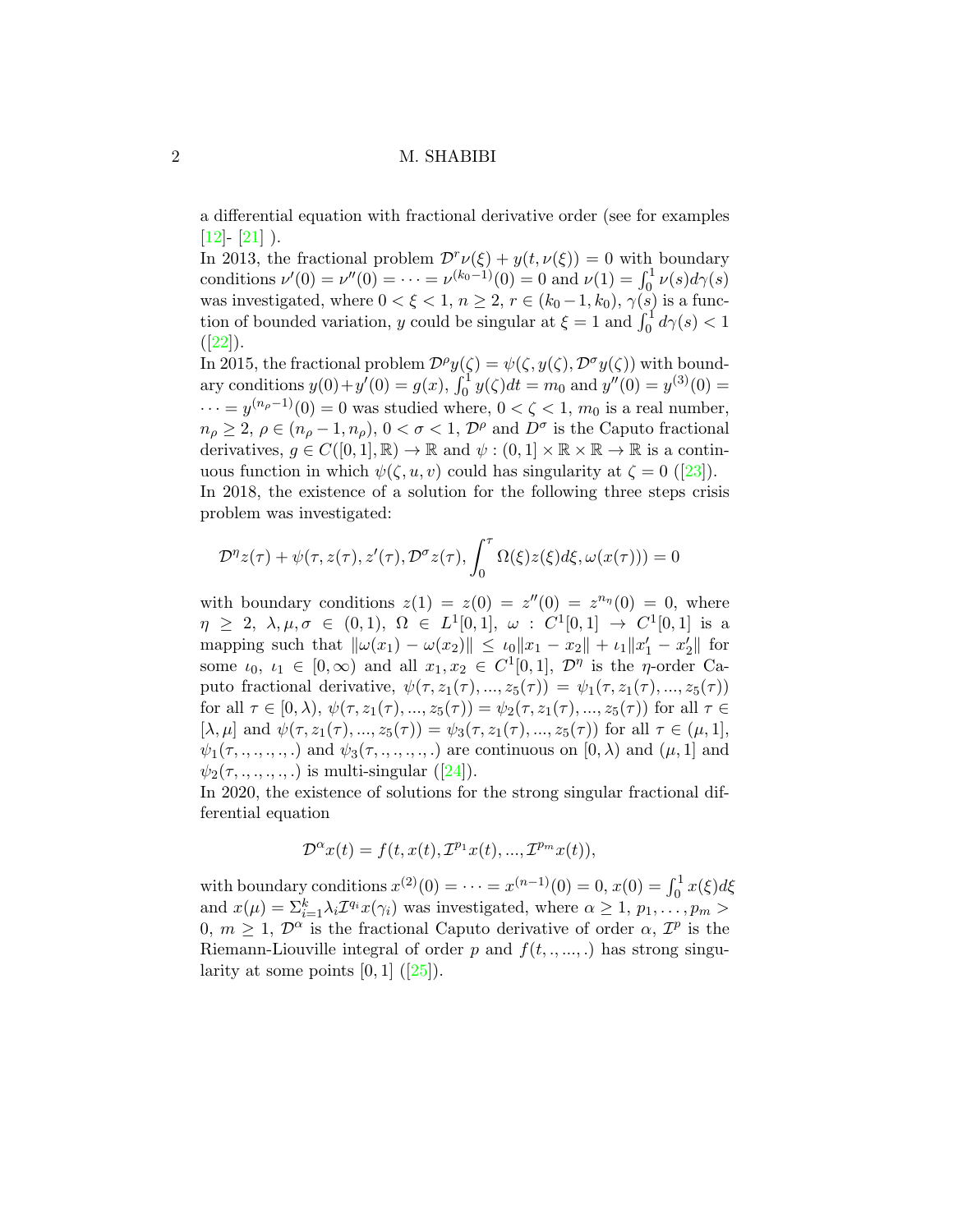a differential equation with fractional derivative order (see for examples [12]- [21] ).

In 2013, the fractional problem $\mathcal{D}^r\nu(\xi) + y(t, \nu(\xi)) = 0$ with boundary conditions $\nu'(0) = \nu''(0) = \cdots = \nu^{(k_0-1)}(0) = 0$ and $\nu(1) = \int_0^1 \nu(s)d\gamma(s)$ was investigated, where $0 < \xi < 1$, $n \geq 2$, $r \in (k_0-1, k_0)$, $\gamma(s)$ is a function of bounded variation, $y$ could be singular at $\xi = 1$ and $\int_0^1 d\gamma(s) < 1$ ([22]).

In 2015, the fractional problem $\mathcal{D}^\rho y(\zeta) = \psi(\zeta, y(\zeta), \mathcal{D}^\sigma y(\zeta))$ with boundary conditions $y(0)+y'(0) = g(x)$, $\int_0^1 y(\zeta)dt = m_0$ and $y''(0) = y^{(3)}(0) = \cdots = y^{(n_\rho-1)}(0) = 0$ was studied where, $0 < \zeta < 1$, $m_0$ is a real number, $n_\rho \geq 2$, $\rho \in (n_\rho - 1, n_\rho)$, $0 < \sigma < 1$, $\mathcal{D}^\rho$ and $D^\sigma$ is the Caputo fractional derivatives, $g \in C([0,1], \mathbb{R}) \to \mathbb{R}$ and $\psi : (0,1] \times \mathbb{R} \times \mathbb{R} \to \mathbb{R}$ is a continuous function in which $\psi(\zeta, u, v)$ could has singularity at $\zeta = 0$ ([23]).

In 2018, the existence of a solution for the following three steps crisis problem was investigated:

$$\mathcal{D}^\eta z(\tau) + \psi(\tau, z(\tau), z'(\tau), \mathcal{D}^\sigma z(\tau), \int_0^\tau \Omega(\xi)z(\xi)d\xi, \omega(x(\tau))) = 0$$

with boundary conditions $z(1) = z(0) = z''(0) = z^{n_\eta}(0) = 0$, where $\eta \geq 2$, $\lambda, \mu, \sigma \in (0,1)$, $\Omega \in L^1[0,1]$, $\omega : C^1[0,1] \to C^1[0,1]$ is a mapping such that $\|\omega(x_1) - \omega(x_2)\| \leq \iota_0\|x_1 - x_2\| + \iota_1\|x_1' - x_2'\|$ for some $\iota_0$, $\iota_1 \in [0, \infty)$ and all $x_1, x_2 \in C^1[0,1]$, $\mathcal{D}^\eta$ is the $\eta$-order Caputo fractional derivative, $\psi(\tau, z_1(\tau), ..., z_5(\tau)) = \psi_1(\tau, z_1(\tau), ..., z_5(\tau))$ for all $\tau \in [0, \lambda)$, $\psi(\tau, z_1(\tau), ..., z_5(\tau)) = \psi_2(\tau, z_1(\tau), ..., z_5(\tau))$ for all $\tau \in [\lambda, \mu]$ and $\psi(\tau, z_1(\tau), ..., z_5(\tau)) = \psi_3(\tau, z_1(\tau), ..., z_5(\tau))$ for all $\tau \in (\mu, 1]$, $\psi_1(\tau, ., ., ., ., .)$ and $\psi_3(\tau, ., ., ., ., .)$ are continuous on $[0, \lambda)$ and $(\mu, 1]$ and $\psi_2(\tau, ., ., ., ., .)$ is multi-singular ([24]).

In 2020, the existence of solutions for the strong singular fractional differential equation

$$\mathcal{D}^\alpha x(t) = f(t, x(t), \mathcal{I}^{p_1}x(t), ..., \mathcal{I}^{p_m}x(t)),$$

with boundary conditions $x^{(2)}(0) = \cdots = x^{(n-1)}(0) = 0$, $x(0) = \int_0^1 x(\xi)d\xi$ and $x(\mu) = \Sigma_{i=1}^k \lambda_i \mathcal{I}^{q_i}x(\gamma_i)$ was investigated, where $\alpha \geq 1$, $p_1, \ldots, p_m > 0$, $m \geq 1$, $\mathcal{D}^\alpha$ is the fractional Caputo derivative of order $\alpha$, $\mathcal{I}^p$ is the Riemann-Liouville integral of order $p$ and $f(t, ., ..., .)$ has strong singularity at some points $[0,1]$ ([25]).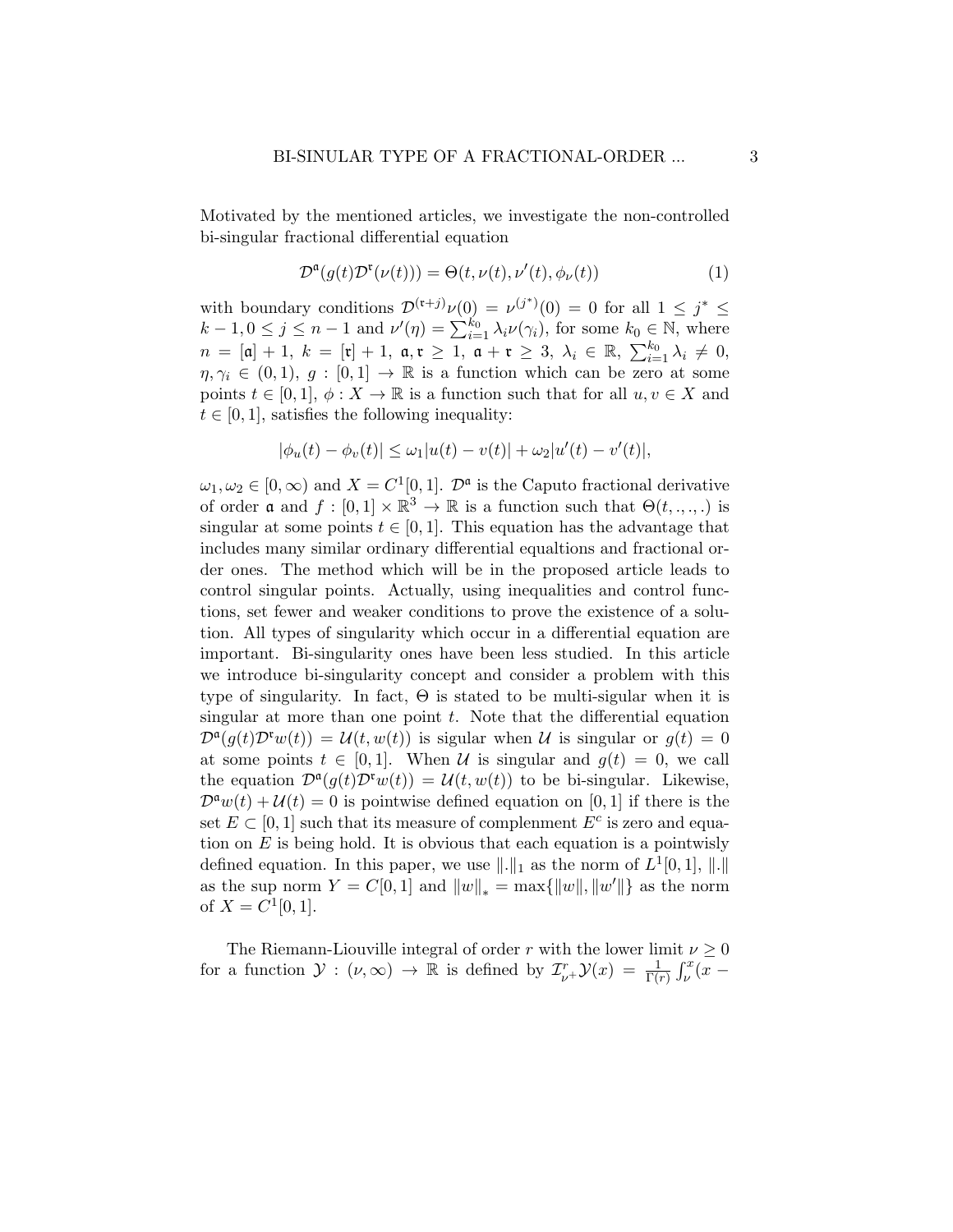Motivated by the mentioned articles, we investigate the non-controlled bi-singular fractional differential equation

$$\mathcal{D}^{\mathfrak{a}}(g(t)\mathcal{D}^{\mathfrak{r}}(\nu(t))) = \Theta(t, \nu(t), \nu'(t), \phi_{\nu}(t)) \tag{1}$$

with boundary conditions $\mathcal{D}^{(\mathfrak{r}+j)}\nu(0) = \nu^{(j^*)}(0) = 0$ for all $1 \leq j^* \leq k-1, 0 \leq j \leq n-1$ and $\nu'(\eta) = \sum_{i=1}^{k_0} \lambda_i \nu(\gamma_i)$, for some $k_0 \in \mathbb{N}$, where $n = [\mathfrak{a}] + 1$, $k = [\mathfrak{r}] + 1$, $\mathfrak{a}, \mathfrak{r} \geq 1$, $\mathfrak{a} + \mathfrak{r} \geq 3$, $\lambda_i \in \mathbb{R}$, $\sum_{i=1}^{k_0} \lambda_i \neq 0$, $\eta, \gamma_i \in (0,1)$, $g : [0,1] \to \mathbb{R}$ is a function which can be zero at some points $t \in [0,1]$, $\phi : X \to \mathbb{R}$ is a function such that for all $u, v \in X$ and $t \in [0,1]$, satisfies the following inequality:

$$|\phi_u(t) - \phi_v(t)| \leq \omega_1 |u(t) - v(t)| + \omega_2 |u'(t) - v'(t)|,$$

$\omega_1, \omega_2 \in [0, \infty)$ and $X = C^1[0,1]$. $\mathcal{D}^{\mathfrak{a}}$ is the Caputo fractional derivative of order $\mathfrak{a}$ and $f : [0,1] \times \mathbb{R}^3 \to \mathbb{R}$ is a function such that $\Theta(t, ., ., .)$ is singular at some points $t \in [0,1]$. This equation has the advantage that includes many similar ordinary differential equaltions and fractional order ones. The method which will be in the proposed article leads to control singular points. Actually, using inequalities and control functions, set fewer and weaker conditions to prove the existence of a solution. All types of singularity which occur in a differential equation are important. Bi-singularity ones have been less studied. In this article we introduce bi-singularity concept and consider a problem with this type of singularity. In fact, $\Theta$ is stated to be multi-sigular when it is singular at more than one point $t$. Note that the differential equation $\mathcal{D}^{\mathfrak{a}}(g(t)\mathcal{D}^{\mathfrak{r}}w(t)) = \mathcal{U}(t, w(t))$ is sigular when $\mathcal{U}$ is singular or $g(t) = 0$ at some points $t \in [0,1]$. When $\mathcal{U}$ is singular and $g(t) = 0$, we call the equation $\mathcal{D}^{\mathfrak{a}}(g(t)\mathcal{D}^{\mathfrak{r}}w(t)) = \mathcal{U}(t, w(t))$ to be bi-singular. Likewise, $\mathcal{D}^{\mathfrak{a}}w(t) + \mathcal{U}(t) = 0$ is pointwise defined equation on $[0,1]$ if there is the set $E \subset [0,1]$ such that its measure of complenment $E^c$ is zero and equation on $E$ is being hold. It is obvious that each equation is a pointwisly defined equation. In this paper, we use $\|.\|_1$ as the norm of $L^1[0,1]$, $\|.\|$ as the sup norm $Y = C[0,1]$ and $\|w\|_* = \max\{\|w\|, \|w'\|\}$ as the norm of $X = C^1[0,1]$.

The Riemann-Liouville integral of order $r$ with the lower limit $\nu \geq 0$ for a function $\mathcal{Y} : (\nu, \infty) \to \mathbb{R}$ is defined by $\mathcal{I}^r_{\nu^+}\mathcal{Y}(x) = \frac{1}{\Gamma(r)} \int_{\nu}^{x} (x -$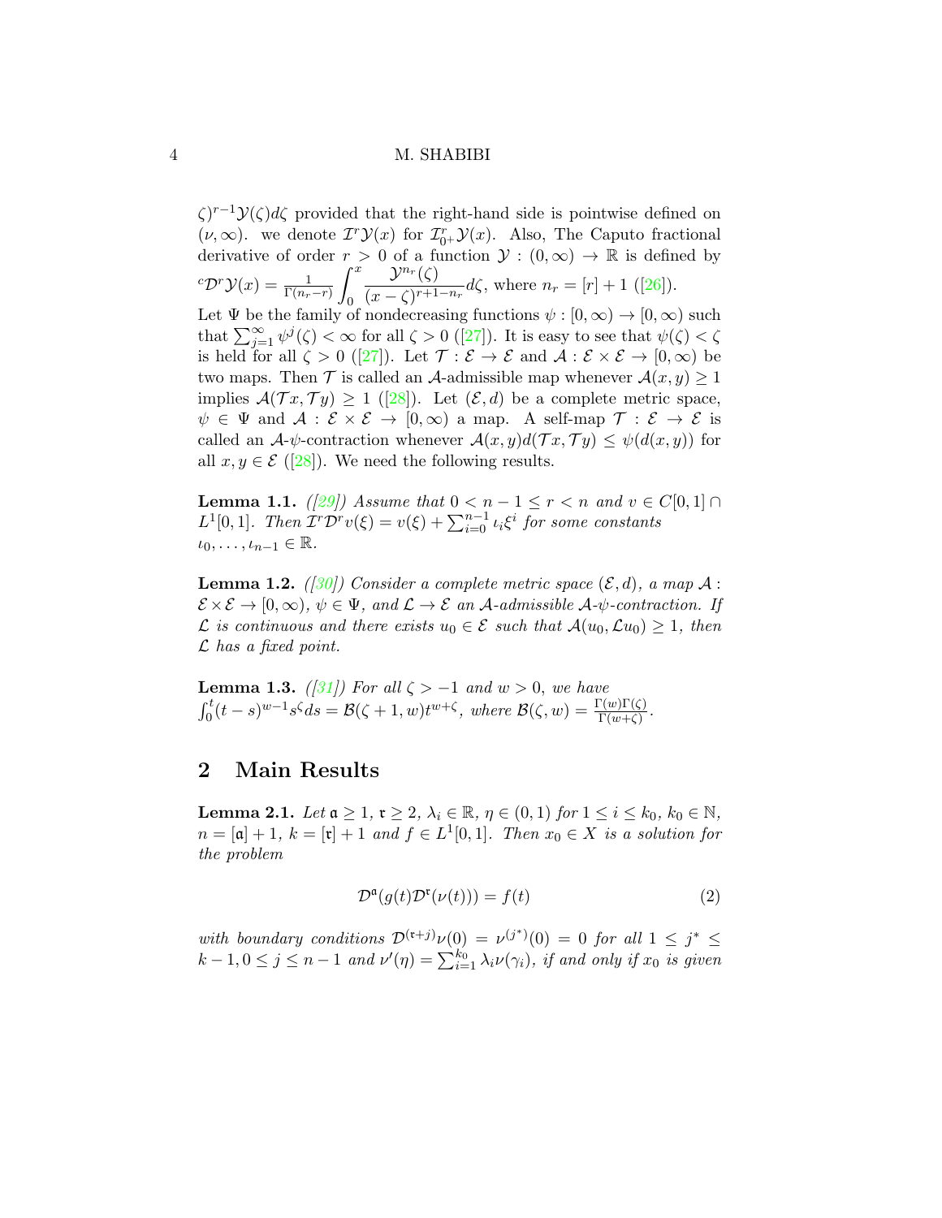$\zeta)^{r-1}\mathcal{Y}(\zeta)d\zeta$ provided that the right-hand side is pointwise defined on $(\nu, \infty)$. we denote $\mathcal{I}^r\mathcal{Y}(x)$ for $\mathcal{I}^r_{0+}\mathcal{Y}(x)$. Also, The Caputo fractional derivative of order $r > 0$ of a function $\mathcal{Y} : (0, \infty) \to \mathbb{R}$ is defined by ${}^c\mathcal{D}^r\mathcal{Y}(x) = \frac{1}{\Gamma(n_r - r)} \int_0^x \frac{\mathcal{Y}^{n_r}(\zeta)}{(x-\zeta)^{r+1-n_r}} d\zeta$, where $n_r = [r] + 1$ ([26]).

Let $\Psi$ be the family of nondecreasing functions $\psi : [0, \infty) \to [0, \infty)$ such that $\sum_{j=1}^{\infty} \psi^j(\zeta) < \infty$ for all $\zeta > 0$ ([27]). It is easy to see that $\psi(\zeta) < \zeta$ is held for all $\zeta > 0$ ([27]). Let $\mathcal{T} : \mathcal{E} \to \mathcal{E}$ and $\mathcal{A} : \mathcal{E} \times \mathcal{E} \to [0, \infty)$ be two maps. Then $\mathcal{T}$ is called an $\mathcal{A}$-admissible map whenever $\mathcal{A}(x, y) \geq 1$ implies $\mathcal{A}(\mathcal{T}x, \mathcal{T}y) \geq 1$ ([28]). Let $(\mathcal{E}, d)$ be a complete metric space, $\psi \in \Psi$ and $\mathcal{A} : \mathcal{E} \times \mathcal{E} \to [0, \infty)$ a map. A self-map $\mathcal{T} : \mathcal{E} \to \mathcal{E}$ is called an $\mathcal{A}$-$\psi$-contraction whenever $\mathcal{A}(x, y)d(\mathcal{T}x, \mathcal{T}y) \leq \psi(d(x, y))$ for all $x, y \in \mathcal{E}$ ([28]). We need the following results.

**Lemma 1.1.** *([29]) Assume that $0 < n - 1 \leq r < n$ and $v \in C[0, 1] \cap L^1[0, 1]$. Then $\mathcal{I}^r\mathcal{D}^r v(\xi) = v(\xi) + \sum_{i=0}^{n-1} \iota_i \xi^i$ for some constants $\iota_0, \ldots, \iota_{n-1} \in \mathbb{R}$.*

**Lemma 1.2.** *([30]) Consider a complete metric space $(\mathcal{E}, d)$, a map $\mathcal{A} : \mathcal{E} \times \mathcal{E} \to [0, \infty)$, $\psi \in \Psi$, and $\mathcal{L} \to \mathcal{E}$ an $\mathcal{A}$-admissible $\mathcal{A}$-$\psi$-contraction. If $\mathcal{L}$ is continuous and there exists $u_0 \in \mathcal{E}$ such that $\mathcal{A}(u_0, \mathcal{L}u_0) \geq 1$, then $\mathcal{L}$ has a fixed point.*

**Lemma 1.3.** *([31]) For all $\zeta > -1$ and $w > 0$, we have $\int_0^t (t-s)^{w-1} s^{\zeta} ds = \mathcal{B}(\zeta + 1, w)t^{w+\zeta}$, where $\mathcal{B}(\zeta, w) = \frac{\Gamma(w)\Gamma(\zeta)}{\Gamma(w+\zeta)}$.*

## 2 Main Results

**Lemma 2.1.** *Let $\mathfrak{a} \geq 1$, $\mathfrak{r} \geq 2$, $\lambda_i \in \mathbb{R}$, $\eta \in (0, 1)$ for $1 \leq i \leq k_0$, $k_0 \in \mathbb{N}$, $n = [\mathfrak{a}] + 1$, $k = [\mathfrak{r}] + 1$ and $f \in L^1[0, 1]$. Then $x_0 \in X$ is a solution for the problem*

$$\mathcal{D}^{\mathfrak{a}}(g(t)\mathcal{D}^{\mathfrak{r}}(\nu(t))) = f(t) \tag{2}$$

*with boundary conditions $\mathcal{D}^{(\mathfrak{r}+j)}\nu(0) = \nu^{(j^*)}(0) = 0$ for all $1 \leq j^* \leq k - 1, 0 \leq j \leq n - 1$ and $\nu'(\eta) = \sum_{i=1}^{k_0} \lambda_i \nu(\gamma_i)$, if and only if $x_0$ is given*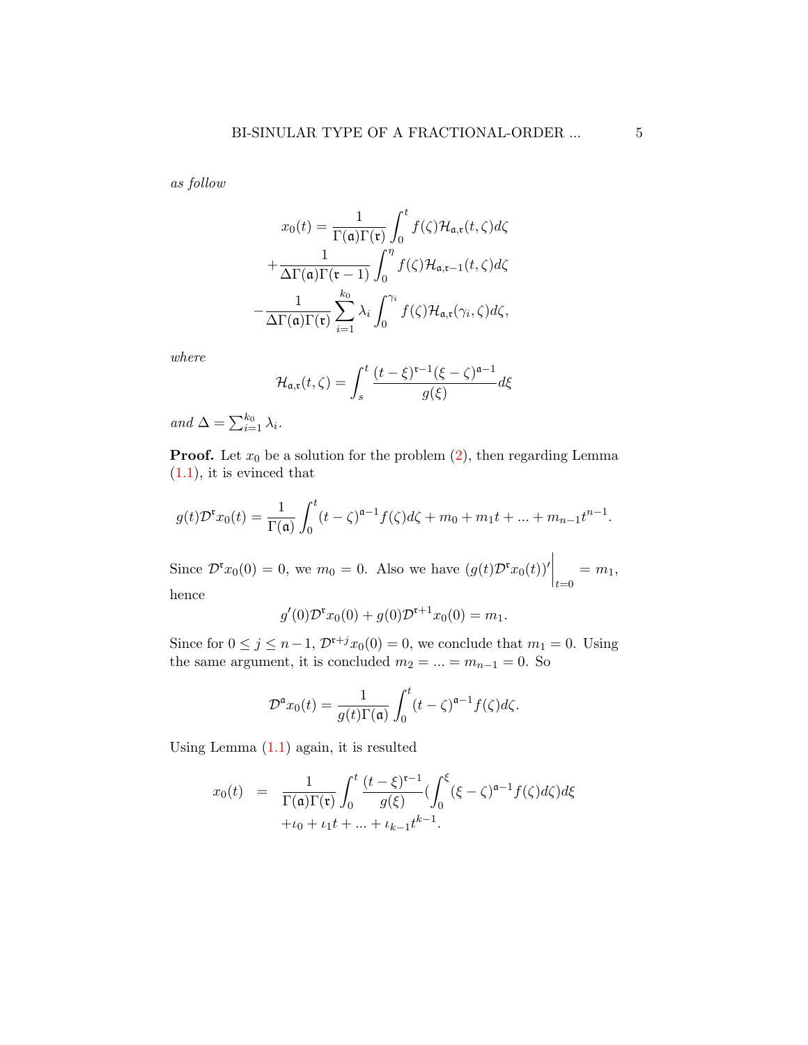*as follow*

$$x_0(t) = \frac{1}{\Gamma(\mathfrak{a})\Gamma(\mathfrak{r})}\int_0^t f(\zeta)\mathcal{H}_{\mathfrak{a},\mathfrak{r}}(t,\zeta)d\zeta$$
$$+\frac{1}{\Delta\Gamma(\mathfrak{a})\Gamma(\mathfrak{r}-1)}\int_0^\eta f(\zeta)\mathcal{H}_{\mathfrak{a},\mathfrak{r}-1}(t,\zeta)d\zeta$$
$$-\frac{1}{\Delta\Gamma(\mathfrak{a})\Gamma(\mathfrak{r})}\sum_{i=1}^{k_0}\lambda_i\int_0^{\gamma_i} f(\zeta)\mathcal{H}_{\mathfrak{a},\mathfrak{r}}(\gamma_i,\zeta)d\zeta,$$

*where*

$$\mathcal{H}_{\mathfrak{a},\mathfrak{r}}(t,\zeta) = \int_s^t \frac{(t-\xi)^{\mathfrak{r}-1}(\xi-\zeta)^{\mathfrak{a}-1}}{g(\xi)}d\xi$$

*and* $\Delta = \sum_{i=1}^{k_0}\lambda_i$.

**Proof.** Let $x_0$ be a solution for the problem (2), then regarding Lemma (1.1), it is evinced that

$$g(t)\mathcal{D}^{\mathfrak{r}}x_0(t) = \frac{1}{\Gamma(\mathfrak{a})}\int_0^t (t-\zeta)^{\mathfrak{a}-1}f(\zeta)d\zeta + m_0 + m_1 t + ... + m_{n-1}t^{n-1}.$$

Since $\mathcal{D}^{\mathfrak{r}}x_0(0) = 0$, we $m_0 = 0$. Also we have $(g(t)\mathcal{D}^{\mathfrak{r}}x_0(t))'\Big|_{t=0} = m_1$, hence

$$g'(0)\mathcal{D}^{\mathfrak{r}}x_0(0) + g(0)\mathcal{D}^{\mathfrak{r}+1}x_0(0) = m_1.$$

Since for $0 \le j \le n-1$, $\mathcal{D}^{\mathfrak{r}+j}x_0(0) = 0$, we conclude that $m_1 = 0$. Using the same argument, it is concluded $m_2 = ... = m_{n-1} = 0$. So

$$\mathcal{D}^{\mathfrak{a}}x_0(t) = \frac{1}{g(t)\Gamma(\mathfrak{a})}\int_0^t (t-\zeta)^{\mathfrak{a}-1}f(\zeta)d\zeta.$$

Using Lemma (1.1) again, it is resulted

$$x_0(t) = \frac{1}{\Gamma(\mathfrak{a})\Gamma(\mathfrak{r})}\int_0^t \frac{(t-\xi)^{\mathfrak{r}-1}}{g(\xi)}\left(\int_0^\xi (\xi-\zeta)^{\mathfrak{a}-1}f(\zeta)d\zeta\right)d\xi$$
$$+\iota_0 + \iota_1 t + ... + \iota_{k-1}t^{k-1}.$$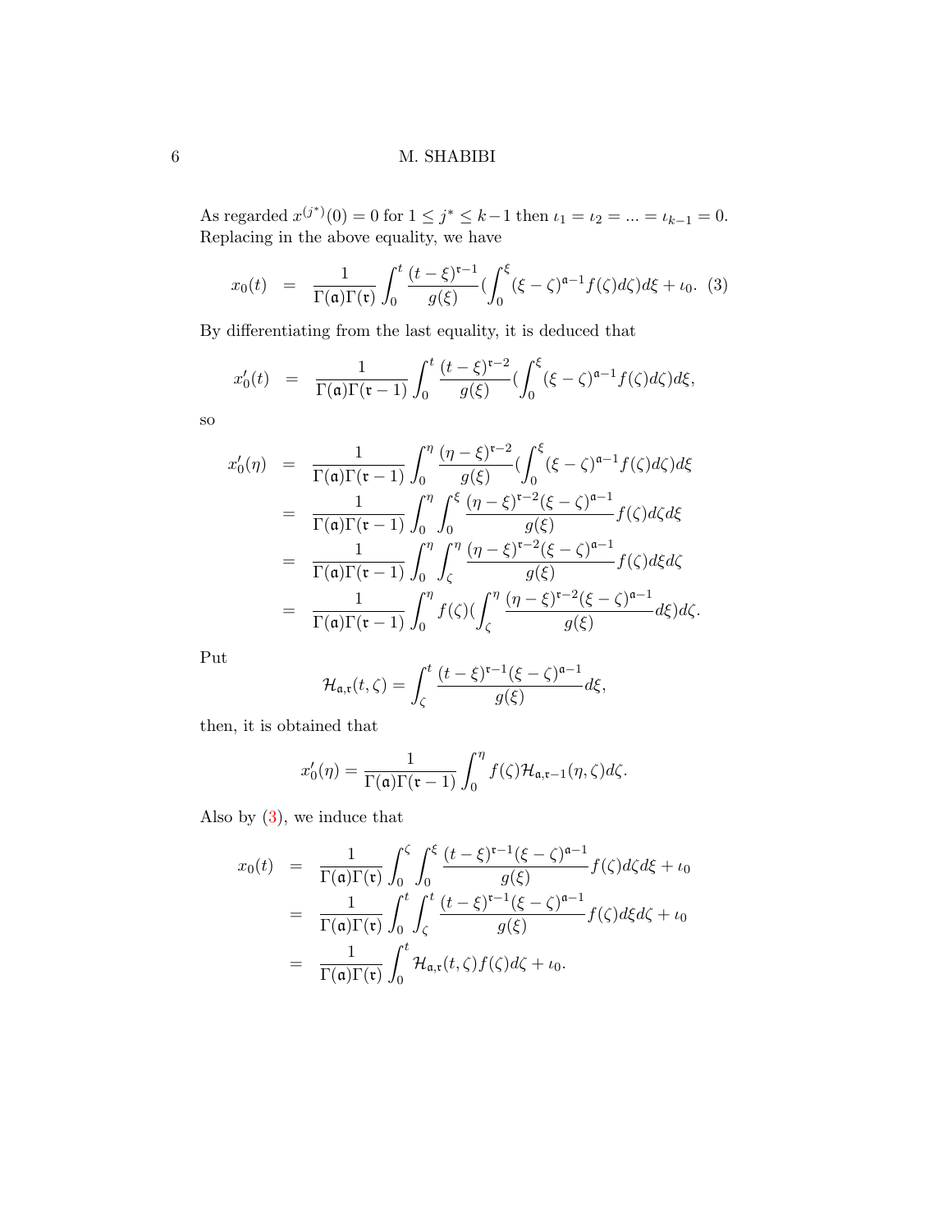As regarded $x^{(j^*)}(0) = 0$ for $1 \leq j^* \leq k-1$ then $\iota_1 = \iota_2 = ... = \iota_{k-1} = 0$. Replacing in the above equality, we have

$$x_0(t) = \frac{1}{\Gamma(\mathfrak{a})\Gamma(\mathfrak{r})} \int_0^t \frac{(t-\xi)^{\mathfrak{r}-1}}{g(\xi)} (\int_0^\xi (\xi-\zeta)^{\mathfrak{a}-1} f(\zeta) d\zeta) d\xi + \iota_0. \quad (3)$$

By differentiating from the last equality, it is deduced that

$$x_0'(t) = \frac{1}{\Gamma(\mathfrak{a})\Gamma(\mathfrak{r}-1)} \int_0^t \frac{(t-\xi)^{\mathfrak{r}-2}}{g(\xi)} (\int_0^\xi (\xi-\zeta)^{\mathfrak{a}-1} f(\zeta) d\zeta) d\xi,$$

so

$$\begin{aligned}
x_0'(\eta) &= \frac{1}{\Gamma(\mathfrak{a})\Gamma(\mathfrak{r}-1)} \int_0^\eta \frac{(\eta-\xi)^{\mathfrak{r}-2}}{g(\xi)} (\int_0^\xi (\xi-\zeta)^{\mathfrak{a}-1} f(\zeta) d\zeta) d\xi \\
&= \frac{1}{\Gamma(\mathfrak{a})\Gamma(\mathfrak{r}-1)} \int_0^\eta \int_0^\xi \frac{(\eta-\xi)^{\mathfrak{r}-2}(\xi-\zeta)^{\mathfrak{a}-1}}{g(\xi)} f(\zeta) d\zeta d\xi \\
&= \frac{1}{\Gamma(\mathfrak{a})\Gamma(\mathfrak{r}-1)} \int_0^\eta \int_\zeta^\eta \frac{(\eta-\xi)^{\mathfrak{r}-2}(\xi-\zeta)^{\mathfrak{a}-1}}{g(\xi)} f(\zeta) d\xi d\zeta \\
&= \frac{1}{\Gamma(\mathfrak{a})\Gamma(\mathfrak{r}-1)} \int_0^\eta f(\zeta) (\int_\zeta^\eta \frac{(\eta-\xi)^{\mathfrak{r}-2}(\xi-\zeta)^{\mathfrak{a}-1}}{g(\xi)} d\xi) d\zeta.
\end{aligned}$$

Put

$$\mathcal{H}_{\mathfrak{a},\mathfrak{r}}(t,\zeta) = \int_\zeta^t \frac{(t-\xi)^{\mathfrak{r}-1}(\xi-\zeta)^{\mathfrak{a}-1}}{g(\xi)} d\xi,$$

then, it is obtained that

$$x_0'(\eta) = \frac{1}{\Gamma(\mathfrak{a})\Gamma(\mathfrak{r}-1)} \int_0^\eta f(\zeta) \mathcal{H}_{\mathfrak{a},\mathfrak{r}-1}(\eta,\zeta) d\zeta.$$

Also by (3), we induce that

$$\begin{aligned}
x_0(t) &= \frac{1}{\Gamma(\mathfrak{a})\Gamma(\mathfrak{r})} \int_0^\zeta \int_0^\xi \frac{(t-\xi)^{\mathfrak{r}-1}(\xi-\zeta)^{\mathfrak{a}-1}}{g(\xi)} f(\zeta) d\zeta d\xi + \iota_0 \\
&= \frac{1}{\Gamma(\mathfrak{a})\Gamma(\mathfrak{r})} \int_0^t \int_\zeta^t \frac{(t-\xi)^{\mathfrak{r}-1}(\xi-\zeta)^{\mathfrak{a}-1}}{g(\xi)} f(\zeta) d\xi d\zeta + \iota_0 \\
&= \frac{1}{\Gamma(\mathfrak{a})\Gamma(\mathfrak{r})} \int_0^t \mathcal{H}_{\mathfrak{a},\mathfrak{r}}(t,\zeta) f(\zeta) d\zeta + \iota_0.
\end{aligned}$$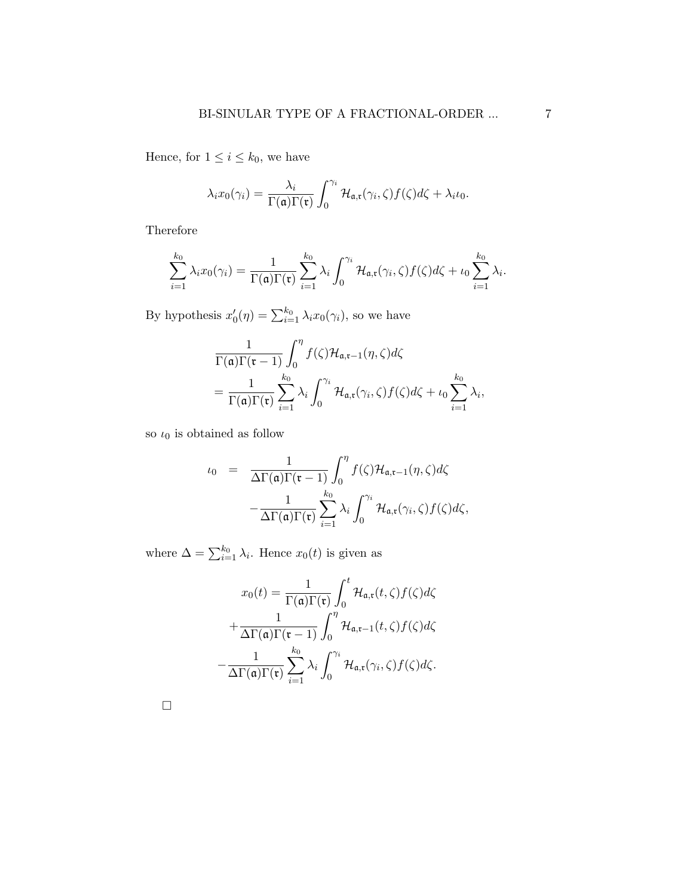Hence, for $1 \leq i \leq k_0$, we have

$$\lambda_i x_0(\gamma_i) = \frac{\lambda_i}{\Gamma(\mathfrak{a})\Gamma(\mathfrak{r})} \int_0^{\gamma_i} \mathcal{H}_{\mathfrak{a},\mathfrak{r}}(\gamma_i, \zeta) f(\zeta) d\zeta + \lambda_i \iota_0.$$

Therefore

$$\sum_{i=1}^{k_0} \lambda_i x_0(\gamma_i) = \frac{1}{\Gamma(\mathfrak{a})\Gamma(\mathfrak{r})} \sum_{i=1}^{k_0} \lambda_i \int_0^{\gamma_i} \mathcal{H}_{\mathfrak{a},\mathfrak{r}}(\gamma_i, \zeta) f(\zeta) d\zeta + \iota_0 \sum_{i=1}^{k_0} \lambda_i.$$

By hypothesis $x_0'(\eta) = \sum_{i=1}^{k_0} \lambda_i x_0(\gamma_i)$, so we have

$$\begin{aligned}
&\frac{1}{\Gamma(\mathfrak{a})\Gamma(\mathfrak{r}-1)} \int_0^{\eta} f(\zeta) \mathcal{H}_{\mathfrak{a},\mathfrak{r}-1}(\eta, \zeta) d\zeta \\
&= \frac{1}{\Gamma(\mathfrak{a})\Gamma(\mathfrak{r})} \sum_{i=1}^{k_0} \lambda_i \int_0^{\gamma_i} \mathcal{H}_{\mathfrak{a},\mathfrak{r}}(\gamma_i, \zeta) f(\zeta) d\zeta + \iota_0 \sum_{i=1}^{k_0} \lambda_i,
\end{aligned}$$

so $\iota_0$ is obtained as follow

$$\begin{aligned}
\iota_0 &= \frac{1}{\Delta\Gamma(\mathfrak{a})\Gamma(\mathfrak{r}-1)} \int_0^{\eta} f(\zeta) \mathcal{H}_{\mathfrak{a},\mathfrak{r}-1}(\eta, \zeta) d\zeta \\
&\quad - \frac{1}{\Delta\Gamma(\mathfrak{a})\Gamma(\mathfrak{r})} \sum_{i=1}^{k_0} \lambda_i \int_0^{\gamma_i} \mathcal{H}_{\mathfrak{a},\mathfrak{r}}(\gamma_i, \zeta) f(\zeta) d\zeta,
\end{aligned}$$

where $\Delta = \sum_{i=1}^{k_0} \lambda_i$. Hence $x_0(t)$ is given as

$$\begin{aligned}
x_0(t) &= \frac{1}{\Gamma(\mathfrak{a})\Gamma(\mathfrak{r})} \int_0^{t} \mathcal{H}_{\mathfrak{a},\mathfrak{r}}(t, \zeta) f(\zeta) d\zeta \\
&+ \frac{1}{\Delta\Gamma(\mathfrak{a})\Gamma(\mathfrak{r}-1)} \int_0^{\eta} \mathcal{H}_{\mathfrak{a},\mathfrak{r}-1}(t, \zeta) f(\zeta) d\zeta \\
&- \frac{1}{\Delta\Gamma(\mathfrak{a})\Gamma(\mathfrak{r})} \sum_{i=1}^{k_0} \lambda_i \int_0^{\gamma_i} \mathcal{H}_{\mathfrak{a},\mathfrak{r}}(\gamma_i, \zeta) f(\zeta) d\zeta.
\end{aligned}$$

□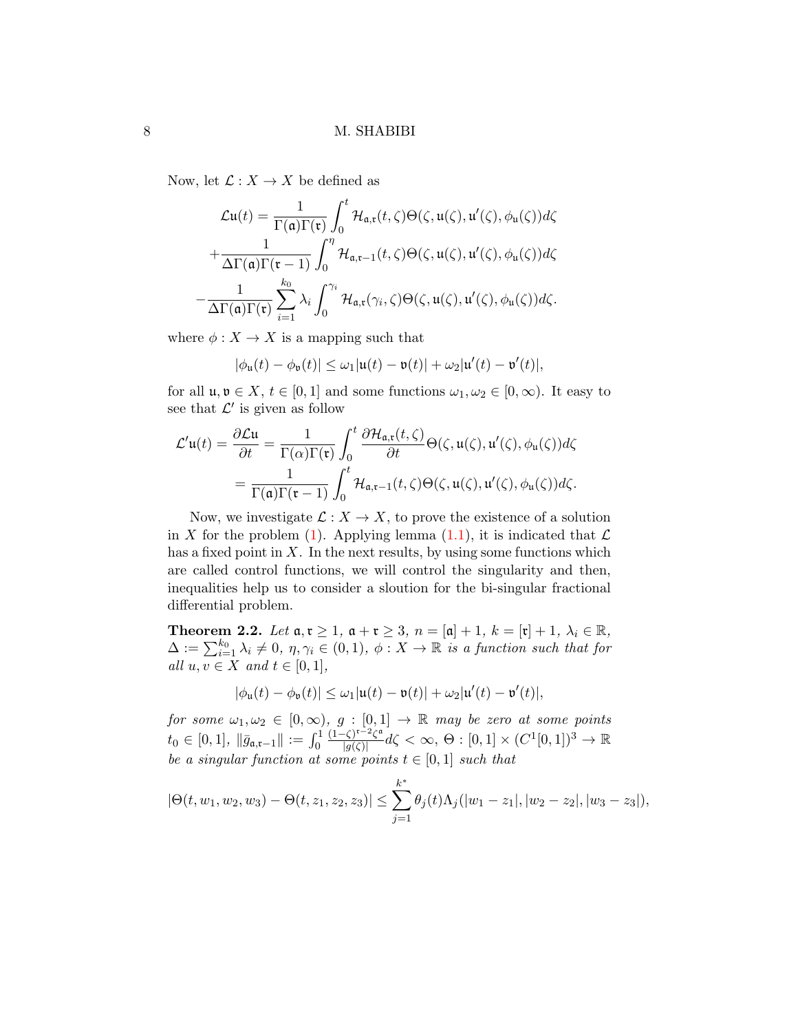Now, let $\mathcal{L} : X \to X$ be defined as

$$
\begin{aligned}
\mathcal{L}\mathfrak{u}(t) &= \frac{1}{\Gamma(\mathfrak{a})\Gamma(\mathfrak{r})} \int_0^t \mathcal{H}_{\mathfrak{a},\mathfrak{r}}(t,\zeta)\Theta(\zeta, \mathfrak{u}(\zeta), \mathfrak{u}'(\zeta), \phi_{\mathfrak{u}}(\zeta))d\zeta \\
&+ \frac{1}{\Delta\Gamma(\mathfrak{a})\Gamma(\mathfrak{r}-1)} \int_0^\eta \mathcal{H}_{\mathfrak{a},\mathfrak{r}-1}(t,\zeta)\Theta(\zeta, \mathfrak{u}(\zeta), \mathfrak{u}'(\zeta), \phi_{\mathfrak{u}}(\zeta))d\zeta \\
&- \frac{1}{\Delta\Gamma(\mathfrak{a})\Gamma(\mathfrak{r})} \sum_{i=1}^{k_0} \lambda_i \int_0^{\gamma_i} \mathcal{H}_{\mathfrak{a},\mathfrak{r}}(\gamma_i,\zeta)\Theta(\zeta, \mathfrak{u}(\zeta), \mathfrak{u}'(\zeta), \phi_{\mathfrak{u}}(\zeta))d\zeta.
\end{aligned}
$$

where $\phi : X \to X$ is a mapping such that

$$
|\phi_{\mathfrak{u}}(t) - \phi_{\mathfrak{v}}(t)| \leq \omega_1|\mathfrak{u}(t) - \mathfrak{v}(t)| + \omega_2|\mathfrak{u}'(t) - \mathfrak{v}'(t)|,
$$

for all $\mathfrak{u}, \mathfrak{v} \in X$, $t \in [0,1]$ and some functions $\omega_1, \omega_2 \in [0,\infty)$. It easy to see that $\mathcal{L}'$ is given as follow

$$
\begin{aligned}
\mathcal{L}'\mathfrak{u}(t) = \frac{\partial \mathcal{L}\mathfrak{u}}{\partial t} &= \frac{1}{\Gamma(\alpha)\Gamma(\mathfrak{r})} \int_0^t \frac{\partial \mathcal{H}_{\mathfrak{a},\mathfrak{r}}(t,\zeta)}{\partial t} \Theta(\zeta, \mathfrak{u}(\zeta), \mathfrak{u}'(\zeta), \phi_{\mathfrak{u}}(\zeta))d\zeta \\
&= \frac{1}{\Gamma(\mathfrak{a})\Gamma(\mathfrak{r}-1)} \int_0^t \mathcal{H}_{\mathfrak{a},\mathfrak{r}-1}(t,\zeta)\Theta(\zeta, \mathfrak{u}(\zeta), \mathfrak{u}'(\zeta), \phi_{\mathfrak{u}}(\zeta))d\zeta.
\end{aligned}
$$

Now, we investigate $\mathcal{L} : X \to X$, to prove the existence of a solution in $X$ for the problem (1). Applying lemma (1.1), it is indicated that $\mathcal{L}$ has a fixed point in $X$. In the next results, by using some functions which are called control functions, we will control the singularity and then, inequalities help us to consider a sloution for the bi-singular fractional differential problem.

**Theorem 2.2.** *Let $\mathfrak{a}, \mathfrak{r} \geq 1$, $\mathfrak{a} + \mathfrak{r} \geq 3$, $n = [\mathfrak{a}] + 1$, $k = [\mathfrak{r}] + 1$, $\lambda_i \in \mathbb{R}$, $\Delta := \sum_{i=1}^{k_0} \lambda_i \neq 0$, $\eta, \gamma_i \in (0,1)$, $\phi : X \to \mathbb{R}$ is a function such that for all $u, v \in X$ and $t \in [0,1]$,*

$$
|\phi_{\mathfrak{u}}(t) - \phi_{\mathfrak{v}}(t)| \leq \omega_1|\mathfrak{u}(t) - \mathfrak{v}(t)| + \omega_2|\mathfrak{u}'(t) - \mathfrak{v}'(t)|,
$$

*for some $\omega_1, \omega_2 \in [0,\infty)$, $g : [0,1] \to \mathbb{R}$ may be zero at some points $t_0 \in [0,1]$, $\|\bar{g}_{\mathfrak{a},\mathfrak{r}-1}\| := \int_0^1 \frac{(1-\zeta)^{\mathfrak{r}-2}\zeta^{\mathfrak{a}}}{|g(\zeta)|} d\zeta < \infty$, $\Theta : [0,1] \times (C^1[0,1])^3 \to \mathbb{R}$ be a singular function at some points $t \in [0,1]$ such that*

$$
|\Theta(t, w_1, w_2, w_3) - \Theta(t, z_1, z_2, z_3)| \leq \sum_{j=1}^{k^*} \theta_j(t)\Lambda_j(|w_1 - z_1|, |w_2 - z_2|, |w_3 - z_3|),
$$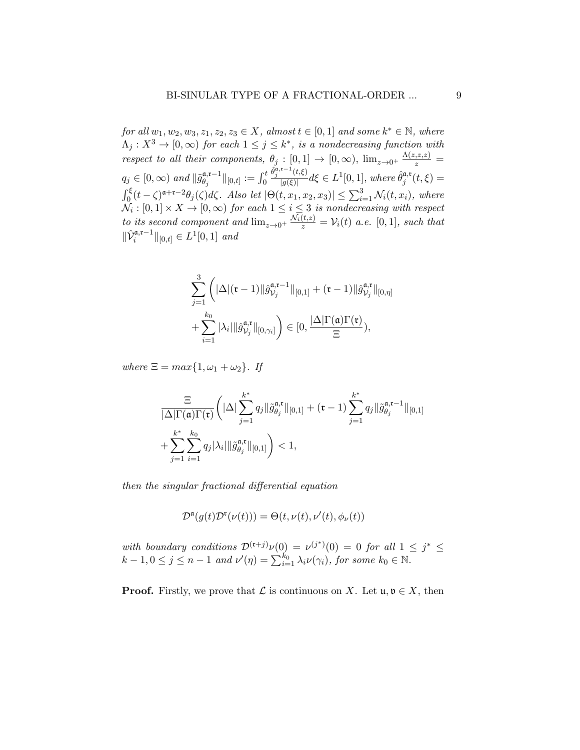*for all* $w_1, w_2, w_3, z_1, z_2, z_3 \in X$*, almost* $t \in [0,1]$ *and some* $k^* \in \mathbb{N}$*, where* $\Lambda_j : X^3 \to [0,\infty)$ *for each* $1 \le j \le k^*$*, is a nondecreasing function with respect to all their components,* $\theta_j : [0,1] \to [0,\infty)$*,* $\lim_{z\to 0^+} \frac{\Lambda(z,z,z)}{z} = q_j \in [0,\infty)$ *and* $\|\tilde{g}_{\theta_j}^{\mathfrak{a},\mathfrak{r}-1}\|_{[0,t]} := \int_0^t \frac{\hat{\theta}_j^{\mathfrak{a},\mathfrak{r}-1}(t,\xi)}{|g(\xi)|} d\xi \in L^1[0,1]$*, where* $\hat{\theta}_j^{\mathfrak{a},\mathfrak{r}}(t,\xi) = \int_0^\xi (t-\zeta)^{\mathfrak{a}+\mathfrak{r}-2}\theta_j(\zeta)d\zeta$*. Also let* $|\Theta(t,x_1,x_2,x_3)| \le \sum_{i=1}^3 \mathcal{N}_i(t,x_i)$*, where* $\mathcal{N}_i : [0,1]\times X \to [0,\infty)$ *for each* $1 \le i \le 3$ *is nondecreasing with respect to its second component and* $\lim_{z\to 0^+} \frac{\mathcal{N}_i(t,z)}{z} = \mathcal{V}_i(t)$ *a.e.* $[0,1]$*, such that* $\|\hat{\mathcal{V}}_i^{\mathfrak{a},\mathfrak{r}-1}\|_{[0,t]} \in L^1[0,1]$ *and*

$$\sum_{j=1}^{3}\bigg(|\Delta|(\mathfrak{r}-1)\|\hat{g}_{\mathcal{V}_j}^{\mathfrak{a},\mathfrak{r}-1}\|_{[0,1]} + (\mathfrak{r}-1)\|\hat{g}_{\mathcal{V}_j}^{\mathfrak{a},\mathfrak{r}}\|_{[0,\eta]} + \sum_{i=1}^{k_0}|\lambda_i|\|\hat{g}_{\mathcal{V}_j}^{\mathfrak{a},\mathfrak{r}}\|_{[0,\gamma_i]}\bigg) \in [0, \frac{|\Delta|\Gamma(\mathfrak{a})\Gamma(\mathfrak{r})}{\Xi}),$$

*where* $\Xi = max\{1, \omega_1 + \omega_2\}$*. If*

$$\frac{\Xi}{|\Delta|\Gamma(\mathfrak{a})\Gamma(\mathfrak{r})}\bigg(|\Delta|\sum_{j=1}^{k^*} q_j\|\tilde{g}_{\theta_j}^{\mathfrak{a},\mathfrak{r}}\|_{[0,1]} + (\mathfrak{r}-1)\sum_{j=1}^{k^*} q_j\|\tilde{g}_{\theta_j}^{\mathfrak{a},\mathfrak{r}-1}\|_{[0,1]} + \sum_{j=1}^{k^*}\sum_{i=1}^{k_0} q_j|\lambda_i|\|\tilde{g}_{\theta_j}^{\mathfrak{a},\mathfrak{r}}\|_{[0,1]}\bigg) < 1,$$

*then the singular fractional differential equation*

$$\mathcal{D}^{\mathfrak{a}}(g(t)\mathcal{D}^{\mathfrak{r}}(\nu(t))) = \Theta(t,\nu(t),\nu'(t),\phi_\nu(t))$$

*with boundary conditions* $\mathcal{D}^{(\mathfrak{r}+j)}\nu(0) = \nu^{(j^*)}(0) = 0$ *for all* $1 \le j^* \le k-1, 0 \le j \le n-1$ *and* $\nu'(\eta) = \sum_{i=1}^{k_0}\lambda_i\nu(\gamma_i)$*, for some* $k_0 \in \mathbb{N}$*.*

**Proof.** Firstly, we prove that $\mathcal{L}$ is continuous on $X$. Let $\mathfrak{u}, \mathfrak{v} \in X$, then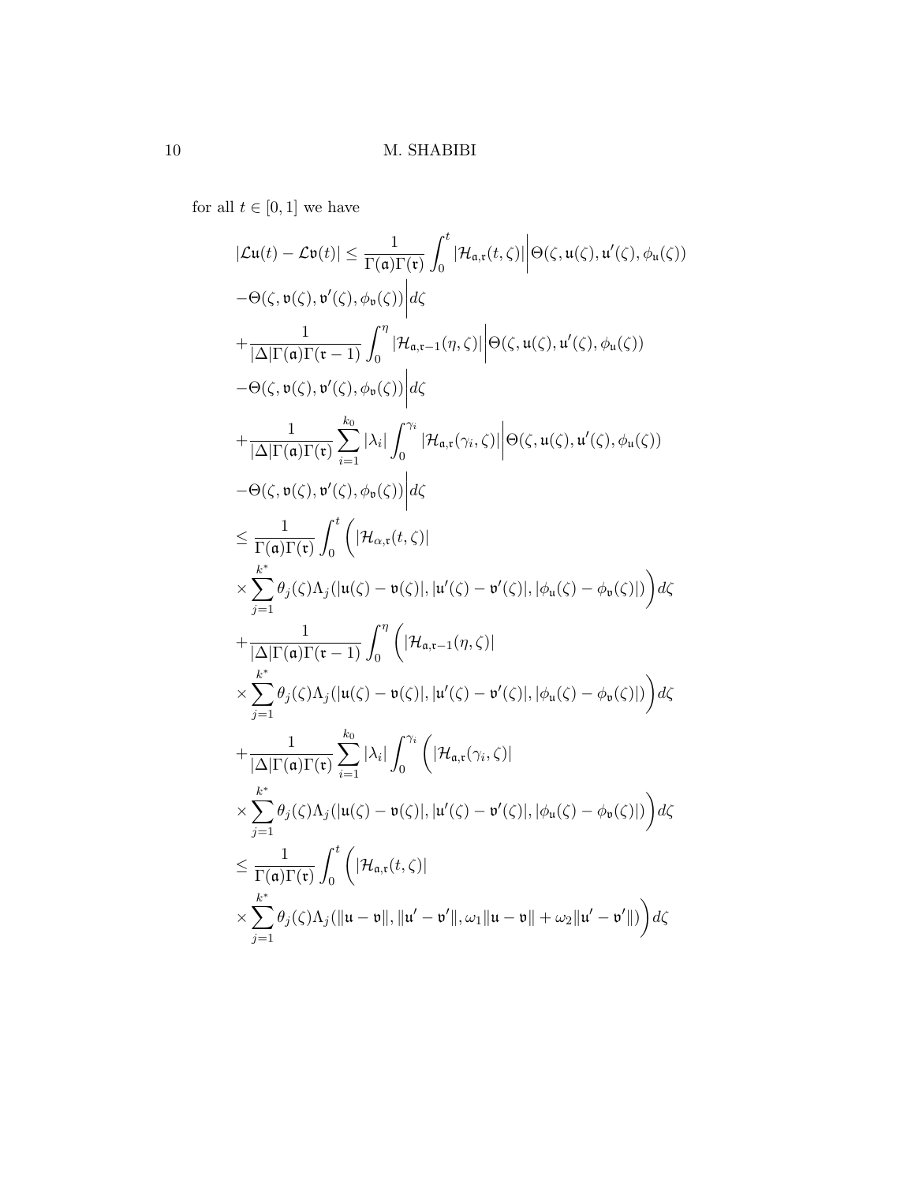for all $t \in [0,1]$ we have

$$
\begin{aligned}
|\mathcal{L}\mathfrak{u}(t) - \mathcal{L}\mathfrak{v}(t)| &\leq \frac{1}{\Gamma(\mathfrak{a})\Gamma(\mathfrak{r})} \int_0^t |\mathcal{H}_{\mathfrak{a},\mathfrak{r}}(t,\zeta)| \Big| \Theta(\zeta, \mathfrak{u}(\zeta), \mathfrak{u}'(\zeta), \phi_{\mathfrak{u}}(\zeta)) \\
&- \Theta(\zeta, \mathfrak{v}(\zeta), \mathfrak{v}'(\zeta), \phi_{\mathfrak{v}}(\zeta)) \Big| d\zeta \\
&+ \frac{1}{|\Delta|\Gamma(\mathfrak{a})\Gamma(\mathfrak{r}-1)} \int_0^\eta |\mathcal{H}_{\mathfrak{a},\mathfrak{r}-1}(\eta,\zeta)| \Big| \Theta(\zeta, \mathfrak{u}(\zeta), \mathfrak{u}'(\zeta), \phi_{\mathfrak{u}}(\zeta)) \\
&- \Theta(\zeta, \mathfrak{v}(\zeta), \mathfrak{v}'(\zeta), \phi_{\mathfrak{v}}(\zeta)) \Big| d\zeta \\
&+ \frac{1}{|\Delta|\Gamma(\mathfrak{a})\Gamma(\mathfrak{r})} \sum_{i=1}^{k_0} |\lambda_i| \int_0^{\gamma_i} |\mathcal{H}_{\mathfrak{a},\mathfrak{r}}(\gamma_i,\zeta)| \Big| \Theta(\zeta, \mathfrak{u}(\zeta), \mathfrak{u}'(\zeta), \phi_{\mathfrak{u}}(\zeta)) \\
&- \Theta(\zeta, \mathfrak{v}(\zeta), \mathfrak{v}'(\zeta), \phi_{\mathfrak{v}}(\zeta)) \Big| d\zeta \\
&\leq \frac{1}{\Gamma(\mathfrak{a})\Gamma(\mathfrak{r})} \int_0^t \Bigg( |\mathcal{H}_{\alpha,\mathfrak{r}}(t,\zeta)| \\
&\times \sum_{j=1}^{k^*} \theta_j(\zeta) \Lambda_j(|\mathfrak{u}(\zeta) - \mathfrak{v}(\zeta)|, |\mathfrak{u}'(\zeta) - \mathfrak{v}'(\zeta)|, |\phi_{\mathfrak{u}}(\zeta) - \phi_{\mathfrak{v}}(\zeta)|) \Bigg) d\zeta \\
&+ \frac{1}{|\Delta|\Gamma(\mathfrak{a})\Gamma(\mathfrak{r}-1)} \int_0^\eta \Bigg( |\mathcal{H}_{\mathfrak{a},\mathfrak{r}-1}(\eta,\zeta)| \\
&\times \sum_{j=1}^{k^*} \theta_j(\zeta) \Lambda_j(|\mathfrak{u}(\zeta) - \mathfrak{v}(\zeta)|, |\mathfrak{u}'(\zeta) - \mathfrak{v}'(\zeta)|, |\phi_{\mathfrak{u}}(\zeta) - \phi_{\mathfrak{v}}(\zeta)|) \Bigg) d\zeta \\
&+ \frac{1}{|\Delta|\Gamma(\mathfrak{a})\Gamma(\mathfrak{r})} \sum_{i=1}^{k_0} |\lambda_i| \int_0^{\gamma_i} \Bigg( |\mathcal{H}_{\mathfrak{a},\mathfrak{r}}(\gamma_i,\zeta)| \\
&\times \sum_{j=1}^{k^*} \theta_j(\zeta) \Lambda_j(|\mathfrak{u}(\zeta) - \mathfrak{v}(\zeta)|, |\mathfrak{u}'(\zeta) - \mathfrak{v}'(\zeta)|, |\phi_{\mathfrak{u}}(\zeta) - \phi_{\mathfrak{v}}(\zeta)|) \Bigg) d\zeta \\
&\leq \frac{1}{\Gamma(\mathfrak{a})\Gamma(\mathfrak{r})} \int_0^t \Bigg( |\mathcal{H}_{\mathfrak{a},\mathfrak{r}}(t,\zeta)| \\
&\times \sum_{j=1}^{k^*} \theta_j(\zeta) \Lambda_j(\|\mathfrak{u} - \mathfrak{v}\|, \|\mathfrak{u}' - \mathfrak{v}'\|, \omega_1 \|\mathfrak{u} - \mathfrak{v}\| + \omega_2 \|\mathfrak{u}' - \mathfrak{v}'\|) \Bigg) d\zeta
\end{aligned}
$$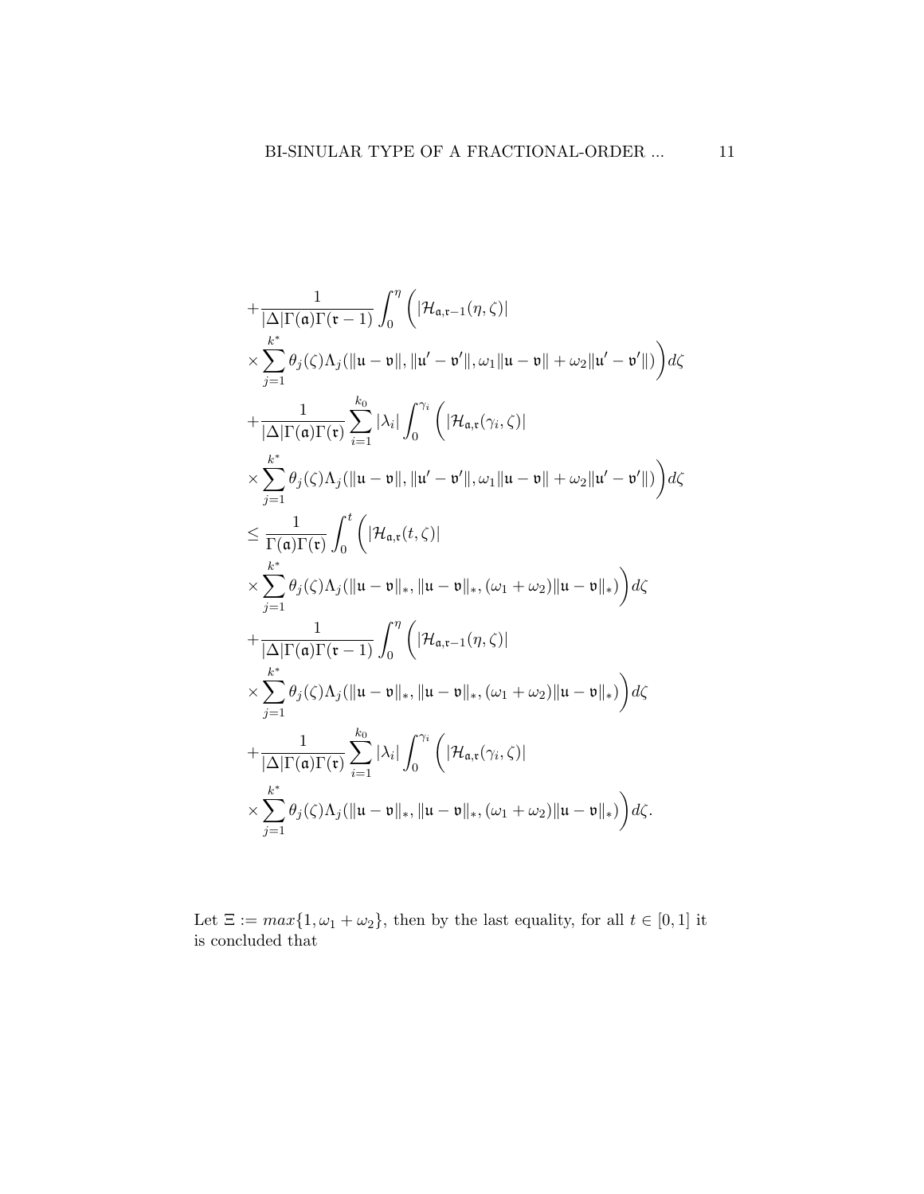$$
\begin{aligned}
&+\frac{1}{|\Delta|\Gamma(\mathfrak{a})\Gamma(\mathfrak{r}-1)}\int_0^{\eta}\Bigg(|\mathcal{H}_{\mathfrak{a},\mathfrak{r}-1}(\eta,\zeta)| \\
&\times\sum_{j=1}^{k^*}\theta_j(\zeta)\Lambda_j(\|\mathfrak{u}-\mathfrak{v}\|,\|\mathfrak{u}'-\mathfrak{v}'\|,\omega_1\|\mathfrak{u}-\mathfrak{v}\|+\omega_2\|\mathfrak{u}'-\mathfrak{v}'\|)\Bigg)d\zeta \\
&+\frac{1}{|\Delta|\Gamma(\mathfrak{a})\Gamma(\mathfrak{r})}\sum_{i=1}^{k_0}|\lambda_i|\int_0^{\gamma_i}\Bigg(|\mathcal{H}_{\mathfrak{a},\mathfrak{r}}(\gamma_i,\zeta)| \\
&\times\sum_{j=1}^{k^*}\theta_j(\zeta)\Lambda_j(\|\mathfrak{u}-\mathfrak{v}\|,\|\mathfrak{u}'-\mathfrak{v}'\|,\omega_1\|\mathfrak{u}-\mathfrak{v}\|+\omega_2\|\mathfrak{u}'-\mathfrak{v}'\|)\Bigg)d\zeta \\
&\leq\frac{1}{\Gamma(\mathfrak{a})\Gamma(\mathfrak{r})}\int_0^{t}\Bigg(|\mathcal{H}_{\mathfrak{a},\mathfrak{r}}(t,\zeta)| \\
&\times\sum_{j=1}^{k^*}\theta_j(\zeta)\Lambda_j(\|\mathfrak{u}-\mathfrak{v}\|_*,\|\mathfrak{u}-\mathfrak{v}\|_*,(\omega_1+\omega_2)\|\mathfrak{u}-\mathfrak{v}\|_*)\Bigg)d\zeta \\
&+\frac{1}{|\Delta|\Gamma(\mathfrak{a})\Gamma(\mathfrak{r}-1)}\int_0^{\eta}\Bigg(|\mathcal{H}_{\mathfrak{a},\mathfrak{r}-1}(\eta,\zeta)| \\
&\times\sum_{j=1}^{k^*}\theta_j(\zeta)\Lambda_j(\|\mathfrak{u}-\mathfrak{v}\|_*,\|\mathfrak{u}-\mathfrak{v}\|_*,(\omega_1+\omega_2)\|\mathfrak{u}-\mathfrak{v}\|_*)\Bigg)d\zeta \\
&+\frac{1}{|\Delta|\Gamma(\mathfrak{a})\Gamma(\mathfrak{r})}\sum_{i=1}^{k_0}|\lambda_i|\int_0^{\gamma_i}\Bigg(|\mathcal{H}_{\mathfrak{a},\mathfrak{r}}(\gamma_i,\zeta)| \\
&\times\sum_{j=1}^{k^*}\theta_j(\zeta)\Lambda_j(\|\mathfrak{u}-\mathfrak{v}\|_*,\|\mathfrak{u}-\mathfrak{v}\|_*,(\omega_1+\omega_2)\|\mathfrak{u}-\mathfrak{v}\|_*)\Bigg)d\zeta.
\end{aligned}
$$

Let $\Xi := max\{1, \omega_1 + \omega_2\}$, then by the last equality, for all $t \in [0, 1]$ it is concluded that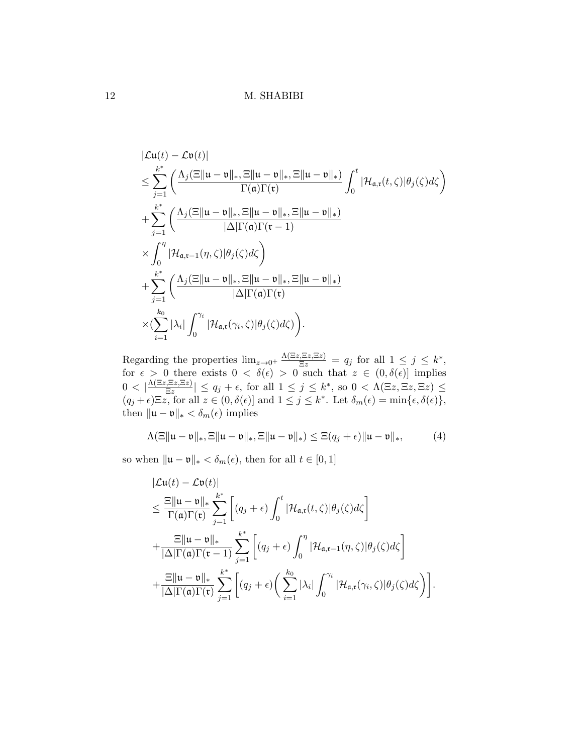$$
\begin{aligned}
&|\mathcal{L}\mathfrak{u}(t) - \mathcal{L}\mathfrak{v}(t)| \\
&\leq \sum_{j=1}^{k^*} \left( \frac{\Lambda_j(\Xi\|\mathfrak{u}-\mathfrak{v}\|_*, \Xi\|\mathfrak{u}-\mathfrak{v}\|_*, \Xi\|\mathfrak{u}-\mathfrak{v}\|_*)}{\Gamma(\mathfrak{a})\Gamma(\mathfrak{r})} \int_0^t |\mathcal{H}_{\mathfrak{a},\mathfrak{r}}(t,\zeta)|\theta_j(\zeta) d\zeta \right) \\
&+ \sum_{j=1}^{k^*} \left( \frac{\Lambda_j(\Xi\|\mathfrak{u}-\mathfrak{v}\|_*, \Xi\|\mathfrak{u}-\mathfrak{v}\|_*, \Xi\|\mathfrak{u}-\mathfrak{v}\|_*)}{|\Delta|\Gamma(\mathfrak{a})\Gamma(\mathfrak{r}-1)} \right. \\
&\times \left. \int_0^\eta |\mathcal{H}_{\mathfrak{a},\mathfrak{r}-1}(\eta,\zeta)|\theta_j(\zeta) d\zeta \right) \\
&+ \sum_{j=1}^{k^*} \left( \frac{\Lambda_j(\Xi\|\mathfrak{u}-\mathfrak{v}\|_*, \Xi\|\mathfrak{u}-\mathfrak{v}\|_*, \Xi\|\mathfrak{u}-\mathfrak{v}\|_*)}{|\Delta|\Gamma(\mathfrak{a})\Gamma(\mathfrak{r})} \right. \\
&\times \left. \left(\sum_{i=1}^{k_0} |\lambda_i| \int_0^{\gamma_i} |\mathcal{H}_{\mathfrak{a},\mathfrak{r}}(\gamma_i,\zeta)|\theta_j(\zeta) d\zeta\right) \right).
\end{aligned}
$$

Regarding the properties $\lim_{z\to 0^+} \frac{\Lambda(\Xi z, \Xi z, \Xi z)}{\Xi z} = q_j$ for all $1 \leq j \leq k^*$, for $\epsilon > 0$ there exists $0 < \delta(\epsilon) > 0$ such that $z \in (0, \delta(\epsilon)]$ implies $0 < |\frac{\Lambda(\Xi z, \Xi z, \Xi z)}{\Xi z}| \leq q_j + \epsilon$, for all $1 \leq j \leq k^*$, so $0 < \Lambda(\Xi z, \Xi z, \Xi z) \leq (q_j+\epsilon)\Xi z$, for all $z \in (0, \delta(\epsilon)]$ and $1 \leq j \leq k^*$. Let $\delta_m(\epsilon) = \min\{\epsilon, \delta(\epsilon)\}$, then $\|\mathfrak{u}-\mathfrak{v}\|_* < \delta_m(\epsilon)$ implies

$$
\Lambda(\Xi\|\mathfrak{u}-\mathfrak{v}\|_*, \Xi\|\mathfrak{u}-\mathfrak{v}\|_*, \Xi\|\mathfrak{u}-\mathfrak{v}\|_*) \leq \Xi(q_j+\epsilon)\|\mathfrak{u}-\mathfrak{v}\|_*, \tag{4}
$$

so when $\|\mathfrak{u}-\mathfrak{v}\|_* < \delta_m(\epsilon)$, then for all $t \in [0,1]$

$$
\begin{aligned}
&|\mathcal{L}\mathfrak{u}(t) - \mathcal{L}\mathfrak{v}(t)| \\
&\leq \frac{\Xi\|\mathfrak{u}-\mathfrak{v}\|_*}{\Gamma(\mathfrak{a})\Gamma(\mathfrak{r})} \sum_{j=1}^{k^*} \left[ (q_j+\epsilon) \int_0^t |\mathcal{H}_{\mathfrak{a},\mathfrak{r}}(t,\zeta)|\theta_j(\zeta) d\zeta \right] \\
&+ \frac{\Xi\|\mathfrak{u}-\mathfrak{v}\|_*}{|\Delta|\Gamma(\mathfrak{a})\Gamma(\mathfrak{r}-1)} \sum_{j=1}^{k^*} \left[ (q_j+\epsilon) \int_0^\eta |\mathcal{H}_{\mathfrak{a},\mathfrak{r}-1}(\eta,\zeta)|\theta_j(\zeta) d\zeta \right] \\
&+ \frac{\Xi\|\mathfrak{u}-\mathfrak{v}\|_*}{|\Delta|\Gamma(\mathfrak{a})\Gamma(\mathfrak{r})} \sum_{j=1}^{k^*} \left[ (q_j+\epsilon) \left( \sum_{i=1}^{k_0} |\lambda_i| \int_0^{\gamma_i} |\mathcal{H}_{\mathfrak{a},\mathfrak{r}}(\gamma_i,\zeta)|\theta_j(\zeta) d\zeta \right) \right].
\end{aligned}
$$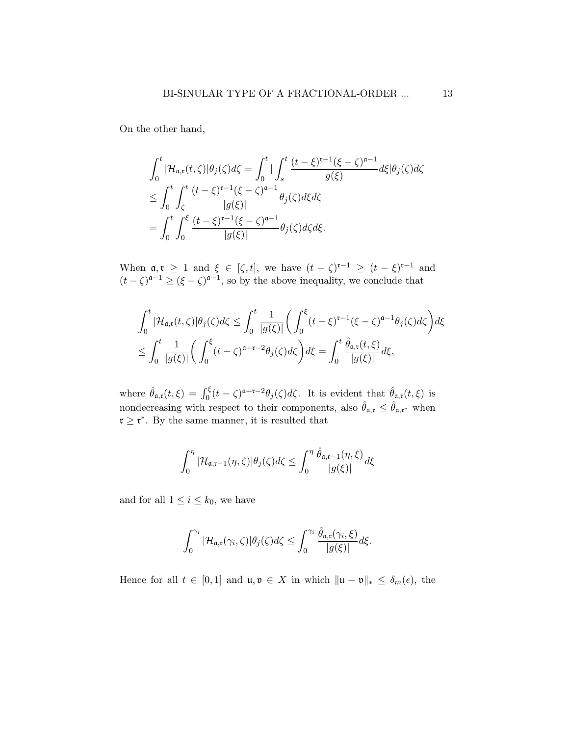On the other hand,

$$
\begin{aligned}
&\int_0^t |\mathcal{H}_{\mathfrak{a},\mathfrak{r}}(t,\zeta)|\theta_j(\zeta)d\zeta = \int_0^t |\int_s^t \frac{(t-\xi)^{\mathfrak{r}-1}(\xi-\zeta)^{\mathfrak{a}-1}}{g(\xi)}d\xi|\theta_j(\zeta)d\zeta \\
&\leq \int_0^t\int_\zeta^t \frac{(t-\xi)^{\mathfrak{r}-1}(\xi-\zeta)^{\mathfrak{a}-1}}{|g(\xi)|}\theta_j(\zeta)d\xi d\zeta \\
&= \int_0^t\int_0^\xi \frac{(t-\xi)^{\mathfrak{r}-1}(\xi-\zeta)^{\mathfrak{a}-1}}{|g(\xi)|}\theta_j(\zeta)d\zeta d\xi.
\end{aligned}
$$

When $\mathfrak{a},\mathfrak{r}\geq 1$ and $\xi\in[\zeta,t]$, we have $(t-\zeta)^{\mathfrak{r}-1}\geq(t-\xi)^{\mathfrak{r}-1}$ and $(t-\zeta)^{\mathfrak{a}-1}\geq(\xi-\zeta)^{\mathfrak{a}-1}$, so by the above inequality, we conclude that

$$
\begin{aligned}
&\int_0^t |\mathcal{H}_{\mathfrak{a},\mathfrak{r}}(t,\zeta)|\theta_j(\zeta)d\zeta \leq \int_0^t \frac{1}{|g(\xi)|}\bigg(\int_0^\xi (t-\xi)^{\mathfrak{r}-1}(\xi-\zeta)^{\mathfrak{a}-1}\theta_j(\zeta)d\zeta\bigg)d\xi \\
&\leq \int_0^t \frac{1}{|g(\xi)|}\bigg(\int_0^\xi (t-\zeta)^{\mathfrak{a}+\mathfrak{r}-2}\theta_j(\zeta)d\zeta\bigg)d\xi = \int_0^t \frac{\hat{\theta}_{\mathfrak{a},\mathfrak{r}}(t,\xi)}{|g(\xi)|}d\xi,
\end{aligned}
$$

where $\hat{\theta}_{\mathfrak{a},\mathfrak{r}}(t,\xi)=\int_0^\xi(t-\zeta)^{\mathfrak{a}+\mathfrak{r}-2}\theta_j(\zeta)d\zeta$. It is evident that $\hat{\theta}_{\mathfrak{a},\mathfrak{r}}(t,\xi)$ is nondecreasing with respect to their components, also $\hat{\theta}_{\mathfrak{a},\mathfrak{r}}\leq\hat{\theta}_{\mathfrak{a},\mathfrak{r}^*}$ when $\mathfrak{r}\geq\mathfrak{r}^*$. By the same manner, it is resulted that

$$
\int_0^\eta |\mathcal{H}_{\mathfrak{a},\mathfrak{r}-1}(\eta,\zeta)|\theta_j(\zeta)d\zeta \leq \int_0^\eta \frac{\hat{\theta}_{\mathfrak{a},\mathfrak{r}-1}(\eta,\xi)}{|g(\xi)|}d\xi
$$

and for all $1\leq i\leq k_0$, we have

$$
\int_0^{\gamma_i} |\mathcal{H}_{\mathfrak{a},\mathfrak{r}}(\gamma_i,\zeta)|\theta_j(\zeta)d\zeta \leq \int_0^{\gamma_i} \frac{\hat{\theta}_{\mathfrak{a},\mathfrak{r}}(\gamma_i,\xi)}{|g(\xi)|}d\xi.
$$

Hence for all $t\in[0,1]$ and $\mathfrak{u},\mathfrak{v}\in X$ in which $\|\mathfrak{u}-\mathfrak{v}\|_*\leq\delta_m(\epsilon)$, the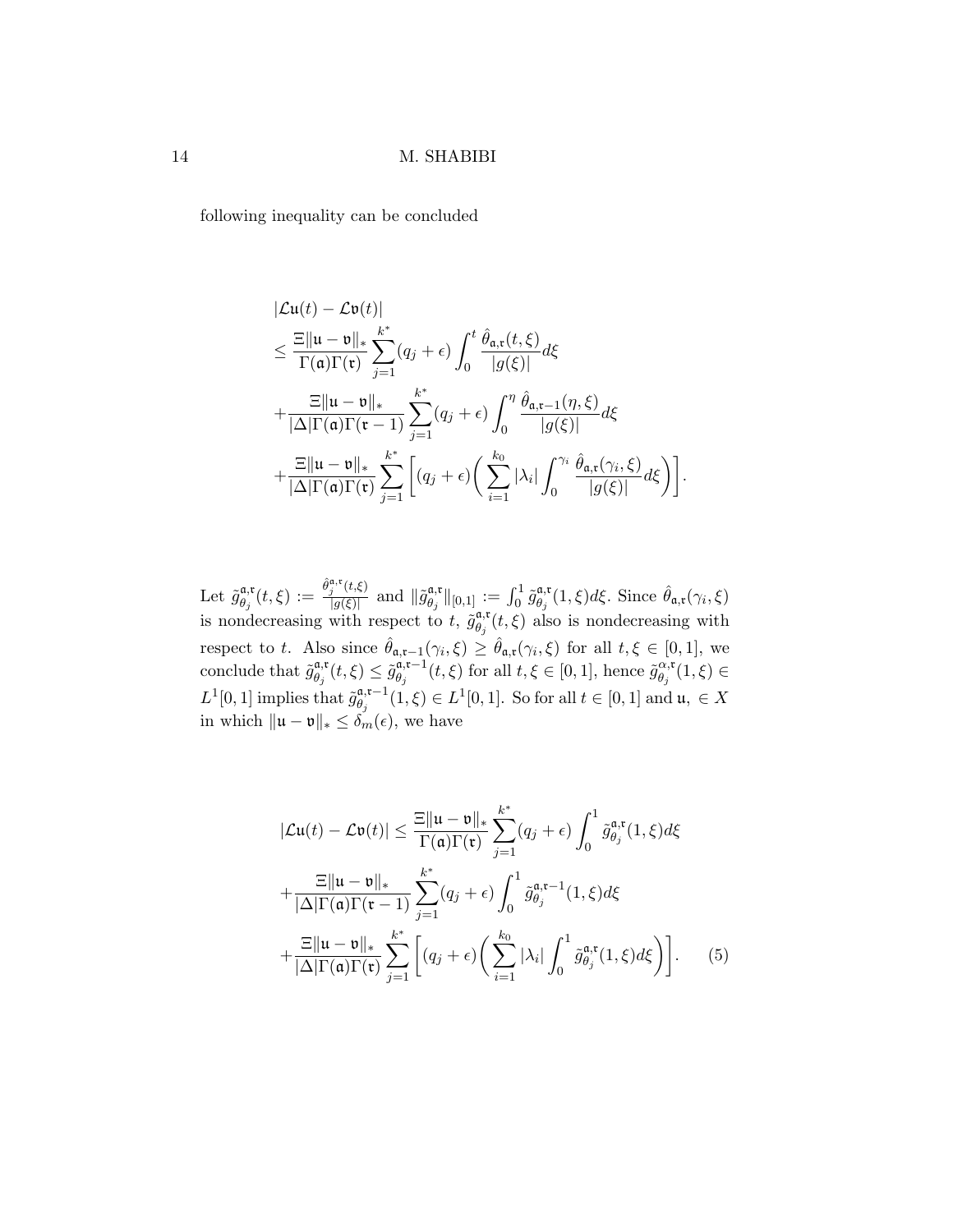following inequality can be concluded

$$
\begin{aligned}
&|\mathcal{L}\mathfrak{u}(t) - \mathcal{L}\mathfrak{v}(t)| \\
&\le \frac{\Xi\|\mathfrak{u}-\mathfrak{v}\|_*}{\Gamma(\mathfrak{a})\Gamma(\mathfrak{r})}\sum_{j=1}^{k^*}(q_j+\epsilon)\int_0^t \frac{\hat{\theta}_{\mathfrak{a},\mathfrak{r}}(t,\xi)}{|g(\xi)|}d\xi \\
&+\frac{\Xi\|\mathfrak{u}-\mathfrak{v}\|_*}{|\Delta|\Gamma(\mathfrak{a})\Gamma(\mathfrak{r}-1)}\sum_{j=1}^{k^*}(q_j+\epsilon)\int_0^\eta \frac{\hat{\theta}_{\mathfrak{a},\mathfrak{r}-1}(\eta,\xi)}{|g(\xi)|}d\xi \\
&+\frac{\Xi\|\mathfrak{u}-\mathfrak{v}\|_*}{|\Delta|\Gamma(\mathfrak{a})\Gamma(\mathfrak{r})}\sum_{j=1}^{k^*}\bigg[(q_j+\epsilon)\bigg(\sum_{i=1}^{k_0}|\lambda_i|\int_0^{\gamma_i}\frac{\hat{\theta}_{\mathfrak{a},\mathfrak{r}}(\gamma_i,\xi)}{|g(\xi)|}d\xi\bigg)\bigg].
\end{aligned}
$$

Let $\tilde{g}^{\mathfrak{a},\mathfrak{r}}_{\theta_j}(t,\xi) := \frac{\hat{\theta}^{\mathfrak{a},\mathfrak{r}}_j(t,\xi)}{|g(\xi)|}$ and $\|\tilde{g}^{\mathfrak{a},\mathfrak{r}}_{\theta_j}\|_{[0,1]} := \int_0^1 \tilde{g}^{\mathfrak{a},\mathfrak{r}}_{\theta_j}(1,\xi)d\xi$. Since $\hat{\theta}_{\mathfrak{a},\mathfrak{r}}(\gamma_i,\xi)$ is nondecreasing with respect to $t$, $\tilde{g}^{\mathfrak{a},\mathfrak{r}}_{\theta_j}(t,\xi)$ also is nondecreasing with respect to $t$. Also since $\hat{\theta}_{\mathfrak{a},\mathfrak{r}-1}(\gamma_i,\xi) \ge \hat{\theta}_{\mathfrak{a},\mathfrak{r}}(\gamma_i,\xi)$ for all $t,\xi \in [0,1]$, we conclude that $\tilde{g}^{\mathfrak{a},\mathfrak{r}}_{\theta_j}(t,\xi) \le \tilde{g}^{\mathfrak{a},\mathfrak{r}-1}_{\theta_j}(t,\xi)$ for all $t,\xi \in [0,1]$, hence $\tilde{g}^{\alpha,\mathfrak{r}}_{\theta_j}(1,\xi) \in L^1[0,1]$ implies that $\tilde{g}^{\mathfrak{a},\mathfrak{r}-1}_{\theta_j}(1,\xi) \in L^1[0,1]$. So for all $t \in [0,1]$ and $\mathfrak{u}, \in X$ in which $\|\mathfrak{u}-\mathfrak{v}\|_* \le \delta_m(\epsilon)$, we have

$$
\begin{aligned}
&|\mathcal{L}\mathfrak{u}(t) - \mathcal{L}\mathfrak{v}(t)| \le \frac{\Xi\|\mathfrak{u}-\mathfrak{v}\|_*}{\Gamma(\mathfrak{a})\Gamma(\mathfrak{r})}\sum_{j=1}^{k^*}(q_j+\epsilon)\int_0^1 \tilde{g}^{\mathfrak{a},\mathfrak{r}}_{\theta_j}(1,\xi)d\xi \\
&+\frac{\Xi\|\mathfrak{u}-\mathfrak{v}\|_*}{|\Delta|\Gamma(\mathfrak{a})\Gamma(\mathfrak{r}-1)}\sum_{j=1}^{k^*}(q_j+\epsilon)\int_0^1 \tilde{g}^{\mathfrak{a},\mathfrak{r}-1}_{\theta_j}(1,\xi)d\xi \\
&+\frac{\Xi\|\mathfrak{u}-\mathfrak{v}\|_*}{|\Delta|\Gamma(\mathfrak{a})\Gamma(\mathfrak{r})}\sum_{j=1}^{k^*}\bigg[(q_j+\epsilon)\bigg(\sum_{i=1}^{k_0}|\lambda_i|\int_0^1 \tilde{g}^{\mathfrak{a},\mathfrak{r}}_{\theta_j}(1,\xi)d\xi\bigg)\bigg]. \qquad (5)
\end{aligned}
$$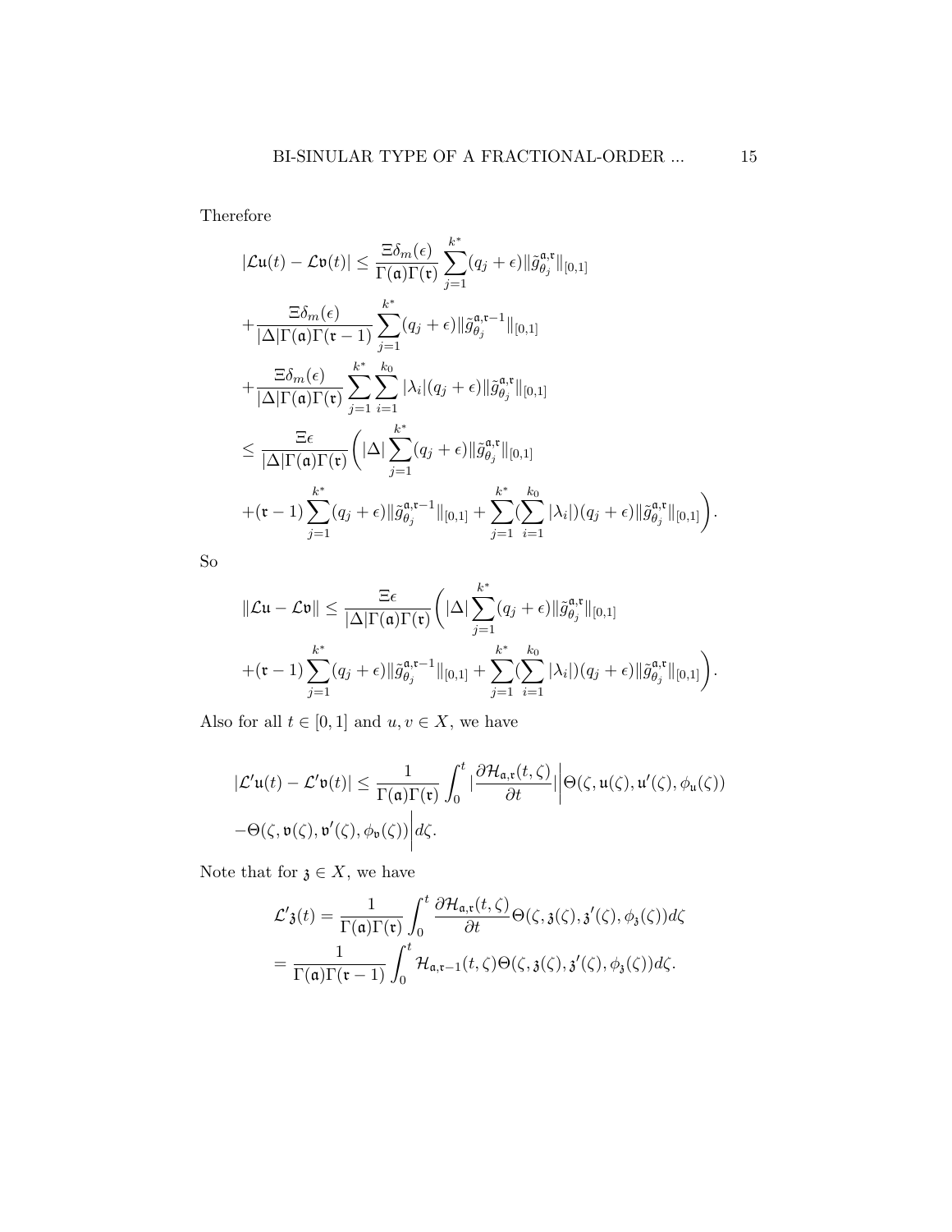Therefore

$$
\begin{aligned}
&|\mathcal{L}\mathfrak{u}(t)-\mathcal{L}\mathfrak{v}(t)| \leq \frac{\Xi\delta_m(\epsilon)}{\Gamma(\mathfrak{a})\Gamma(\mathfrak{r})}\sum_{j=1}^{k^*}(q_j+\epsilon)\|\tilde{g}_{\theta_j}^{\mathfrak{a},\mathfrak{r}}\|_{[0,1]} \\
&+\frac{\Xi\delta_m(\epsilon)}{|\Delta|\Gamma(\mathfrak{a})\Gamma(\mathfrak{r}-1)}\sum_{j=1}^{k^*}(q_j+\epsilon)\|\tilde{g}_{\theta_j}^{\mathfrak{a},\mathfrak{r}-1}\|_{[0,1]} \\
&+\frac{\Xi\delta_m(\epsilon)}{|\Delta|\Gamma(\mathfrak{a})\Gamma(\mathfrak{r})}\sum_{j=1}^{k^*}\sum_{i=1}^{k_0}|\lambda_i|(q_j+\epsilon)\|\tilde{g}_{\theta_j}^{\mathfrak{a},\mathfrak{r}}\|_{[0,1]} \\
&\leq \frac{\Xi\epsilon}{|\Delta|\Gamma(\mathfrak{a})\Gamma(\mathfrak{r})}\bigg(|\Delta|\sum_{j=1}^{k^*}(q_j+\epsilon)\|\tilde{g}_{\theta_j}^{\mathfrak{a},\mathfrak{r}}\|_{[0,1]} \\
&+(\mathfrak{r}-1)\sum_{j=1}^{k^*}(q_j+\epsilon)\|\tilde{g}_{\theta_j}^{\mathfrak{a},\mathfrak{r}-1}\|_{[0,1]}+\sum_{j=1}^{k^*}(\sum_{i=1}^{k_0}|\lambda_i|)(q_j+\epsilon)\|\tilde{g}_{\theta_j}^{\mathfrak{a},\mathfrak{r}}\|_{[0,1]}\bigg).
\end{aligned}
$$

So

$$
\begin{aligned}
&\|\mathcal{L}\mathfrak{u}-\mathcal{L}\mathfrak{v}\| \leq \frac{\Xi\epsilon}{|\Delta|\Gamma(\mathfrak{a})\Gamma(\mathfrak{r})}\bigg(|\Delta|\sum_{j=1}^{k^*}(q_j+\epsilon)\|\tilde{g}_{\theta_j}^{\mathfrak{a},\mathfrak{r}}\|_{[0,1]} \\
&+(\mathfrak{r}-1)\sum_{j=1}^{k^*}(q_j+\epsilon)\|\tilde{g}_{\theta_j}^{\mathfrak{a},\mathfrak{r}-1}\|_{[0,1]}+\sum_{j=1}^{k^*}(\sum_{i=1}^{k_0}|\lambda_i|)(q_j+\epsilon)\|\tilde{g}_{\theta_j}^{\mathfrak{a},\mathfrak{r}}\|_{[0,1]}\bigg).
\end{aligned}
$$

Also for all $t \in [0,1]$ and $u, v \in X$, we have

$$
\begin{aligned}
&|\mathcal{L}'\mathfrak{u}(t)-\mathcal{L}'\mathfrak{v}(t)| \leq \frac{1}{\Gamma(\mathfrak{a})\Gamma(\mathfrak{r})}\int_0^t \Big|\frac{\partial\mathcal{H}_{\mathfrak{a},\mathfrak{r}}(t,\zeta)}{\partial t}\Big|\bigg|\Theta(\zeta,\mathfrak{u}(\zeta),\mathfrak{u}'(\zeta),\phi_{\mathfrak{u}}(\zeta)) \\
&-\Theta(\zeta,\mathfrak{v}(\zeta),\mathfrak{v}'(\zeta),\phi_{\mathfrak{v}}(\zeta))\bigg|d\zeta.
\end{aligned}
$$

Note that for $\mathfrak{z} \in X$, we have

$$
\begin{aligned}
\mathcal{L}'\mathfrak{z}(t) &= \frac{1}{\Gamma(\mathfrak{a})\Gamma(\mathfrak{r})}\int_0^t \frac{\partial\mathcal{H}_{\mathfrak{a},\mathfrak{r}}(t,\zeta)}{\partial t}\Theta(\zeta,\mathfrak{z}(\zeta),\mathfrak{z}'(\zeta),\phi_{\mathfrak{z}}(\zeta))d\zeta \\
&= \frac{1}{\Gamma(\mathfrak{a})\Gamma(\mathfrak{r}-1)}\int_0^t \mathcal{H}_{\mathfrak{a},\mathfrak{r}-1}(t,\zeta)\Theta(\zeta,\mathfrak{z}(\zeta),\mathfrak{z}'(\zeta),\phi_{\mathfrak{z}}(\zeta))d\zeta.
\end{aligned}
$$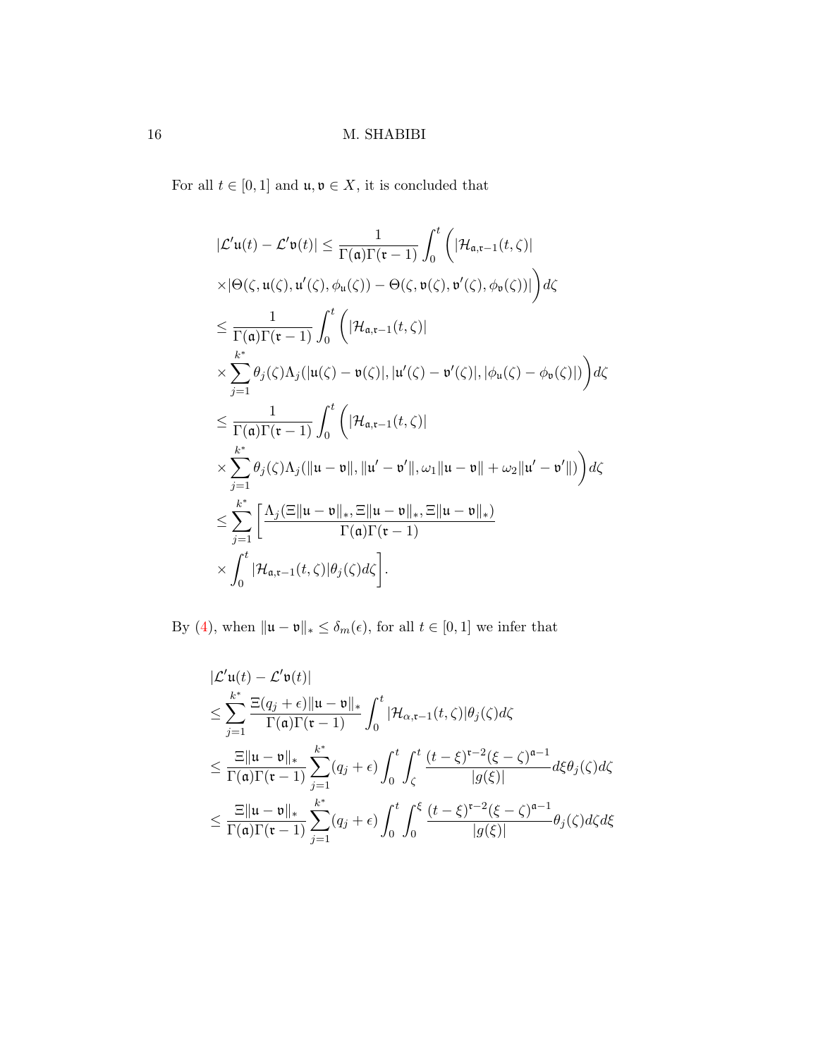For all $t \in [0,1]$ and $\mathfrak{u}, \mathfrak{v} \in X$, it is concluded that

$$
\begin{aligned}
|\mathcal{L}'\mathfrak{u}(t) - \mathcal{L}'\mathfrak{v}(t)| &\leq \frac{1}{\Gamma(\mathfrak{a})\Gamma(\mathfrak{r}-1)} \int_0^t \Big( |\mathcal{H}_{\mathfrak{a},\mathfrak{r}-1}(t,\zeta)| \\
&\times |\Theta(\zeta, \mathfrak{u}(\zeta), \mathfrak{u}'(\zeta), \phi_{\mathfrak{u}}(\zeta)) - \Theta(\zeta, \mathfrak{v}(\zeta), \mathfrak{v}'(\zeta), \phi_{\mathfrak{v}}(\zeta))| \Big) d\zeta \\
&\leq \frac{1}{\Gamma(\mathfrak{a})\Gamma(\mathfrak{r}-1)} \int_0^t \Big( |\mathcal{H}_{\mathfrak{a},\mathfrak{r}-1}(t,\zeta)| \\
&\times \sum_{j=1}^{k^*} \theta_j(\zeta) \Lambda_j(|\mathfrak{u}(\zeta) - \mathfrak{v}(\zeta)|, |\mathfrak{u}'(\zeta) - \mathfrak{v}'(\zeta)|, |\phi_{\mathfrak{u}}(\zeta) - \phi_{\mathfrak{v}}(\zeta)|) \Big) d\zeta \\
&\leq \frac{1}{\Gamma(\mathfrak{a})\Gamma(\mathfrak{r}-1)} \int_0^t \Big( |\mathcal{H}_{\mathfrak{a},\mathfrak{r}-1}(t,\zeta)| \\
&\times \sum_{j=1}^{k^*} \theta_j(\zeta) \Lambda_j(\|\mathfrak{u} - \mathfrak{v}\|, \|\mathfrak{u}' - \mathfrak{v}'\|, \omega_1 \|\mathfrak{u} - \mathfrak{v}\| + \omega_2 \|\mathfrak{u}' - \mathfrak{v}'\|) \Big) d\zeta \\
&\leq \sum_{j=1}^{k^*} \Bigg[ \frac{\Lambda_j(\Xi\|\mathfrak{u} - \mathfrak{v}\|_*, \Xi\|\mathfrak{u} - \mathfrak{v}\|_*, \Xi\|\mathfrak{u} - \mathfrak{v}\|_*)}{\Gamma(\mathfrak{a})\Gamma(\mathfrak{r}-1)} \\
&\times \int_0^t |\mathcal{H}_{\mathfrak{a},\mathfrak{r}-1}(t,\zeta)| \theta_j(\zeta) d\zeta \Bigg].
\end{aligned}
$$

By (4), when $\|\mathfrak{u} - \mathfrak{v}\|_* \leq \delta_m(\epsilon)$, for all $t \in [0,1]$ we infer that

$$
\begin{aligned}
&|\mathcal{L}'\mathfrak{u}(t) - \mathcal{L}'\mathfrak{v}(t)| \\
&\leq \sum_{j=1}^{k^*} \frac{\Xi(q_j + \epsilon)\|\mathfrak{u} - \mathfrak{v}\|_*}{\Gamma(\mathfrak{a})\Gamma(\mathfrak{r}-1)} \int_0^t |\mathcal{H}_{\alpha,\mathfrak{r}-1}(t,\zeta)| \theta_j(\zeta) d\zeta \\
&\leq \frac{\Xi\|\mathfrak{u} - \mathfrak{v}\|_*}{\Gamma(\mathfrak{a})\Gamma(\mathfrak{r}-1)} \sum_{j=1}^{k^*} (q_j + \epsilon) \int_0^t \int_\zeta^t \frac{(t-\xi)^{\mathfrak{r}-2}(\xi - \zeta)^{\mathfrak{a}-1}}{|g(\xi)|} d\xi \theta_j(\zeta) d\zeta \\
&\leq \frac{\Xi\|\mathfrak{u} - \mathfrak{v}\|_*}{\Gamma(\mathfrak{a})\Gamma(\mathfrak{r}-1)} \sum_{j=1}^{k^*} (q_j + \epsilon) \int_0^t \int_0^\xi \frac{(t-\xi)^{\mathfrak{r}-2}(\xi - \zeta)^{\mathfrak{a}-1}}{|g(\xi)|} \theta_j(\zeta) d\zeta d\xi
\end{aligned}
$$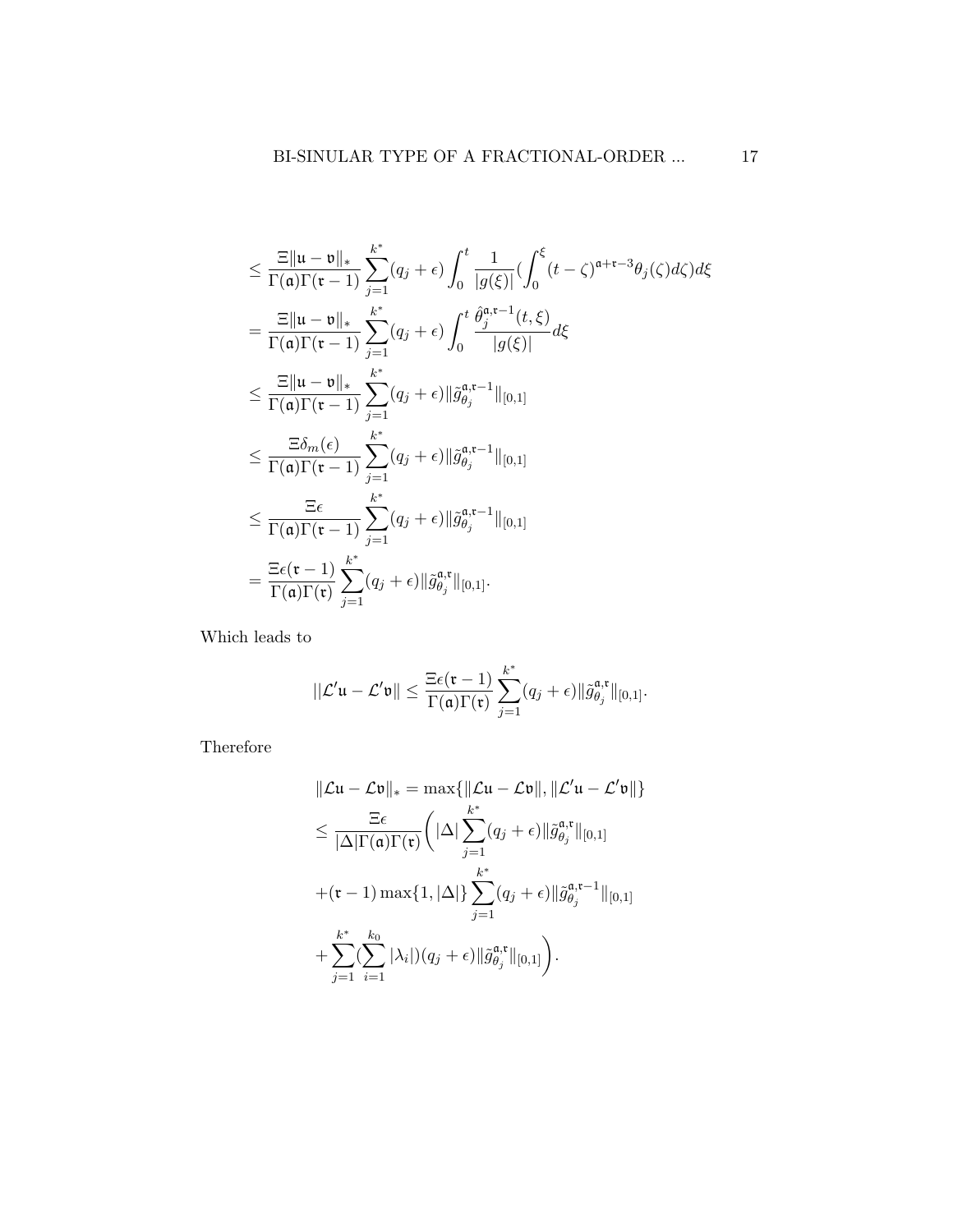$$
\begin{aligned}
&\leq \frac{\Xi\|\mathfrak{u}-\mathfrak{v}\|_*}{\Gamma(\mathfrak{a})\Gamma(\mathfrak{r}-1)} \sum_{j=1}^{k^*}(q_j+\epsilon)\int_0^t \frac{1}{|g(\xi)|}\Big(\int_0^\xi (t-\zeta)^{\mathfrak{a}+\mathfrak{r}-3}\theta_j(\zeta)d\zeta\Big)d\xi \\
&= \frac{\Xi\|\mathfrak{u}-\mathfrak{v}\|_*}{\Gamma(\mathfrak{a})\Gamma(\mathfrak{r}-1)} \sum_{j=1}^{k^*}(q_j+\epsilon)\int_0^t \frac{\hat{\theta}_j^{\mathfrak{a},\mathfrak{r}-1}(t,\xi)}{|g(\xi)|}d\xi \\
&\leq \frac{\Xi\|\mathfrak{u}-\mathfrak{v}\|_*}{\Gamma(\mathfrak{a})\Gamma(\mathfrak{r}-1)} \sum_{j=1}^{k^*}(q_j+\epsilon)\|\tilde{g}_{\theta_j}^{\mathfrak{a},\mathfrak{r}-1}\|_{[0,1]} \\
&\leq \frac{\Xi\delta_m(\epsilon)}{\Gamma(\mathfrak{a})\Gamma(\mathfrak{r}-1)} \sum_{j=1}^{k^*}(q_j+\epsilon)\|\tilde{g}_{\theta_j}^{\mathfrak{a},\mathfrak{r}-1}\|_{[0,1]} \\
&\leq \frac{\Xi\epsilon}{\Gamma(\mathfrak{a})\Gamma(\mathfrak{r}-1)} \sum_{j=1}^{k^*}(q_j+\epsilon)\|\tilde{g}_{\theta_j}^{\mathfrak{a},\mathfrak{r}-1}\|_{[0,1]} \\
&= \frac{\Xi\epsilon(\mathfrak{r}-1)}{\Gamma(\mathfrak{a})\Gamma(\mathfrak{r})} \sum_{j=1}^{k^*}(q_j+\epsilon)\|\tilde{g}_{\theta_j}^{\mathfrak{a},\mathfrak{r}}\|_{[0,1]}.
\end{aligned}
$$

Which leads to

$$
||\mathcal{L}'\mathfrak{u}-\mathcal{L}'\mathfrak{v}\| \leq \frac{\Xi\epsilon(\mathfrak{r}-1)}{\Gamma(\mathfrak{a})\Gamma(\mathfrak{r})} \sum_{j=1}^{k^*}(q_j+\epsilon)\|\tilde{g}_{\theta_j}^{\mathfrak{a},\mathfrak{r}}\|_{[0,1]}.
$$

Therefore

$$
\begin{aligned}
&\|\mathcal{L}\mathfrak{u}-\mathcal{L}\mathfrak{v}\|_* = \max\{\|\mathcal{L}\mathfrak{u}-\mathcal{L}\mathfrak{v}\|, \|\mathcal{L}'\mathfrak{u}-\mathcal{L}'\mathfrak{v}\|\} \\
&\leq \frac{\Xi\epsilon}{|\Delta|\Gamma(\mathfrak{a})\Gamma(\mathfrak{r})}\Bigg( |\Delta|\sum_{j=1}^{k^*}(q_j+\epsilon)\|\tilde{g}_{\theta_j}^{\mathfrak{a},\mathfrak{r}}\|_{[0,1]} \\
&+(\mathfrak{r}-1)\max\{1,|\Delta|\}\sum_{j=1}^{k^*}(q_j+\epsilon)\|\tilde{g}_{\theta_j}^{\mathfrak{a},\mathfrak{r}-1}\|_{[0,1]} \\
&+\sum_{j=1}^{k^*}\Big(\sum_{i=1}^{k_0}|\lambda_i|\Big)(q_j+\epsilon)\|\tilde{g}_{\theta_j}^{\mathfrak{a},\mathfrak{r}}\|_{[0,1]}\Bigg).
\end{aligned}
$$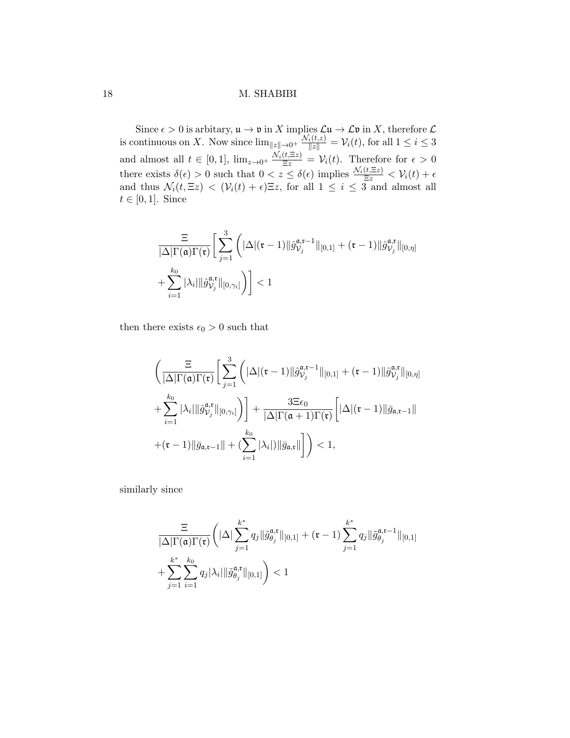Since $\epsilon > 0$ is arbitary, $\mathfrak{u} \to \mathfrak{v}$ in $X$ implies $\mathcal{L}\mathfrak{u} \to \mathcal{L}\mathfrak{v}$ in $X$, therefore $\mathcal{L}$ is continuous on $X$. Now since $\lim_{\|z\|\to 0^+} \frac{\mathcal{N}_i(t,z)}{\|z\|} = \mathcal{V}_i(t)$, for all $1 \le i \le 3$ and almost all $t \in [0,1]$, $\lim_{z\to 0^+} \frac{\mathcal{N}_i(t,\Xi z)}{\Xi z} = \mathcal{V}_i(t)$. Therefore for $\epsilon > 0$ there exists $\delta(\epsilon) > 0$ such that $0 < z \le \delta(\epsilon)$ implies $\frac{\mathcal{N}_i(t,\Xi z)}{\Xi z} < \mathcal{V}_i(t) + \epsilon$ and thus $\mathcal{N}_i(t, \Xi z) < (\mathcal{V}_i(t) + \epsilon)\Xi z$, for all $1 \le i \le 3$ and almost all $t \in [0,1]$. Since

$$
\frac{\Xi}{|\Delta|\Gamma(\mathfrak{a})\Gamma(\mathfrak{r})}\Big[\sum_{j=1}^{3}\bigg(|\Delta|(\mathfrak{r}-1)\|\hat{g}_{\mathcal{V}_j}^{\mathfrak{a},\mathfrak{r}-1}\|_{[0,1]} + (\mathfrak{r}-1)\|\hat{g}_{\mathcal{V}_j}^{\mathfrak{a},\mathfrak{r}}\|_{[0,\eta]}
+\sum_{i=1}^{k_0}|\lambda_i|\|\hat{g}_{\mathcal{V}_j}^{\mathfrak{a},\mathfrak{r}}\|_{[0,\gamma_i]}\bigg)\Big] < 1
$$

then there exists $\epsilon_0 > 0$ such that

$$
\bigg(\frac{\Xi}{|\Delta|\Gamma(\mathfrak{a})\Gamma(\mathfrak{r})}\Big[\sum_{j=1}^{3}\bigg(|\Delta|(\mathfrak{r}-1)\|\hat{g}_{\mathcal{V}_j}^{\mathfrak{a},\mathfrak{r}-1}\|_{[0,1]} + (\mathfrak{r}-1)\|\hat{g}_{\mathcal{V}_j}^{\mathfrak{a},\mathfrak{r}}\|_{[0,\eta]}
+\sum_{i=1}^{k_0}|\lambda_i|\|\hat{g}_{\mathcal{V}_j}^{\mathfrak{a},\mathfrak{r}}\|_{[0,\gamma_i]}\bigg)\Big] + \frac{3\Xi\epsilon_0}{|\Delta|\Gamma(\mathfrak{a}+1)\Gamma(\mathfrak{r})}\Big[|\Delta|(\mathfrak{r}-1)\|\bar{g}_{\mathfrak{a},\mathfrak{r}-1}\|
+(\mathfrak{r}-1)\|\bar{g}_{\mathfrak{a},\mathfrak{r}-1}\| + (\sum_{i=1}^{k_0}|\lambda_i|)\|\bar{g}_{\mathfrak{a},\mathfrak{r}}\|\Big]\bigg) < 1,
$$

similarly since

$$
\frac{\Xi}{|\Delta|\Gamma(\mathfrak{a})\Gamma(\mathfrak{r})}\bigg(|\Delta|\sum_{j=1}^{k^*}q_j\|\tilde{g}_{\theta_j}^{\mathfrak{a},\mathfrak{r}}\|_{[0,1]} + (\mathfrak{r}-1)\sum_{j=1}^{k^*}q_j\|\tilde{g}_{\theta_j}^{\mathfrak{a},\mathfrak{r}-1}\|_{[0,1]}
+\sum_{j=1}^{k^*}\sum_{i=1}^{k_0}q_j|\lambda_i|\|\tilde{g}_{\theta_j}^{\mathfrak{a},\mathfrak{r}}\|_{[0,1]}\bigg) < 1
$$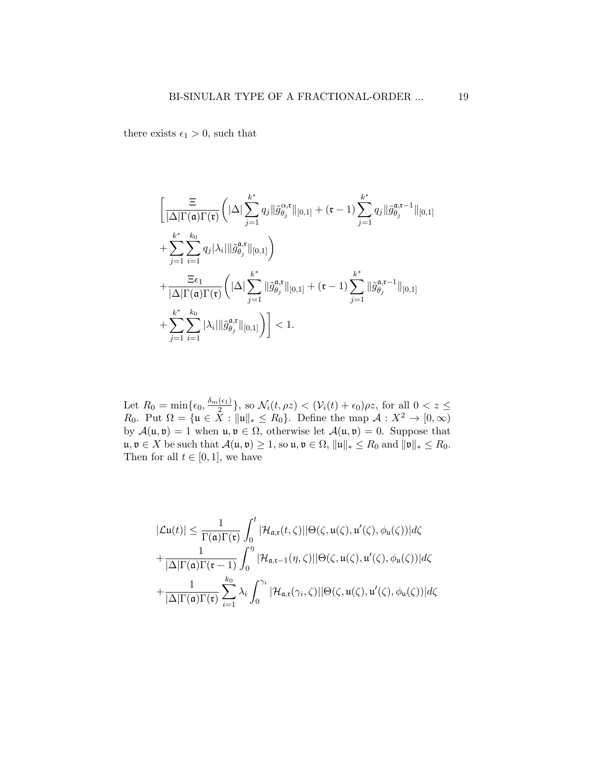there exists $\epsilon_1 > 0$, such that

$$
\begin{aligned}
&\Bigg[\frac{\Xi}{|\Delta|\Gamma(\mathfrak{a})\Gamma(\mathfrak{r})}\Bigg(|\Delta|\sum_{j=1}^{k^*} q_j\|\tilde{g}_{\theta_j}^{\alpha,\mathfrak{r}}\|_{[0,1]} + (\mathfrak{r}-1)\sum_{j=1}^{k^*} q_j\|\tilde{g}_{\theta_j}^{\mathfrak{a},\mathfrak{r}-1}\|_{[0,1]} \\
&+\sum_{j=1}^{k^*}\sum_{i=1}^{k_0} q_j|\lambda_i|\|\tilde{g}_{\theta_j}^{\mathfrak{a},\mathfrak{r}}\|_{[0,1]}\Bigg) \\
&+\frac{\Xi\epsilon_1}{|\Delta|\Gamma(\mathfrak{a})\Gamma(\mathfrak{r})}\Bigg(|\Delta|\sum_{j=1}^{k^*}\|\tilde{g}_{\theta_j}^{\mathfrak{a},\mathfrak{r}}\|_{[0,1]} + (\mathfrak{r}-1)\sum_{j=1}^{k^*}\|\tilde{g}_{\theta_j}^{\mathfrak{a},\mathfrak{r}-1}\|_{[0,1]} \\
&+\sum_{j=1}^{k^*}\sum_{i=1}^{k_0}|\lambda_i|\|\tilde{g}_{\theta_j}^{\mathfrak{a},\mathfrak{r}}\|_{[0,1]}\Bigg)\Bigg] < 1.
\end{aligned}
$$

Let $R_0 = \min\{\epsilon_0, \frac{\delta_m(\epsilon_1)}{2}\}$, so $\mathcal{N}_i(t,\rho z) < (\mathcal{V}_i(t)+\epsilon_0)\rho z$, for all $0 < z \le R_0$. Put $\Omega = \{\mathfrak{u} \in X : \|\mathfrak{u}\|_* \le R_0\}$. Define the map $\mathcal{A} : X^2 \to [0,\infty)$ by $\mathcal{A}(\mathfrak{u},\mathfrak{v}) = 1$ when $\mathfrak{u},\mathfrak{v} \in \Omega$, otherwise let $\mathcal{A}(\mathfrak{u},\mathfrak{v}) = 0$. Suppose that $\mathfrak{u},\mathfrak{v} \in X$ be such that $\mathcal{A}(\mathfrak{u},\mathfrak{v}) \ge 1$, so $\mathfrak{u},\mathfrak{v} \in \Omega$, $\|\mathfrak{u}\|_* \le R_0$ and $\|\mathfrak{v}\|_* \le R_0$. Then for all $t \in [0,1]$, we have

$$
\begin{aligned}
|\mathcal{L}\mathfrak{u}(t)| \le{}& \frac{1}{\Gamma(\mathfrak{a})\Gamma(\mathfrak{r})}\int_0^t |\mathcal{H}_{\mathfrak{a},\mathfrak{r}}(t,\zeta)||\Theta(\zeta,\mathfrak{u}(\zeta),\mathfrak{u}'(\zeta),\phi_{\mathfrak{u}}(\zeta))|d\zeta \\
&+\frac{1}{|\Delta|\Gamma(\mathfrak{a})\Gamma(\mathfrak{r}-1)}\int_0^\eta |\mathcal{H}_{\mathfrak{a},\mathfrak{r}-1}(\eta,\zeta)||\Theta(\zeta,\mathfrak{u}(\zeta),\mathfrak{u}'(\zeta),\phi_{\mathfrak{u}}(\zeta))|d\zeta \\
&+\frac{1}{|\Delta|\Gamma(\mathfrak{a})\Gamma(\mathfrak{r})}\sum_{i=1}^{k_0}\lambda_i\int_0^{\gamma_i} |\mathcal{H}_{\mathfrak{a},\mathfrak{r}}(\gamma_i,\zeta)||\Theta(\zeta,\mathfrak{u}(\zeta),\mathfrak{u}'(\zeta),\phi_{\mathfrak{u}}(\zeta))|d\zeta
\end{aligned}
$$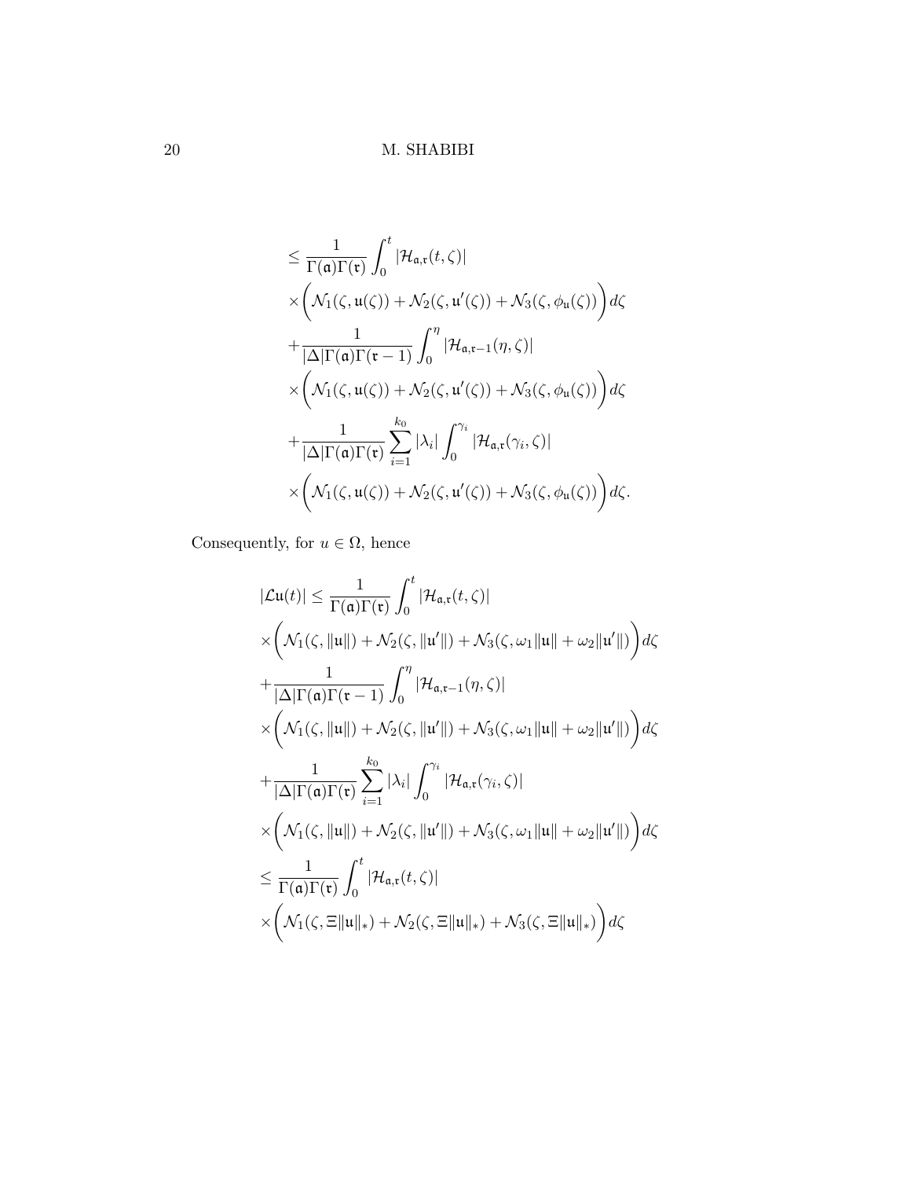$$
\begin{aligned}
&\leq \frac{1}{\Gamma(\mathfrak{a})\Gamma(\mathfrak{r})}\int_0^t |\mathcal{H}_{\mathfrak{a},\mathfrak{r}}(t,\zeta)| \\
&\times\bigg(\mathcal{N}_1(\zeta,\mathfrak{u}(\zeta))+\mathcal{N}_2(\zeta,\mathfrak{u}'(\zeta))+\mathcal{N}_3(\zeta,\phi_{\mathfrak{u}}(\zeta))\bigg)d\zeta \\
&+\frac{1}{|\Delta|\Gamma(\mathfrak{a})\Gamma(\mathfrak{r}-1)}\int_0^\eta |\mathcal{H}_{\mathfrak{a},\mathfrak{r}-1}(\eta,\zeta)| \\
&\times\bigg(\mathcal{N}_1(\zeta,\mathfrak{u}(\zeta))+\mathcal{N}_2(\zeta,\mathfrak{u}'(\zeta))+\mathcal{N}_3(\zeta,\phi_{\mathfrak{u}}(\zeta))\bigg)d\zeta \\
&+\frac{1}{|\Delta|\Gamma(\mathfrak{a})\Gamma(\mathfrak{r})}\sum_{i=1}^{k_0}|\lambda_i|\int_0^{\gamma_i}|\mathcal{H}_{\mathfrak{a},\mathfrak{r}}(\gamma_i,\zeta)| \\
&\times\bigg(\mathcal{N}_1(\zeta,\mathfrak{u}(\zeta))+\mathcal{N}_2(\zeta,\mathfrak{u}'(\zeta))+\mathcal{N}_3(\zeta,\phi_{\mathfrak{u}}(\zeta))\bigg)d\zeta.
\end{aligned}
$$

Consequently, for $u \in \Omega$, hence

$$
\begin{aligned}
|\mathcal{L}\mathfrak{u}(t)| &\leq \frac{1}{\Gamma(\mathfrak{a})\Gamma(\mathfrak{r})}\int_0^t |\mathcal{H}_{\mathfrak{a},\mathfrak{r}}(t,\zeta)| \\
&\times\bigg(\mathcal{N}_1(\zeta,\|\mathfrak{u}\|)+\mathcal{N}_2(\zeta,\|\mathfrak{u}'\|)+\mathcal{N}_3(\zeta,\omega_1\|\mathfrak{u}\|+\omega_2\|\mathfrak{u}'\|)\bigg)d\zeta \\
&+\frac{1}{|\Delta|\Gamma(\mathfrak{a})\Gamma(\mathfrak{r}-1)}\int_0^\eta |\mathcal{H}_{\mathfrak{a},\mathfrak{r}-1}(\eta,\zeta)| \\
&\times\bigg(\mathcal{N}_1(\zeta,\|\mathfrak{u}\|)+\mathcal{N}_2(\zeta,\|\mathfrak{u}'\|)+\mathcal{N}_3(\zeta,\omega_1\|\mathfrak{u}\|+\omega_2\|\mathfrak{u}'\|)\bigg)d\zeta \\
&+\frac{1}{|\Delta|\Gamma(\mathfrak{a})\Gamma(\mathfrak{r})}\sum_{i=1}^{k_0}|\lambda_i|\int_0^{\gamma_i}|\mathcal{H}_{\mathfrak{a},\mathfrak{r}}(\gamma_i,\zeta)| \\
&\times\bigg(\mathcal{N}_1(\zeta,\|\mathfrak{u}\|)+\mathcal{N}_2(\zeta,\|\mathfrak{u}'\|)+\mathcal{N}_3(\zeta,\omega_1\|\mathfrak{u}\|+\omega_2\|\mathfrak{u}'\|)\bigg)d\zeta \\
&\leq \frac{1}{\Gamma(\mathfrak{a})\Gamma(\mathfrak{r})}\int_0^t |\mathcal{H}_{\mathfrak{a},\mathfrak{r}}(t,\zeta)| \\
&\times\bigg(\mathcal{N}_1(\zeta,\Xi\|\mathfrak{u}\|_*)+\mathcal{N}_2(\zeta,\Xi\|\mathfrak{u}\|_*)+\mathcal{N}_3(\zeta,\Xi\|\mathfrak{u}\|_*)\bigg)d\zeta
\end{aligned}
$$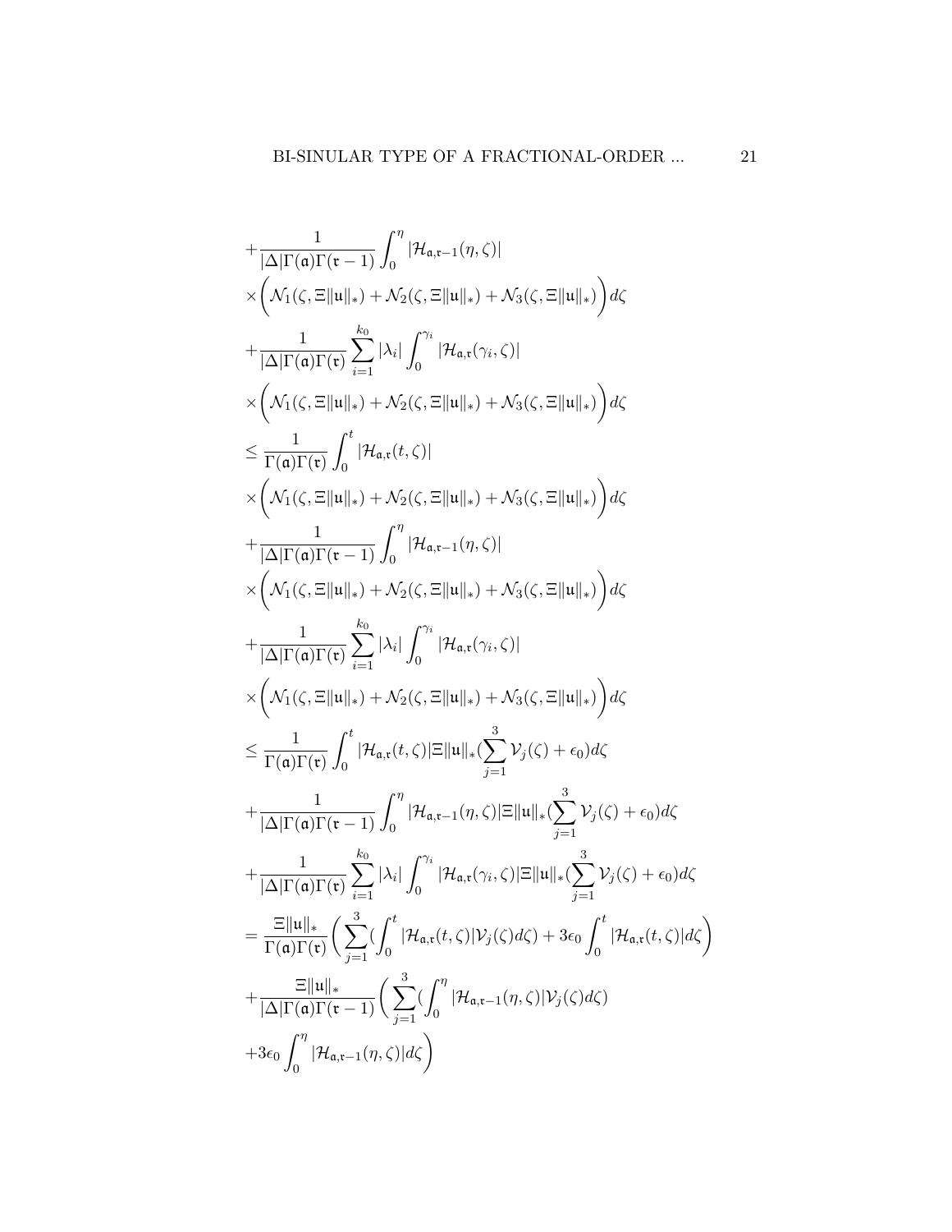$$
\begin{aligned}
&+\frac{1}{|\Delta|\Gamma(\mathfrak{a})\Gamma(\mathfrak{r}-1)}\int_0^{\eta}|\mathcal{H}_{\mathfrak{a},\mathfrak{r}-1}(\eta,\zeta)| \\
&\times\bigg(\mathcal{N}_1(\zeta,\Xi\|\mathfrak{u}\|_*)+\mathcal{N}_2(\zeta,\Xi\|\mathfrak{u}\|_*)+\mathcal{N}_3(\zeta,\Xi\|\mathfrak{u}\|_*)\bigg)d\zeta \\
&+\frac{1}{|\Delta|\Gamma(\mathfrak{a})\Gamma(\mathfrak{r})}\sum_{i=1}^{k_0}|\lambda_i|\int_0^{\gamma_i}|\mathcal{H}_{\mathfrak{a},\mathfrak{r}}(\gamma_i,\zeta)| \\
&\times\bigg(\mathcal{N}_1(\zeta,\Xi\|\mathfrak{u}\|_*)+\mathcal{N}_2(\zeta,\Xi\|\mathfrak{u}\|_*)+\mathcal{N}_3(\zeta,\Xi\|\mathfrak{u}\|_*)\bigg)d\zeta \\
&\leq\frac{1}{\Gamma(\mathfrak{a})\Gamma(\mathfrak{r})}\int_0^{t}|\mathcal{H}_{\mathfrak{a},\mathfrak{r}}(t,\zeta)| \\
&\times\bigg(\mathcal{N}_1(\zeta,\Xi\|\mathfrak{u}\|_*)+\mathcal{N}_2(\zeta,\Xi\|\mathfrak{u}\|_*)+\mathcal{N}_3(\zeta,\Xi\|\mathfrak{u}\|_*)\bigg)d\zeta \\
&+\frac{1}{|\Delta|\Gamma(\mathfrak{a})\Gamma(\mathfrak{r}-1)}\int_0^{\eta}|\mathcal{H}_{\mathfrak{a},\mathfrak{r}-1}(\eta,\zeta)| \\
&\times\bigg(\mathcal{N}_1(\zeta,\Xi\|\mathfrak{u}\|_*)+\mathcal{N}_2(\zeta,\Xi\|\mathfrak{u}\|_*)+\mathcal{N}_3(\zeta,\Xi\|\mathfrak{u}\|_*)\bigg)d\zeta \\
&+\frac{1}{|\Delta|\Gamma(\mathfrak{a})\Gamma(\mathfrak{r})}\sum_{i=1}^{k_0}|\lambda_i|\int_0^{\gamma_i}|\mathcal{H}_{\mathfrak{a},\mathfrak{r}}(\gamma_i,\zeta)| \\
&\times\bigg(\mathcal{N}_1(\zeta,\Xi\|\mathfrak{u}\|_*)+\mathcal{N}_2(\zeta,\Xi\|\mathfrak{u}\|_*)+\mathcal{N}_3(\zeta,\Xi\|\mathfrak{u}\|_*)\bigg)d\zeta \\
&\leq\frac{1}{\Gamma(\mathfrak{a})\Gamma(\mathfrak{r})}\int_0^{t}|\mathcal{H}_{\mathfrak{a},\mathfrak{r}}(t,\zeta)|\Xi\|\mathfrak{u}\|_*(\sum_{j=1}^{3}\mathcal{V}_j(\zeta)+\epsilon_0)d\zeta \\
&+\frac{1}{|\Delta|\Gamma(\mathfrak{a})\Gamma(\mathfrak{r}-1)}\int_0^{\eta}|\mathcal{H}_{\mathfrak{a},\mathfrak{r}-1}(\eta,\zeta)|\Xi\|\mathfrak{u}\|_*(\sum_{j=1}^{3}\mathcal{V}_j(\zeta)+\epsilon_0)d\zeta \\
&+\frac{1}{|\Delta|\Gamma(\mathfrak{a})\Gamma(\mathfrak{r})}\sum_{i=1}^{k_0}|\lambda_i|\int_0^{\gamma_i}|\mathcal{H}_{\mathfrak{a},\mathfrak{r}}(\gamma_i,\zeta)|\Xi\|\mathfrak{u}\|_*(\sum_{j=1}^{3}\mathcal{V}_j(\zeta)+\epsilon_0)d\zeta \\
&=\frac{\Xi\|\mathfrak{u}\|_*}{\Gamma(\mathfrak{a})\Gamma(\mathfrak{r})}\bigg(\sum_{j=1}^{3}(\int_0^{t}|\mathcal{H}_{\mathfrak{a},\mathfrak{r}}(t,\zeta)|\mathcal{V}_j(\zeta)d\zeta)+3\epsilon_0\int_0^{t}|\mathcal{H}_{\mathfrak{a},\mathfrak{r}}(t,\zeta)|d\zeta\bigg) \\
&+\frac{\Xi\|\mathfrak{u}\|_*}{|\Delta|\Gamma(\mathfrak{a})\Gamma(\mathfrak{r}-1)}\bigg(\sum_{j=1}^{3}(\int_0^{\eta}|\mathcal{H}_{\mathfrak{a},\mathfrak{r}-1}(\eta,\zeta)|\mathcal{V}_j(\zeta)d\zeta) \\
&+3\epsilon_0\int_0^{\eta}|\mathcal{H}_{\mathfrak{a},\mathfrak{r}-1}(\eta,\zeta)|d\zeta\bigg)
\end{aligned}
$$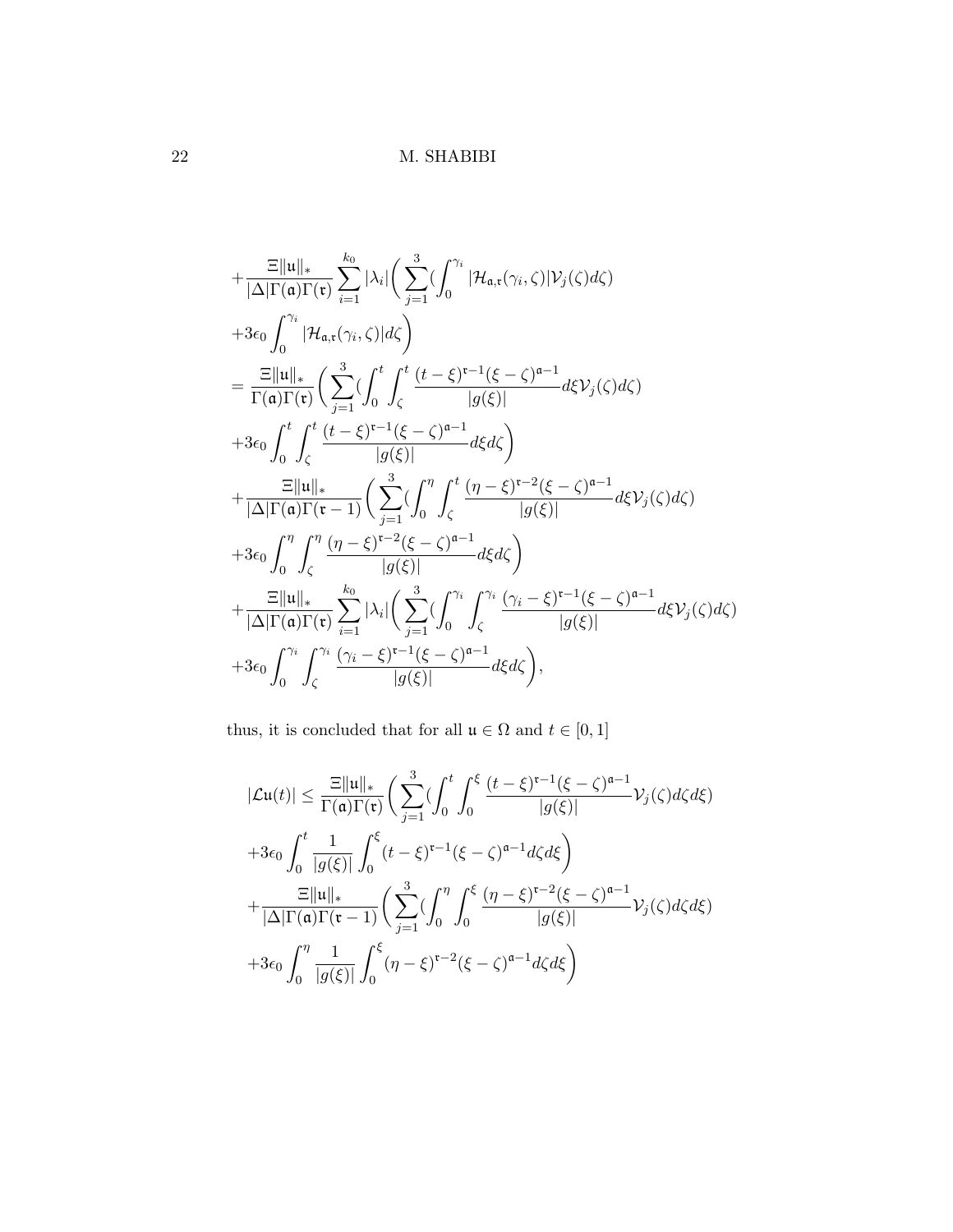$$
\begin{aligned}
&+\frac{\Xi\|\mathfrak{u}\|_*}{|\Delta|\Gamma(\mathfrak{a})\Gamma(\mathfrak{r})}\sum_{i=1}^{k_0}|\lambda_i|\bigg(\sum_{j=1}^{3}(\int_0^{\gamma_i}|\mathcal{H}_{\mathfrak{a},\mathfrak{r}}(\gamma_i,\zeta)|\mathcal{V}_j(\zeta)d\zeta)\\
&+3\epsilon_0\int_0^{\gamma_i}|\mathcal{H}_{\mathfrak{a},\mathfrak{r}}(\gamma_i,\zeta)|d\zeta\bigg)\\
&=\frac{\Xi\|\mathfrak{u}\|_*}{\Gamma(\mathfrak{a})\Gamma(\mathfrak{r})}\bigg(\sum_{j=1}^{3}(\int_0^t\int_\zeta^t\frac{(t-\xi)^{\mathfrak{r}-1}(\xi-\zeta)^{\mathfrak{a}-1}}{|g(\xi)|}d\xi\mathcal{V}_j(\zeta)d\zeta)\\
&+3\epsilon_0\int_0^t\int_\zeta^t\frac{(t-\xi)^{\mathfrak{r}-1}(\xi-\zeta)^{\mathfrak{a}-1}}{|g(\xi)|}d\xi d\zeta\bigg)\\
&+\frac{\Xi\|\mathfrak{u}\|_*}{|\Delta|\Gamma(\mathfrak{a})\Gamma(\mathfrak{r}-1)}\bigg(\sum_{j=1}^{3}(\int_0^\eta\int_\zeta^\eta\frac{(\eta-\xi)^{\mathfrak{r}-2}(\xi-\zeta)^{\mathfrak{a}-1}}{|g(\xi)|}d\xi\mathcal{V}_j(\zeta)d\zeta)\\
&+3\epsilon_0\int_0^\eta\int_\zeta^\eta\frac{(\eta-\xi)^{\mathfrak{r}-2}(\xi-\zeta)^{\mathfrak{a}-1}}{|g(\xi)|}d\xi d\zeta\bigg)\\
&+\frac{\Xi\|\mathfrak{u}\|_*}{|\Delta|\Gamma(\mathfrak{a})\Gamma(\mathfrak{r})}\sum_{i=1}^{k_0}|\lambda_i|\bigg(\sum_{j=1}^{3}(\int_0^{\gamma_i}\int_\zeta^{\gamma_i}\frac{(\gamma_i-\xi)^{\mathfrak{r}-1}(\xi-\zeta)^{\mathfrak{a}-1}}{|g(\xi)|}d\xi\mathcal{V}_j(\zeta)d\zeta)\\
&+3\epsilon_0\int_0^{\gamma_i}\int_\zeta^{\gamma_i}\frac{(\gamma_i-\xi)^{\mathfrak{r}-1}(\xi-\zeta)^{\mathfrak{a}-1}}{|g(\xi)|}d\xi d\zeta\bigg),
\end{aligned}
$$

thus, it is concluded that for all $\mathfrak{u}\in\Omega$ and $t\in[0,1]$

$$
\begin{aligned}
|\mathcal{L}\mathfrak{u}(t)|&\le\frac{\Xi\|\mathfrak{u}\|_*}{\Gamma(\mathfrak{a})\Gamma(\mathfrak{r})}\bigg(\sum_{j=1}^{3}(\int_0^t\int_0^\xi\frac{(t-\xi)^{\mathfrak{r}-1}(\xi-\zeta)^{\mathfrak{a}-1}}{|g(\xi)|}\mathcal{V}_j(\zeta)d\zeta d\xi)\\
&+3\epsilon_0\int_0^t\frac{1}{|g(\xi)|}\int_0^\xi(t-\xi)^{\mathfrak{r}-1}(\xi-\zeta)^{\mathfrak{a}-1}d\zeta d\xi\bigg)\\
&+\frac{\Xi\|\mathfrak{u}\|_*}{|\Delta|\Gamma(\mathfrak{a})\Gamma(\mathfrak{r}-1)}\bigg(\sum_{j=1}^{3}(\int_0^\eta\int_0^\xi\frac{(\eta-\xi)^{\mathfrak{r}-2}(\xi-\zeta)^{\mathfrak{a}-1}}{|g(\xi)|}\mathcal{V}_j(\zeta)d\zeta d\xi)\\
&+3\epsilon_0\int_0^\eta\frac{1}{|g(\xi)|}\int_0^\xi(\eta-\xi)^{\mathfrak{r}-2}(\xi-\zeta)^{\mathfrak{a}-1}d\zeta d\xi\bigg)
\end{aligned}
$$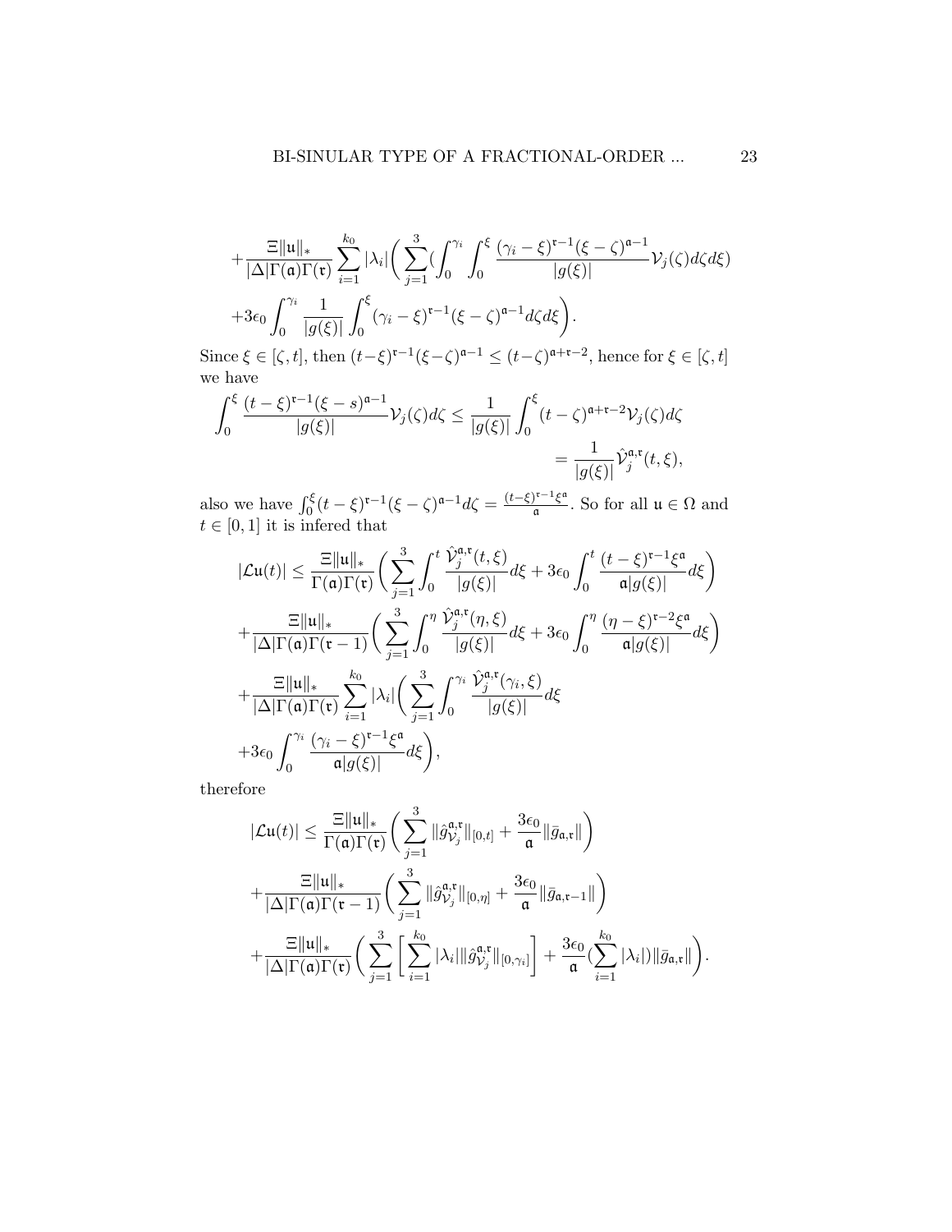$$
+\frac{\Xi\|\mathfrak{u}\|_*}{|\Delta|\Gamma(\mathfrak{a})\Gamma(\mathfrak{r})}\sum_{i=1}^{k_0}|\lambda_i|\bigg(\sum_{j=1}^{3}(\int_0^{\gamma_i}\int_0^{\xi}\frac{(\gamma_i-\xi)^{\mathfrak{r}-1}(\xi-\zeta)^{\mathfrak{a}-1}}{|g(\xi)|}\mathcal{V}_j(\zeta)d\zeta d\xi)
$$

$$
+3\epsilon_0\int_0^{\gamma_i}\frac{1}{|g(\xi)|}\int_0^{\xi}(\gamma_i-\xi)^{\mathfrak{r}-1}(\xi-\zeta)^{\mathfrak{a}-1}d\zeta d\xi\bigg).
$$

Since $\xi\in[\zeta,t]$, then $(t-\xi)^{\mathfrak{r}-1}(\xi-\zeta)^{\mathfrak{a}-1}\leq(t-\zeta)^{\mathfrak{a}+\mathfrak{r}-2}$, hence for $\xi\in[\zeta,t]$ we have

$$
\int_0^{\xi}\frac{(t-\xi)^{\mathfrak{r}-1}(\xi-s)^{\mathfrak{a}-1}}{|g(\xi)|}\mathcal{V}_j(\zeta)d\zeta\leq\frac{1}{|g(\xi)|}\int_0^{\xi}(t-\zeta)^{\mathfrak{a}+\mathfrak{r}-2}\mathcal{V}_j(\zeta)d\zeta
$$

$$
=\frac{1}{|g(\xi)|}\hat{\mathcal{V}}_j^{\mathfrak{a},\mathfrak{r}}(t,\xi),
$$

also we have $\int_0^{\xi}(t-\xi)^{\mathfrak{r}-1}(\xi-\zeta)^{\mathfrak{a}-1}d\zeta=\frac{(t-\xi)^{\mathfrak{r}-1}\xi^{\mathfrak{a}}}{\mathfrak{a}}$. So for all $\mathfrak{u}\in\Omega$ and $t\in[0,1]$ it is infered that

$$
|\mathcal{L}\mathfrak{u}(t)|\leq\frac{\Xi\|\mathfrak{u}\|_*}{\Gamma(\mathfrak{a})\Gamma(\mathfrak{r})}\bigg(\sum_{j=1}^{3}\int_0^{t}\frac{\hat{\mathcal{V}}_j^{\mathfrak{a},\mathfrak{r}}(t,\xi)}{|g(\xi)|}d\xi+3\epsilon_0\int_0^{t}\frac{(t-\xi)^{\mathfrak{r}-1}\xi^{\mathfrak{a}}}{\mathfrak{a}|g(\xi)|}d\xi\bigg)
$$

$$
+\frac{\Xi\|\mathfrak{u}\|_*}{|\Delta|\Gamma(\mathfrak{a})\Gamma(\mathfrak{r}-1)}\bigg(\sum_{j=1}^{3}\int_0^{\eta}\frac{\hat{\mathcal{V}}_j^{\mathfrak{a},\mathfrak{r}}(\eta,\xi)}{|g(\xi)|}d\xi+3\epsilon_0\int_0^{\eta}\frac{(\eta-\xi)^{\mathfrak{r}-2}\xi^{\mathfrak{a}}}{\mathfrak{a}|g(\xi)|}d\xi\bigg)
$$

$$
+\frac{\Xi\|\mathfrak{u}\|_*}{|\Delta|\Gamma(\mathfrak{a})\Gamma(\mathfrak{r})}\sum_{i=1}^{k_0}|\lambda_i|\bigg(\sum_{j=1}^{3}\int_0^{\gamma_i}\frac{\hat{\mathcal{V}}_j^{\mathfrak{a},\mathfrak{r}}(\gamma_i,\xi)}{|g(\xi)|}d\xi
$$

$$
+3\epsilon_0\int_0^{\gamma_i}\frac{(\gamma_i-\xi)^{\mathfrak{r}-1}\xi^{\mathfrak{a}}}{\mathfrak{a}|g(\xi)|}d\xi\bigg),
$$

therefore

$$
|\mathcal{L}\mathfrak{u}(t)|\leq\frac{\Xi\|\mathfrak{u}\|_*}{\Gamma(\mathfrak{a})\Gamma(\mathfrak{r})}\bigg(\sum_{j=1}^{3}\|\hat{g}_{\mathcal{V}_j}^{\mathfrak{a},\mathfrak{r}}\|_{[0,t]}+\frac{3\epsilon_0}{\mathfrak{a}}\|\bar{g}_{\mathfrak{a},\mathfrak{r}}\|\bigg)
$$

$$
+\frac{\Xi\|\mathfrak{u}\|_*}{|\Delta|\Gamma(\mathfrak{a})\Gamma(\mathfrak{r}-1)}\bigg(\sum_{j=1}^{3}\|\hat{g}_{\mathcal{V}_j}^{\mathfrak{a},\mathfrak{r}}\|_{[0,\eta]}+\frac{3\epsilon_0}{\mathfrak{a}}\|\bar{g}_{\mathfrak{a},\mathfrak{r}-1}\|\bigg)
$$

$$
+\frac{\Xi\|\mathfrak{u}\|_*}{|\Delta|\Gamma(\mathfrak{a})\Gamma(\mathfrak{r})}\bigg(\sum_{j=1}^{3}\bigg[\sum_{i=1}^{k_0}|\lambda_i|\|\hat{g}_{\mathcal{V}_j}^{\mathfrak{a},\mathfrak{r}}\|_{[0,\gamma_i]}\bigg]+\frac{3\epsilon_0}{\mathfrak{a}}(\sum_{i=1}^{k_0}|\lambda_i|)\|\bar{g}_{\mathfrak{a},\mathfrak{r}}\|\bigg).
$$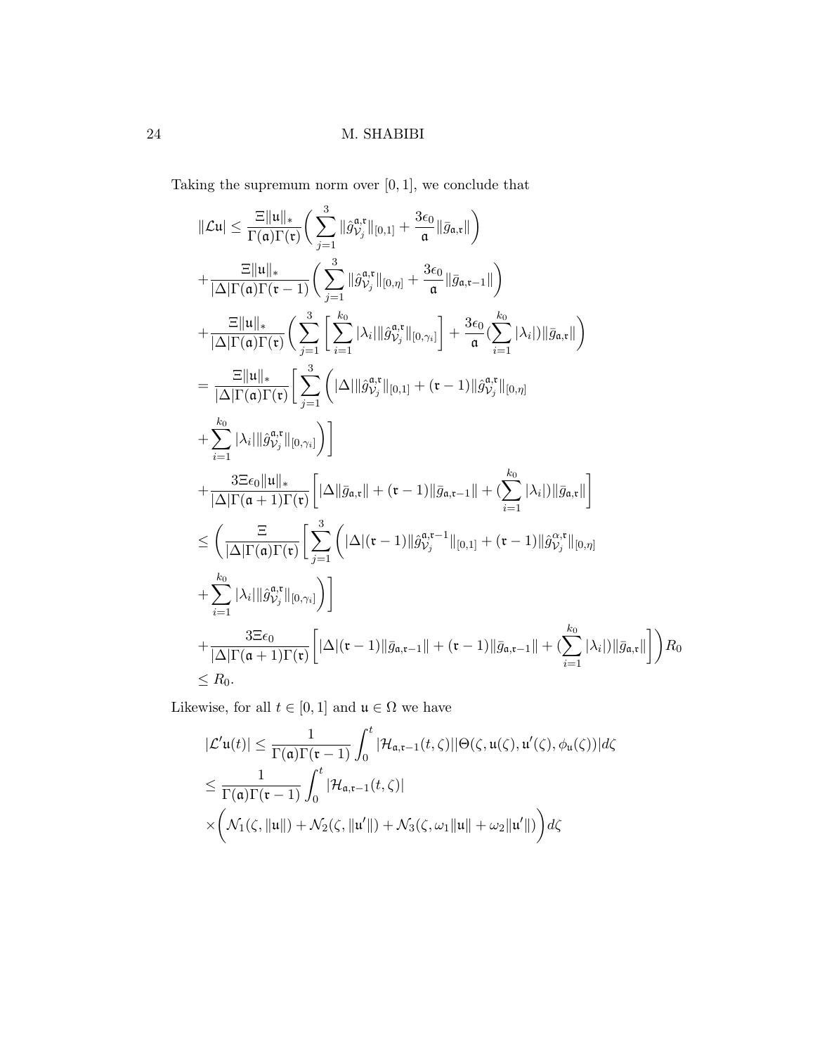Taking the supremum norm over $[0,1]$, we conclude that

$$
\begin{aligned}
\|\mathcal{L}\mathfrak{u}| &\leq \frac{\Xi\|\mathfrak{u}\|_*}{\Gamma(\mathfrak{a})\Gamma(\mathfrak{r})}\bigg(\sum_{j=1}^{3}\|\hat{g}_{\mathcal{V}_j}^{\mathfrak{a},\mathfrak{r}}\|_{[0,1]} + \frac{3\epsilon_0}{\mathfrak{a}}\|\bar{g}_{\mathfrak{a},\mathfrak{r}}\|\bigg) \\
&+ \frac{\Xi\|\mathfrak{u}\|_*}{|\Delta|\Gamma(\mathfrak{a})\Gamma(\mathfrak{r}-1)}\bigg(\sum_{j=1}^{3}\|\hat{g}_{\mathcal{V}_j}^{\mathfrak{a},\mathfrak{r}}\|_{[0,\eta]} + \frac{3\epsilon_0}{\mathfrak{a}}\|\bar{g}_{\mathfrak{a},\mathfrak{r}-1}\|\bigg) \\
&+ \frac{\Xi\|\mathfrak{u}\|_*}{|\Delta|\Gamma(\mathfrak{a})\Gamma(\mathfrak{r})}\bigg(\sum_{j=1}^{3}\bigg[\sum_{i=1}^{k_0}|\lambda_i|\|\hat{g}_{\mathcal{V}_j}^{\mathfrak{a},\mathfrak{r}}\|_{[0,\gamma_i]}\bigg] + \frac{3\epsilon_0}{\mathfrak{a}}(\sum_{i=1}^{k_0}|\lambda_i|)\|\bar{g}_{\mathfrak{a},\mathfrak{r}}\|\bigg) \\
&= \frac{\Xi\|\mathfrak{u}\|_*}{|\Delta|\Gamma(\mathfrak{a})\Gamma(\mathfrak{r})}\bigg[\sum_{j=1}^{3}\bigg(|\Delta|\|\hat{g}_{\mathcal{V}_j}^{\mathfrak{a},\mathfrak{r}}\|_{[0,1]} + (\mathfrak{r}-1)\|\hat{g}_{\mathcal{V}_j}^{\mathfrak{a},\mathfrak{r}}\|_{[0,\eta]} \\
&+ \sum_{i=1}^{k_0}|\lambda_i|\|\hat{g}_{\mathcal{V}_j}^{\mathfrak{a},\mathfrak{r}}\|_{[0,\gamma_i]}\bigg)\bigg] \\
&+ \frac{3\Xi\epsilon_0\|\mathfrak{u}\|_*}{|\Delta|\Gamma(\mathfrak{a}+1)\Gamma(\mathfrak{r})}\bigg[|\Delta\|\bar{g}_{\mathfrak{a},\mathfrak{r}}\| + (\mathfrak{r}-1)\|\bar{g}_{\mathfrak{a},\mathfrak{r}-1}\| + (\sum_{i=1}^{k_0}|\lambda_i|)\|\bar{g}_{\mathfrak{a},\mathfrak{r}}\|\bigg] \\
&\leq \bigg(\frac{\Xi}{|\Delta|\Gamma(\mathfrak{a})\Gamma(\mathfrak{r})}\bigg[\sum_{j=1}^{3}\bigg(|\Delta|(\mathfrak{r}-1)\|\hat{g}_{\mathcal{V}_j}^{\mathfrak{a},\mathfrak{r}-1}\|_{[0,1]} + (\mathfrak{r}-1)\|\hat{g}_{\mathcal{V}_j}^{\alpha,\mathfrak{r}}\|_{[0,\eta]} \\
&+ \sum_{i=1}^{k_0}|\lambda_i|\|\hat{g}_{\mathcal{V}_j}^{\mathfrak{a},\mathfrak{r}}\|_{[0,\gamma_i]}\bigg)\bigg] \\
&+ \frac{3\Xi\epsilon_0}{|\Delta|\Gamma(\mathfrak{a}+1)\Gamma(\mathfrak{r})}\bigg[|\Delta|(\mathfrak{r}-1)\|\bar{g}_{\mathfrak{a},\mathfrak{r}-1}\| + (\mathfrak{r}-1)\|\bar{g}_{\mathfrak{a},\mathfrak{r}-1}\| + (\sum_{i=1}^{k_0}|\lambda_i|)\|\bar{g}_{\mathfrak{a},\mathfrak{r}}\|\bigg]\bigg)R_0 \\
&\leq R_0.
\end{aligned}
$$

Likewise, for all $t\in[0,1]$ and $\mathfrak{u}\in\Omega$ we have

$$
\begin{aligned}
&|\mathcal{L}'\mathfrak{u}(t)| \leq \frac{1}{\Gamma(\mathfrak{a})\Gamma(\mathfrak{r}-1)}\int_0^t |\mathcal{H}_{\mathfrak{a},\mathfrak{r}-1}(t,\zeta)||\Theta(\zeta,\mathfrak{u}(\zeta),\mathfrak{u}'(\zeta),\phi_{\mathfrak{u}}(\zeta))|d\zeta \\
&\leq \frac{1}{\Gamma(\mathfrak{a})\Gamma(\mathfrak{r}-1)}\int_0^t |\mathcal{H}_{\mathfrak{a},\mathfrak{r}-1}(t,\zeta)| \\
&\times\bigg(\mathcal{N}_1(\zeta,\|\mathfrak{u}\|) + \mathcal{N}_2(\zeta,\|\mathfrak{u}'\|) + \mathcal{N}_3(\zeta,\omega_1\|\mathfrak{u}\| + \omega_2\|\mathfrak{u}'\|)\bigg)d\zeta
\end{aligned}
$$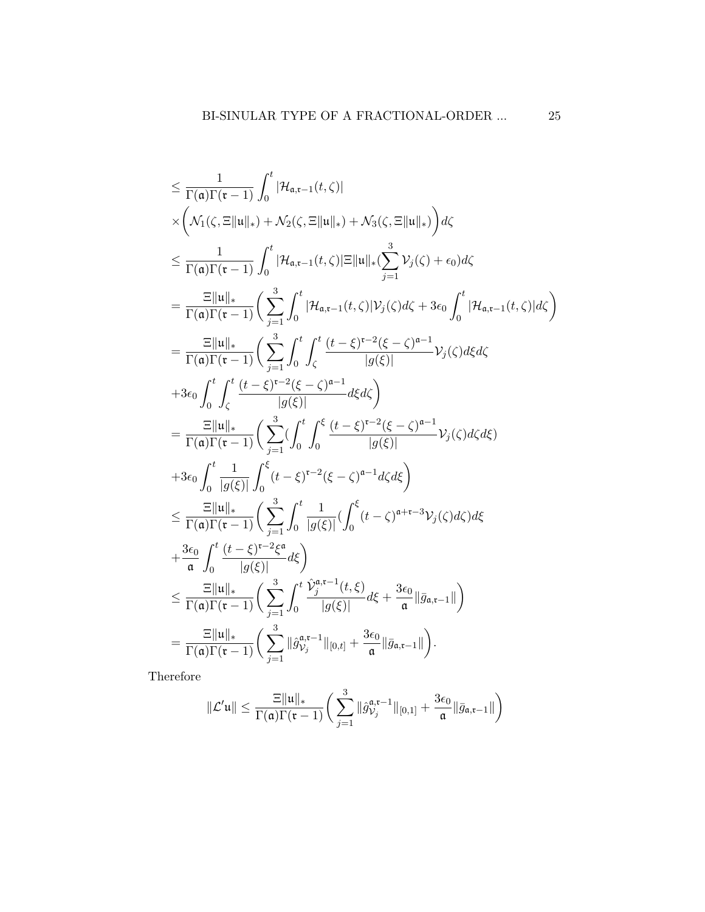$$
\begin{aligned}
&\leq \frac{1}{\Gamma(\mathfrak{a})\Gamma(\mathfrak{r}-1)}\int_0^t |\mathcal{H}_{\mathfrak{a},\mathfrak{r}-1}(t,\zeta)| \\
&\times\bigg(\mathcal{N}_1(\zeta,\Xi\|\mathfrak{u}\|_*)+\mathcal{N}_2(\zeta,\Xi\|\mathfrak{u}\|_*)+\mathcal{N}_3(\zeta,\Xi\|\mathfrak{u}\|_*)\bigg)d\zeta \\
&\leq \frac{1}{\Gamma(\mathfrak{a})\Gamma(\mathfrak{r}-1)}\int_0^t |\mathcal{H}_{\mathfrak{a},\mathfrak{r}-1}(t,\zeta)|\Xi\|\mathfrak{u}\|_*(\sum_{j=1}^3\mathcal{V}_j(\zeta)+\epsilon_0)d\zeta \\
&= \frac{\Xi\|\mathfrak{u}\|_*}{\Gamma(\mathfrak{a})\Gamma(\mathfrak{r}-1)}\bigg(\sum_{j=1}^3\int_0^t |\mathcal{H}_{\mathfrak{a},\mathfrak{r}-1}(t,\zeta)|\mathcal{V}_j(\zeta)d\zeta+3\epsilon_0\int_0^t|\mathcal{H}_{\mathfrak{a},\mathfrak{r}-1}(t,\zeta)|d\zeta\bigg) \\
&= \frac{\Xi\|\mathfrak{u}\|_*}{\Gamma(\mathfrak{a})\Gamma(\mathfrak{r}-1)}\bigg(\sum_{j=1}^3\int_0^t\int_\zeta^t \frac{(t-\xi)^{\mathfrak{r}-2}(\xi-\zeta)^{\mathfrak{a}-1}}{|g(\xi)|}\mathcal{V}_j(\zeta)d\xi d\zeta \\
&+3\epsilon_0\int_0^t\int_\zeta^t\frac{(t-\xi)^{\mathfrak{r}-2}(\xi-\zeta)^{\mathfrak{a}-1}}{|g(\xi)|}d\xi d\zeta\bigg) \\
&= \frac{\Xi\|\mathfrak{u}\|_*}{\Gamma(\mathfrak{a})\Gamma(\mathfrak{r}-1)}\bigg(\sum_{j=1}^3(\int_0^t\int_0^\xi \frac{(t-\xi)^{\mathfrak{r}-2}(\xi-\zeta)^{\mathfrak{a}-1}}{|g(\xi)|}\mathcal{V}_j(\zeta)d\zeta d\xi) \\
&+3\epsilon_0\int_0^t\frac{1}{|g(\xi)|}\int_0^\xi(t-\xi)^{\mathfrak{r}-2}(\xi-\zeta)^{\mathfrak{a}-1}d\zeta d\xi\bigg) \\
&\leq \frac{\Xi\|\mathfrak{u}\|_*}{\Gamma(\mathfrak{a})\Gamma(\mathfrak{r}-1)}\bigg(\sum_{j=1}^3\int_0^t\frac{1}{|g(\xi)|}(\int_0^\xi(t-\zeta)^{\mathfrak{a}+\mathfrak{r}-3}\mathcal{V}_j(\zeta)d\zeta)d\xi \\
&+\frac{3\epsilon_0}{\mathfrak{a}}\int_0^t\frac{(t-\xi)^{\mathfrak{r}-2}\xi^{\mathfrak{a}}}{|g(\xi)|}d\xi\bigg) \\
&\leq \frac{\Xi\|\mathfrak{u}\|_*}{\Gamma(\mathfrak{a})\Gamma(\mathfrak{r}-1)}\bigg(\sum_{j=1}^3\int_0^t\frac{\hat{\mathcal{V}}_j^{\mathfrak{a},\mathfrak{r}-1}(t,\xi)}{|g(\xi)|}d\xi+\frac{3\epsilon_0}{\mathfrak{a}}\|\bar{g}_{\mathfrak{a},\mathfrak{r}-1}\|\bigg) \\
&= \frac{\Xi\|\mathfrak{u}\|_*}{\Gamma(\mathfrak{a})\Gamma(\mathfrak{r}-1)}\bigg(\sum_{j=1}^3\|\hat{g}_{\mathcal{V}_j}^{\mathfrak{a},\mathfrak{r}-1}\|_{[0,t]}+\frac{3\epsilon_0}{\mathfrak{a}}\|\bar{g}_{\mathfrak{a},\mathfrak{r}-1}\|\bigg).
\end{aligned}
$$

Therefore

$$
\|\mathcal{L}'\mathfrak{u}\| \leq \frac{\Xi\|\mathfrak{u}\|_*}{\Gamma(\mathfrak{a})\Gamma(\mathfrak{r}-1)}\bigg(\sum_{j=1}^3\|\hat{g}_{\mathcal{V}_j}^{\mathfrak{a},\mathfrak{r}-1}\|_{[0,1]}+\frac{3\epsilon_0}{\mathfrak{a}}\|\bar{g}_{\mathfrak{a},\mathfrak{r}-1}\|\bigg)
$$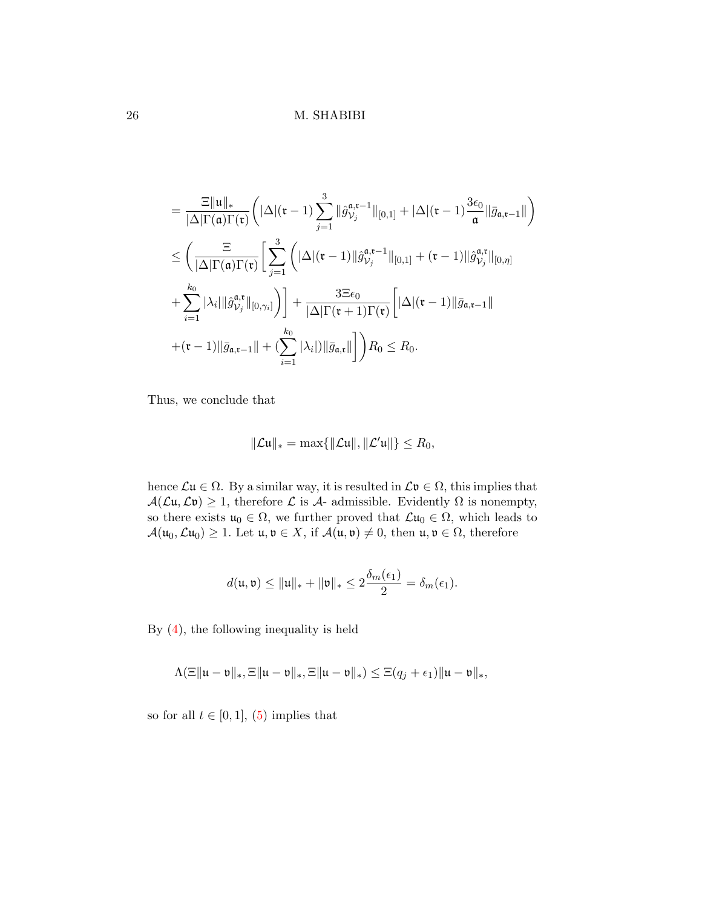$$
\begin{aligned}
&= \frac{\Xi\|\mathfrak{u}\|_*}{|\Delta|\Gamma(\mathfrak{a})\Gamma(\mathfrak{r})}\bigg(|\Delta|(\mathfrak{r}-1)\sum_{j=1}^{3}\|\hat{g}_{\mathcal{V}_j}^{\mathfrak{a},\mathfrak{r}-1}\|_{[0,1]} + |\Delta|(\mathfrak{r}-1)\frac{3\epsilon_0}{\mathfrak{a}}\|\bar{g}_{\mathfrak{a},\mathfrak{r}-1}\|\bigg) \\
&\leq \bigg(\frac{\Xi}{|\Delta|\Gamma(\mathfrak{a})\Gamma(\mathfrak{r})}\bigg[\sum_{j=1}^{3}\bigg(|\Delta|(\mathfrak{r}-1)\|\hat{g}_{\mathcal{V}_j}^{\mathfrak{a},\mathfrak{r}-1}\|_{[0,1]} + (\mathfrak{r}-1)\|\hat{g}_{\mathcal{V}_j}^{\mathfrak{a},\mathfrak{r}}\|_{[0,\eta]} \\
&+ \sum_{i=1}^{k_0}|\lambda_i|\|\hat{g}_{\mathcal{V}_j}^{\mathfrak{a},\mathfrak{r}}\|_{[0,\gamma_i]}\bigg)\bigg] + \frac{3\Xi\epsilon_0}{|\Delta|\Gamma(\mathfrak{r}+1)\Gamma(\mathfrak{r})}\bigg[|\Delta|(\mathfrak{r}-1)\|\bar{g}_{\mathfrak{a},\mathfrak{r}-1}\| \\
&+ (\mathfrak{r}-1)\|\bar{g}_{\mathfrak{a},\mathfrak{r}-1}\| + (\sum_{i=1}^{k_0}|\lambda_i|)\|\bar{g}_{\mathfrak{a},\mathfrak{r}}\|\bigg]\bigg)R_0 \leq R_0.
\end{aligned}
$$

Thus, we conclude that

$$
\|\mathcal{L}\mathfrak{u}\|_* = \max\{\|\mathcal{L}\mathfrak{u}\|, \|\mathcal{L}'\mathfrak{u}\|\} \leq R_0,
$$

hence $\mathcal{L}\mathfrak{u} \in \Omega$. By a similar way, it is resulted in $\mathcal{L}\mathfrak{v} \in \Omega$, this implies that $\mathcal{A}(\mathcal{L}\mathfrak{u}, \mathcal{L}\mathfrak{v}) \geq 1$, therefore $\mathcal{L}$ is $\mathcal{A}$- admissible. Evidently $\Omega$ is nonempty, so there exists $\mathfrak{u}_0 \in \Omega$, we further proved that $\mathcal{L}\mathfrak{u}_0 \in \Omega$, which leads to $\mathcal{A}(\mathfrak{u}_0, \mathcal{L}\mathfrak{u}_0) \geq 1$. Let $\mathfrak{u}, \mathfrak{v} \in X$, if $\mathcal{A}(\mathfrak{u}, \mathfrak{v}) \neq 0$, then $\mathfrak{u}, \mathfrak{v} \in \Omega$, therefore

$$
d(\mathfrak{u}, \mathfrak{v}) \leq \|\mathfrak{u}\|_* + \|\mathfrak{v}\|_* \leq 2\frac{\delta_m(\epsilon_1)}{2} = \delta_m(\epsilon_1).
$$

By (4), the following inequality is held

$$
\Lambda(\Xi\|\mathfrak{u}-\mathfrak{v}\|_*, \Xi\|\mathfrak{u}-\mathfrak{v}\|_*, \Xi\|\mathfrak{u}-\mathfrak{v}\|_*) \leq \Xi(q_j+\epsilon_1)\|\mathfrak{u}-\mathfrak{v}\|_*,
$$

so for all $t \in [0,1]$, (5) implies that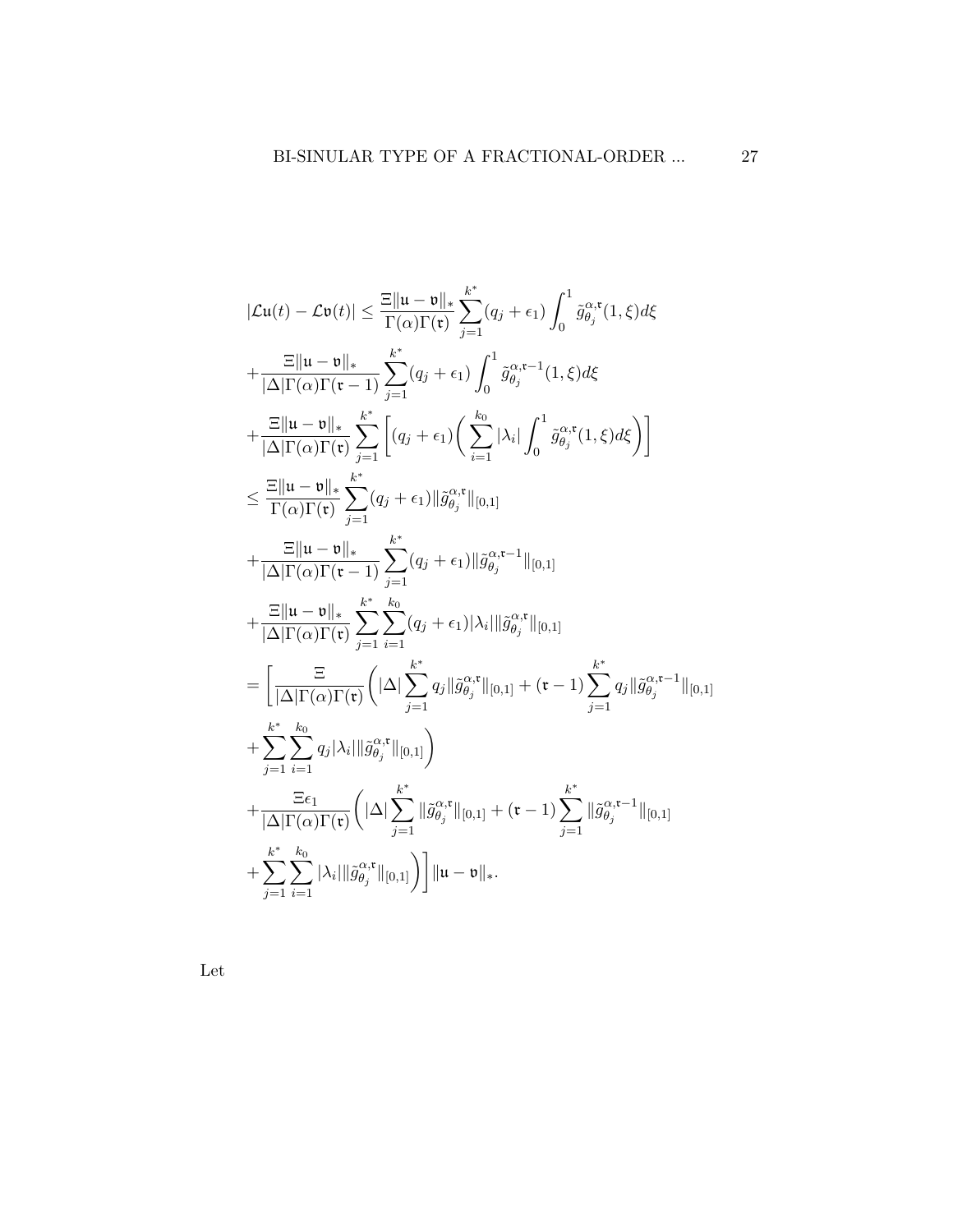$$
\begin{aligned}
|\mathcal{L}\mathfrak{u}(t)-\mathcal{L}\mathfrak{v}(t)| &\leq \frac{\Xi\|\mathfrak{u}-\mathfrak{v}\|_*}{\Gamma(\alpha)\Gamma(\mathfrak{r})}\sum_{j=1}^{k^*}(q_j+\epsilon_1)\int_0^1 \tilde{g}_{\theta_j}^{\alpha,\mathfrak{r}}(1,\xi)d\xi \\
&+\frac{\Xi\|\mathfrak{u}-\mathfrak{v}\|_*}{|\Delta|\Gamma(\alpha)\Gamma(\mathfrak{r}-1)}\sum_{j=1}^{k^*}(q_j+\epsilon_1)\int_0^1 \tilde{g}_{\theta_j}^{\alpha,\mathfrak{r}-1}(1,\xi)d\xi \\
&+\frac{\Xi\|\mathfrak{u}-\mathfrak{v}\|_*}{|\Delta|\Gamma(\alpha)\Gamma(\mathfrak{r})}\sum_{j=1}^{k^*}\left[(q_j+\epsilon_1)\bigg(\sum_{i=1}^{k_0}|\lambda_i|\int_0^1 \tilde{g}_{\theta_j}^{\alpha,\mathfrak{r}}(1,\xi)d\xi\bigg)\right] \\
&\leq \frac{\Xi\|\mathfrak{u}-\mathfrak{v}\|_*}{\Gamma(\alpha)\Gamma(\mathfrak{r})}\sum_{j=1}^{k^*}(q_j+\epsilon_1)\|\tilde{g}_{\theta_j}^{\alpha,\mathfrak{r}}\|_{[0,1]} \\
&+\frac{\Xi\|\mathfrak{u}-\mathfrak{v}\|_*}{|\Delta|\Gamma(\alpha)\Gamma(\mathfrak{r}-1)}\sum_{j=1}^{k^*}(q_j+\epsilon_1)\|\tilde{g}_{\theta_j}^{\alpha,\mathfrak{r}-1}\|_{[0,1]} \\
&+\frac{\Xi\|\mathfrak{u}-\mathfrak{v}\|_*}{|\Delta|\Gamma(\alpha)\Gamma(\mathfrak{r})}\sum_{j=1}^{k^*}\sum_{i=1}^{k_0}(q_j+\epsilon_1)|\lambda_i|\|\tilde{g}_{\theta_j}^{\alpha,\mathfrak{r}}\|_{[0,1]} \\
&=\Bigg[\frac{\Xi}{|\Delta|\Gamma(\alpha)\Gamma(\mathfrak{r})}\bigg(|\Delta|\sum_{j=1}^{k^*}q_j\|\tilde{g}_{\theta_j}^{\alpha,\mathfrak{r}}\|_{[0,1]}+(\mathfrak{r}-1)\sum_{j=1}^{k^*}q_j\|\tilde{g}_{\theta_j}^{\alpha,\mathfrak{r}-1}\|_{[0,1]} \\
&+\sum_{j=1}^{k^*}\sum_{i=1}^{k_0}q_j|\lambda_i|\|\tilde{g}_{\theta_j}^{\alpha,\mathfrak{r}}\|_{[0,1]}\bigg) \\
&+\frac{\Xi\epsilon_1}{|\Delta|\Gamma(\alpha)\Gamma(\mathfrak{r})}\bigg(|\Delta|\sum_{j=1}^{k^*}\|\tilde{g}_{\theta_j}^{\alpha,\mathfrak{r}}\|_{[0,1]}+(\mathfrak{r}-1)\sum_{j=1}^{k^*}\|\tilde{g}_{\theta_j}^{\alpha,\mathfrak{r}-1}\|_{[0,1]} \\
&+\sum_{j=1}^{k^*}\sum_{i=1}^{k_0}|\lambda_i|\|\tilde{g}_{\theta_j}^{\alpha,\mathfrak{r}}\|_{[0,1]}\bigg)\Bigg]\|\mathfrak{u}-\mathfrak{v}\|_*.
\end{aligned}
$$

Let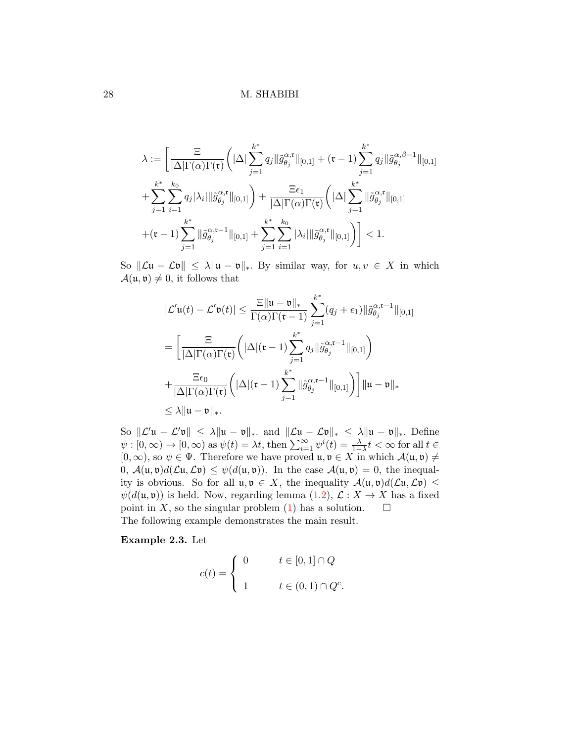$$
\begin{aligned}
\lambda := \Bigg[ & \frac{\Xi}{|\Delta|\Gamma(\alpha)\Gamma(\mathfrak{r})}\Bigg( |\Delta| \sum_{j=1}^{k^*} q_j \|\tilde{g}_{\theta_j}^{\alpha,\mathfrak{r}}\|_{[0,1]} + (\mathfrak{r}-1)\sum_{j=1}^{k^*} q_j \|\tilde{g}_{\theta_j}^{\alpha,\beta-1}\|_{[0,1]} \\
& + \sum_{j=1}^{k^*}\sum_{i=1}^{k_0} q_j |\lambda_i| \|\tilde{g}_{\theta_j}^{\alpha,\mathfrak{r}}\|_{[0,1]} \Bigg) + \frac{\Xi\epsilon_1}{|\Delta|\Gamma(\alpha)\Gamma(\mathfrak{r})}\Bigg( |\Delta| \sum_{j=1}^{k^*} \|\tilde{g}_{\theta_j}^{\alpha,\mathfrak{r}}\|_{[0,1]} \\
& + (\mathfrak{r}-1)\sum_{j=1}^{k^*} \|\tilde{g}_{\theta_j}^{\alpha,\mathfrak{r}-1}\|_{[0,1]} + \sum_{j=1}^{k^*}\sum_{i=1}^{k_0} |\lambda_i| \|\tilde{g}_{\theta_j}^{\alpha,\mathfrak{r}}\|_{[0,1]} \Bigg)\Bigg] < 1.
\end{aligned}
$$

So $\|\mathcal{L}\mathfrak{u} - \mathcal{L}\mathfrak{v}\| \leq \lambda \|\mathfrak{u} - \mathfrak{v}\|_*$. By similar way, for $u, v \in X$ in which $\mathcal{A}(\mathfrak{u}, \mathfrak{v}) \neq 0$, it follows that

$$
\begin{aligned}
|\mathcal{L}'\mathfrak{u}(t) - \mathcal{L}'\mathfrak{v}(t)| &\leq \frac{\Xi \|\mathfrak{u} - \mathfrak{v}\|_*}{\Gamma(\alpha)\Gamma(\mathfrak{r}-1)} \sum_{j=1}^{k^*} (q_j + \epsilon_1) \|\tilde{g}_{\theta_j}^{\alpha,\mathfrak{r}-1}\|_{[0,1]} \\
&= \Bigg[ \frac{\Xi}{|\Delta|\Gamma(\alpha)\Gamma(\mathfrak{r})}\Bigg( |\Delta|(\mathfrak{r}-1) \sum_{j=1}^{k^*} q_j \|\tilde{g}_{\theta_j}^{\alpha,\mathfrak{r}-1}\|_{[0,1]} \Bigg) \\
&\quad + \frac{\Xi\epsilon_0}{|\Delta|\Gamma(\alpha)\Gamma(\mathfrak{r})}\Bigg( |\Delta|(\mathfrak{r}-1) \sum_{j=1}^{k^*} \|\tilde{g}_{\theta_j}^{\alpha,\mathfrak{r}-1}\|_{[0,1]} \Bigg)\Bigg] \|\mathfrak{u} - \mathfrak{v}\|_* \\
&\leq \lambda \|\mathfrak{u} - \mathfrak{v}\|_*.
\end{aligned}
$$

So $\|\mathcal{L}'\mathfrak{u} - \mathcal{L}'\mathfrak{v}\| \leq \lambda \|\mathfrak{u} - \mathfrak{v}\|_*$. and $\|\mathcal{L}\mathfrak{u} - \mathcal{L}\mathfrak{v}\|_* \leq \lambda \|\mathfrak{u} - \mathfrak{v}\|_*$. Define $\psi : [0, \infty) \to [0, \infty)$ as $\psi(t) = \lambda t$, then $\sum_{i=1}^{\infty} \psi^i(t) = \frac{\lambda}{1-\lambda} t < \infty$ for all $t \in [0, \infty)$, so $\psi \in \Psi$. Therefore we have proved $\mathfrak{u}, \mathfrak{v} \in X$ in which $\mathcal{A}(\mathfrak{u}, \mathfrak{v}) \neq 0$, $\mathcal{A}(\mathfrak{u}, \mathfrak{v}) d(\mathcal{L}\mathfrak{u}, \mathcal{L}\mathfrak{v}) \leq \psi(d(\mathfrak{u}, \mathfrak{v}))$. In the case $\mathcal{A}(\mathfrak{u}, \mathfrak{v}) = 0$, the inequality is obvious. So for all $\mathfrak{u}, \mathfrak{v} \in X$, the inequality $\mathcal{A}(\mathfrak{u}, \mathfrak{v}) d(\mathcal{L}\mathfrak{u}, \mathcal{L}\mathfrak{v}) \leq \psi(d(\mathfrak{u}, \mathfrak{v}))$ is held. Now, regarding lemma (1.2), $\mathcal{L} : X \to X$ has a fixed point in $X$, so the singular problem (1) has a solution. □

The following example demonstrates the main result.

**Example 2.3.** Let

$$
c(t) = \begin{cases} 0 & t \in [0, 1] \cap Q \\ 1 & t \in (0, 1) \cap Q^c. \end{cases}
$$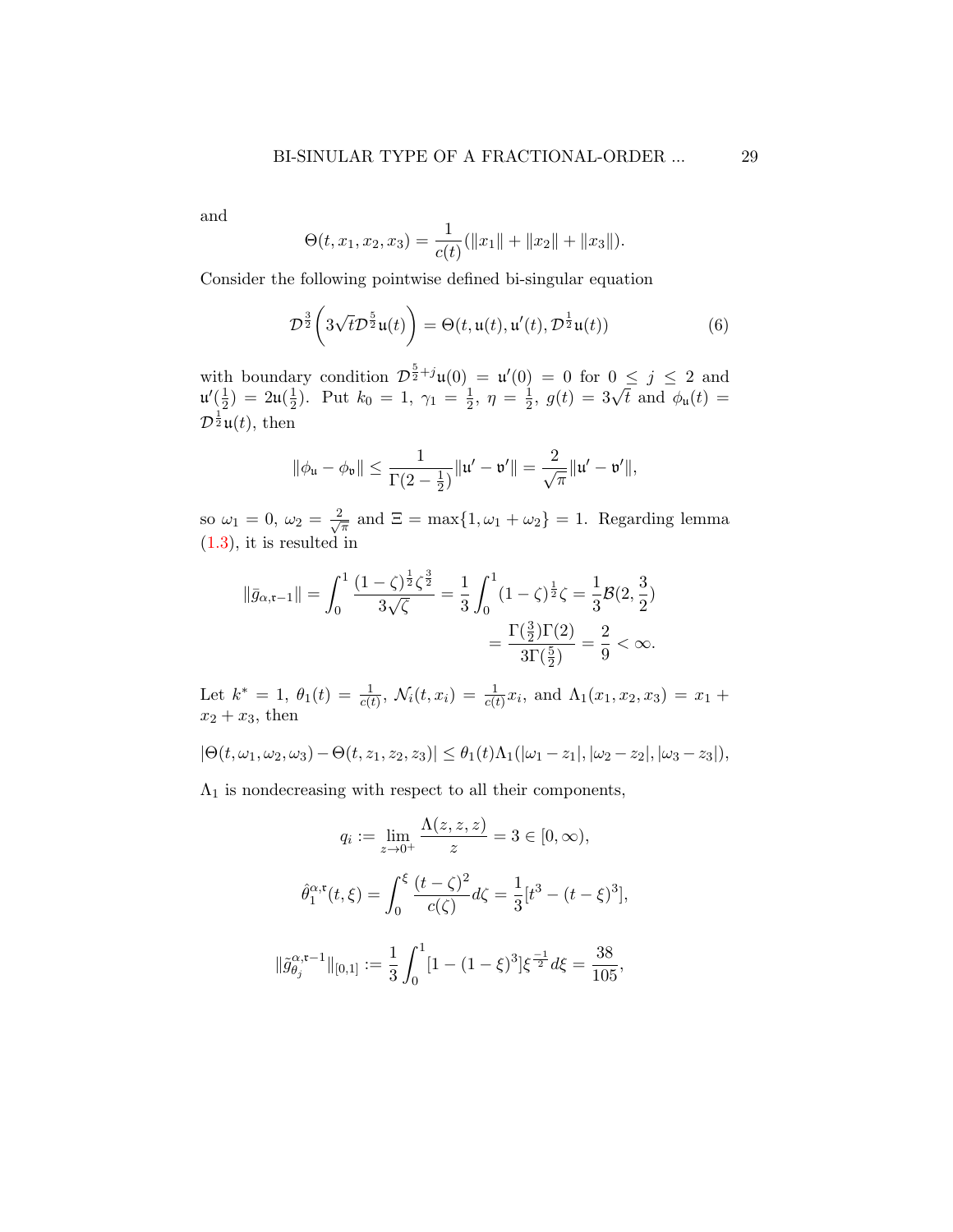and

$$\Theta(t, x_1, x_2, x_3) = \frac{1}{c(t)}(\|x_1\| + \|x_2\| + \|x_3\|).$$

Consider the following pointwise defined bi-singular equation

$$\mathcal{D}^{\frac{3}{2}}\left(3\sqrt{t}\mathcal{D}^{\frac{5}{2}}\mathfrak{u}(t)\right) = \Theta(t, \mathfrak{u}(t), \mathfrak{u}'(t), \mathcal{D}^{\frac{1}{2}}\mathfrak{u}(t)) \tag{6}$$

with boundary condition $\mathcal{D}^{\frac{5}{2}+j}\mathfrak{u}(0) = \mathfrak{u}'(0) = 0$ for $0 \le j \le 2$ and $\mathfrak{u}'(\frac{1}{2}) = 2\mathfrak{u}(\frac{1}{2})$. Put $k_0 = 1$, $\gamma_1 = \frac{1}{2}$, $\eta = \frac{1}{2}$, $g(t) = 3\sqrt{t}$ and $\phi_{\mathfrak{u}}(t) = \mathcal{D}^{\frac{1}{2}}\mathfrak{u}(t)$, then

$$\|\phi_{\mathfrak{u}} - \phi_{\mathfrak{v}}\| \le \frac{1}{\Gamma(2-\frac{1}{2})}\|\mathfrak{u}' - \mathfrak{v}'\| = \frac{2}{\sqrt{\pi}}\|\mathfrak{u}' - \mathfrak{v}'\|,$$

so $\omega_1 = 0$, $\omega_2 = \frac{2}{\sqrt{\pi}}$ and $\Xi = \max\{1, \omega_1 + \omega_2\} = 1$. Regarding lemma (1.3), it is resulted in

$$\|\bar{g}_{\alpha,\mathfrak{r}-1}\| = \int_0^1 \frac{(1-\zeta)^{\frac{1}{2}}\zeta^{\frac{3}{2}}}{3\sqrt{\zeta}} = \frac{1}{3}\int_0^1 (1-\zeta)^{\frac{1}{2}}\zeta = \frac{1}{3}\mathcal{B}(2, \frac{3}{2})$$
$$= \frac{\Gamma(\frac{3}{2})\Gamma(2)}{3\Gamma(\frac{5}{2})} = \frac{2}{9} < \infty.$$

Let $k^* = 1$, $\theta_1(t) = \frac{1}{c(t)}$, $\mathcal{N}_i(t, x_i) = \frac{1}{c(t)}x_i$, and $\Lambda_1(x_1, x_2, x_3) = x_1 + x_2 + x_3$, then

$$|\Theta(t, \omega_1, \omega_2, \omega_3) - \Theta(t, z_1, z_2, z_3)| \le \theta_1(t)\Lambda_1(|\omega_1 - z_1|, |\omega_2 - z_2|, |\omega_3 - z_3|),$$

$\Lambda_1$ is nondecreasing with respect to all their components,

$$q_i := \lim_{z \to 0^+} \frac{\Lambda(z, z, z)}{z} = 3 \in [0, \infty),$$

$$\hat{\theta}_1^{\alpha,\mathfrak{r}}(t, \xi) = \int_0^{\xi} \frac{(t-\zeta)^2}{c(\zeta)}d\zeta = \frac{1}{3}[t^3 - (t-\xi)^3],$$

$$\|\tilde{g}_{\theta_j}^{\alpha,\mathfrak{r}-1}\|_{[0,1]} := \frac{1}{3}\int_0^1 [1 - (1-\xi)^3]\xi^{\frac{-1}{2}}d\xi = \frac{38}{105},$$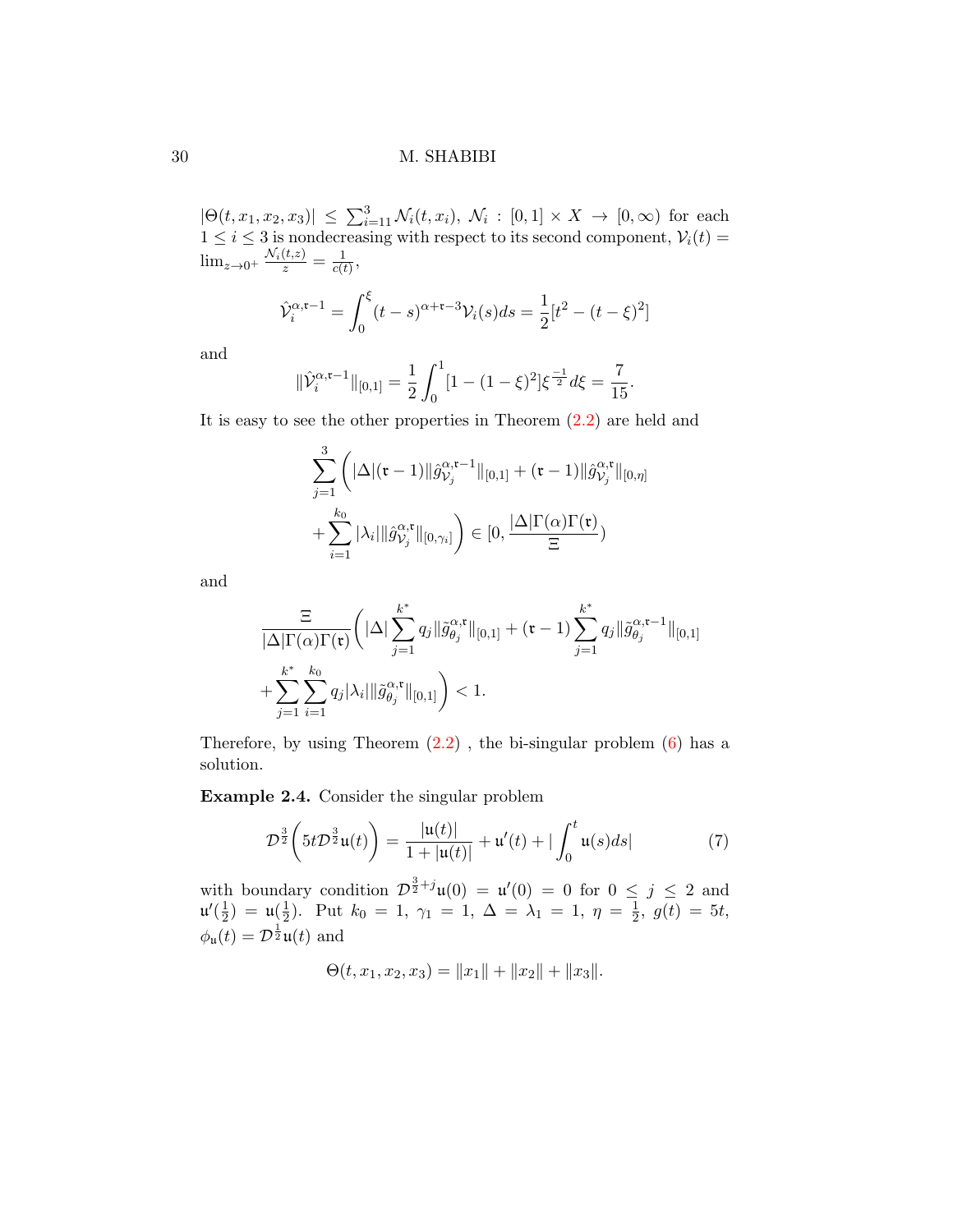$|\Theta(t, x_1, x_2, x_3)| \leq \sum_{i=11}^{3} \mathcal{N}_i(t, x_i)$, $\mathcal{N}_i : [0, 1] \times X \to [0, \infty)$ for each $1 \leq i \leq 3$ is nondecreasing with respect to its second component, $\mathcal{V}_i(t) = \lim_{z \to 0^+} \frac{\mathcal{N}_i(t,z)}{z} = \frac{1}{c(t)}$,

$$\hat{\mathcal{V}}_i^{\alpha, \mathfrak{r}-1} = \int_0^\xi (t-s)^{\alpha+\mathfrak{r}-3} \mathcal{V}_i(s) ds = \frac{1}{2}[t^2 - (t-\xi)^2]$$

and

$$\|\hat{\mathcal{V}}_i^{\alpha, \mathfrak{r}-1}\|_{[0,1]} = \frac{1}{2} \int_0^1 [1 - (1-\xi)^2] \xi^{\frac{-1}{2}} d\xi = \frac{7}{15}.$$

It is easy to see the other properties in Theorem (2.2) are held and

$$\sum_{j=1}^{3} \Bigg( |\Delta|(\mathfrak{r}-1)\|\hat{g}_{\mathcal{V}_j}^{\alpha, \mathfrak{r}-1}\|_{[0,1]} + (\mathfrak{r}-1)\|\hat{g}_{\mathcal{V}_j}^{\alpha, \mathfrak{r}}\|_{[0,\eta]} + \sum_{i=1}^{k_0} |\lambda_i| \|\hat{g}_{\mathcal{V}_j}^{\alpha, \mathfrak{r}}\|_{[0,\gamma_i]} \Bigg) \in [0, \frac{|\Delta|\Gamma(\alpha)\Gamma(\mathfrak{r})}{\Xi})$$

and

$$\frac{\Xi}{|\Delta|\Gamma(\alpha)\Gamma(\mathfrak{r})} \Bigg( |\Delta| \sum_{j=1}^{k^*} q_j \|\tilde{g}_{\theta_j}^{\alpha, \mathfrak{r}}\|_{[0,1]} + (\mathfrak{r}-1) \sum_{j=1}^{k^*} q_j \|\tilde{g}_{\theta_j}^{\alpha, \mathfrak{r}-1}\|_{[0,1]} + \sum_{j=1}^{k^*} \sum_{i=1}^{k_0} q_j |\lambda_i| \|\tilde{g}_{\theta_j}^{\alpha, \mathfrak{r}}\|_{[0,1]} \Bigg) < 1.$$

Therefore, by using Theorem (2.2) , the bi-singular problem (6) has a solution.

**Example 2.4.** Consider the singular problem

$$\mathcal{D}^{\frac{3}{2}} \Bigg( 5t \mathcal{D}^{\frac{3}{2}} \mathfrak{u}(t) \Bigg) = \frac{|\mathfrak{u}(t)|}{1 + |\mathfrak{u}(t)|} + \mathfrak{u}'(t) + | \int_0^t \mathfrak{u}(s) ds | \tag{7}$$

with boundary condition $\mathcal{D}^{\frac{3}{2}+j} \mathfrak{u}(0) = \mathfrak{u}'(0) = 0$ for $0 \leq j \leq 2$ and $\mathfrak{u}'(\frac{1}{2}) = \mathfrak{u}(\frac{1}{2})$. Put $k_0 = 1$, $\gamma_1 = 1$, $\Delta = \lambda_1 = 1$, $\eta = \frac{1}{2}$, $g(t) = 5t$, $\phi_{\mathfrak{u}}(t) = \mathcal{D}^{\frac{1}{2}} \mathfrak{u}(t)$ and

$$\Theta(t, x_1, x_2, x_3) = \|x_1\| + \|x_2\| + \|x_3\|.$$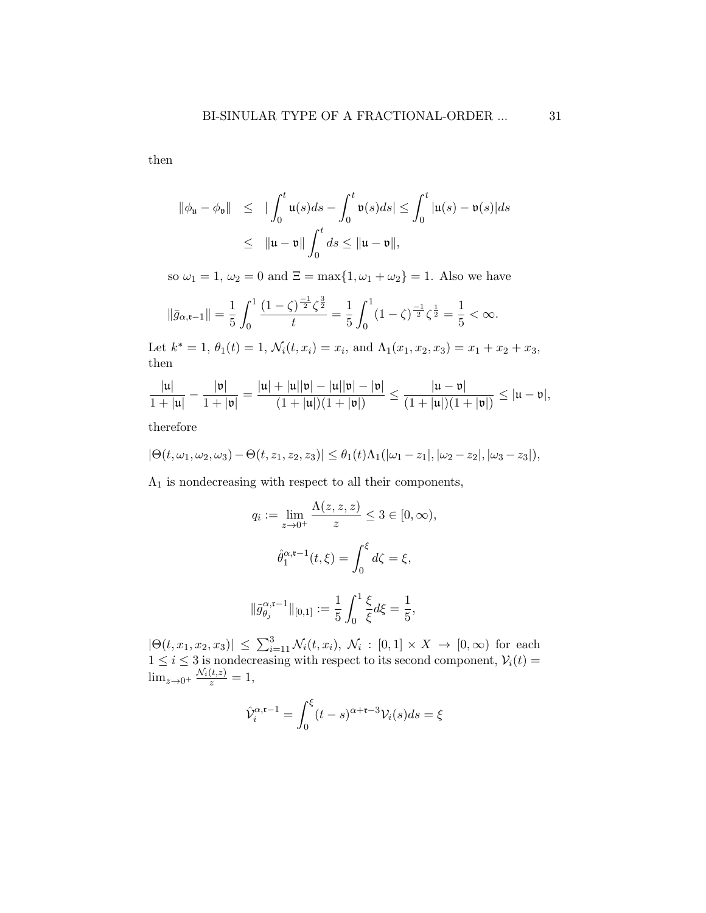then

$$\begin{aligned}
\|\phi_{\mathfrak{u}} - \phi_{\mathfrak{v}}\| &\leq |\int_0^t \mathfrak{u}(s)ds - \int_0^t \mathfrak{v}(s)ds| \leq \int_0^t |\mathfrak{u}(s) - \mathfrak{v}(s)|ds \\
&\leq \|\mathfrak{u} - \mathfrak{v}\| \int_0^t ds \leq \|\mathfrak{u} - \mathfrak{v}\|,
\end{aligned}$$

so $\omega_1 = 1$, $\omega_2 = 0$ and $\Xi = \max\{1, \omega_1 + \omega_2\} = 1$. Also we have

$$\|\bar{g}_{\alpha,\mathfrak{r}-1}\| = \frac{1}{5}\int_0^1 \frac{(1-\zeta)^{\frac{-1}{2}}\zeta^{\frac{3}{2}}}{t} = \frac{1}{5}\int_0^1 (1-\zeta)^{\frac{-1}{2}}\zeta^{\frac{1}{2}} = \frac{1}{5} < \infty.$$

Let $k^* = 1$, $\theta_1(t) = 1$, $\mathcal{N}_i(t, x_i) = x_i$, and $\Lambda_1(x_1, x_2, x_3) = x_1 + x_2 + x_3$, then

$$\frac{|\mathfrak{u}|}{1+|\mathfrak{u}|} - \frac{|\mathfrak{v}|}{1+|\mathfrak{v}|} = \frac{|\mathfrak{u}| + |\mathfrak{u}||\mathfrak{v}| - |\mathfrak{u}||\mathfrak{v}| - |\mathfrak{v}|}{(1+|\mathfrak{u}|)(1+|\mathfrak{v}|)} \leq \frac{|\mathfrak{u} - \mathfrak{v}|}{(1+|\mathfrak{u}|)(1+|\mathfrak{v}|)} \leq |\mathfrak{u} - \mathfrak{v}|,$$

therefore

$$|\Theta(t, \omega_1, \omega_2, \omega_3) - \Theta(t, z_1, z_2, z_3)| \leq \theta_1(t)\Lambda_1(|\omega_1 - z_1|, |\omega_2 - z_2|, |\omega_3 - z_3|),$$

$\Lambda_1$ is nondecreasing with respect to all their components,

$$q_i := \lim_{z \to 0^+} \frac{\Lambda(z, z, z)}{z} \leq 3 \in [0, \infty),$$

$$\hat{\theta}_1^{\alpha,\mathfrak{r}-1}(t, \xi) = \int_0^{\xi} d\zeta = \xi,$$

$$\|\tilde{g}_{\theta_j}^{\alpha,\mathfrak{r}-1}\|_{[0,1]} := \frac{1}{5}\int_0^1 \frac{\xi}{\xi} d\xi = \frac{1}{5},$$

$|\Theta(t, x_1, x_2, x_3)| \leq \sum_{i=11}^{3} \mathcal{N}_i(t, x_i)$, $\mathcal{N}_i : [0,1] \times X \to [0, \infty)$ for each $1 \leq i \leq 3$ is nondecreasing with respect to its second component, $\mathcal{V}_i(t) = \lim_{z \to 0^+} \frac{\mathcal{N}_i(t,z)}{z} = 1$,

$$\hat{\mathcal{V}}_i^{\alpha,\mathfrak{r}-1} = \int_0^{\xi} (t-s)^{\alpha+\mathfrak{r}-3}\mathcal{V}_i(s)ds = \xi$$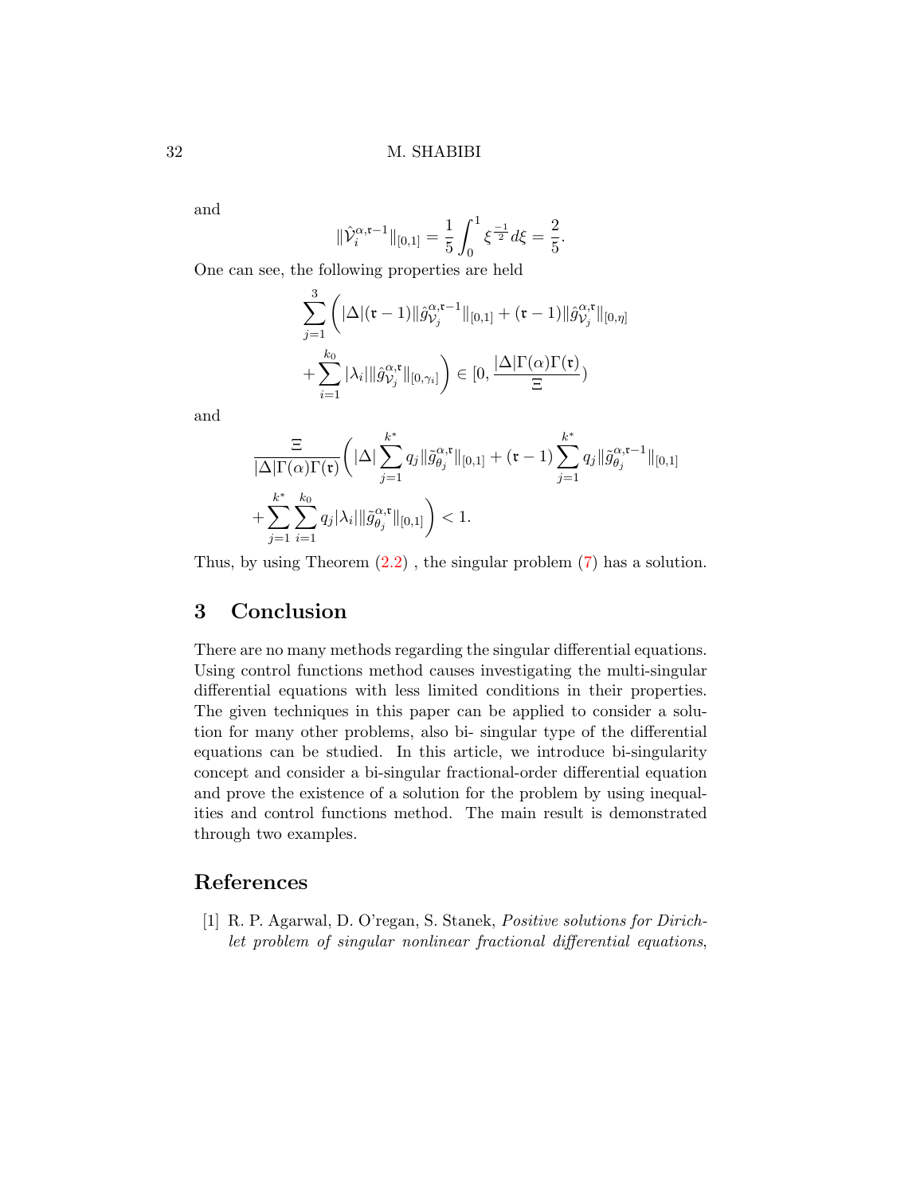and

$$\|\hat{\mathcal{V}}_i^{\alpha,\mathfrak{r}-1}\|_{[0,1]} = \frac{1}{5}\int_0^1 \xi^{\frac{-1}{2}} d\xi = \frac{2}{5}.$$

One can see, the following properties are held

$$\sum_{j=1}^{3}\bigg(|\Delta|(\mathfrak{r}-1)\|\hat{g}_{\mathcal{V}_j}^{\alpha,\mathfrak{r}-1}\|_{[0,1]} + (\mathfrak{r}-1)\|\hat{g}_{\mathcal{V}_j}^{\alpha,\mathfrak{r}}\|_{[0,\eta]} + \sum_{i=1}^{k_0}|\lambda_i|\|\hat{g}_{\mathcal{V}_j}^{\alpha,\mathfrak{r}}\|_{[0,\gamma_i]}\bigg) \in [0, \frac{|\Delta|\Gamma(\alpha)\Gamma(\mathfrak{r})}{\Xi})$$

and

$$\frac{\Xi}{|\Delta|\Gamma(\alpha)\Gamma(\mathfrak{r})}\bigg(|\Delta|\sum_{j=1}^{k^*} q_j\|\tilde{g}_{\theta_j}^{\alpha,\mathfrak{r}}\|_{[0,1]} + (\mathfrak{r}-1)\sum_{j=1}^{k^*} q_j\|\tilde{g}_{\theta_j}^{\alpha,\mathfrak{r}-1}\|_{[0,1]} + \sum_{j=1}^{k^*}\sum_{i=1}^{k_0} q_j|\lambda_i|\|\tilde{g}_{\theta_j}^{\alpha,\mathfrak{r}}\|_{[0,1]}\bigg) < 1.$$

Thus, by using Theorem (2.2) , the singular problem (7) has a solution.

## 3 Conclusion

There are no many methods regarding the singular differential equations. Using control functions method causes investigating the multi-singular differential equations with less limited conditions in their properties. The given techniques in this paper can be applied to consider a solution for many other problems, also bi- singular type of the differential equations can be studied. In this article, we introduce bi-singularity concept and consider a bi-singular fractional-order differential equation and prove the existence of a solution for the problem by using inequalities and control functions method. The main result is demonstrated through two examples.

## References

[1] R. P. Agarwal, D. O'regan, S. Stanek, *Positive solutions for Dirichlet problem of singular nonlinear fractional differential equations*,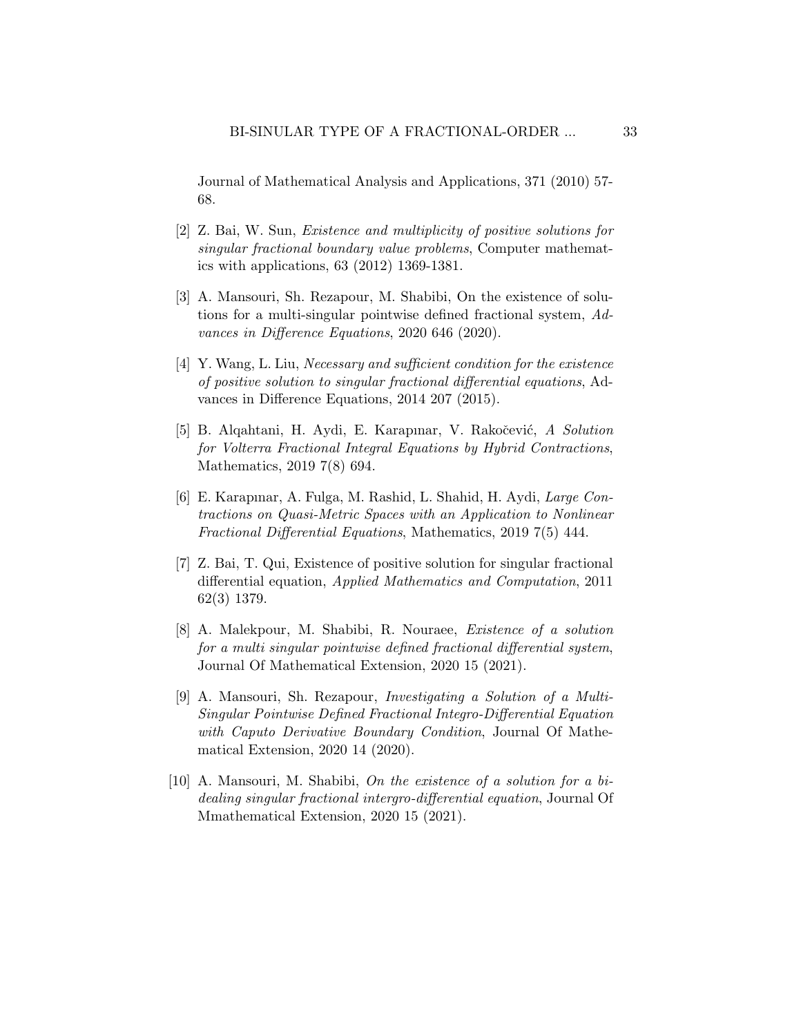Journal of Mathematical Analysis and Applications, 371 (2010) 57-68.

[2] Z. Bai, W. Sun, *Existence and multiplicity of positive solutions for singular fractional boundary value problems*, Computer mathematics with applications, 63 (2012) 1369-1381.

[3] A. Mansouri, Sh. Rezapour, M. Shabibi, On the existence of solutions for a multi-singular pointwise defined fractional system, *Advances in Difference Equations*, 2020 646 (2020).

[4] Y. Wang, L. Liu, *Necessary and sufficient condition for the existence of positive solution to singular fractional differential equations*, Advances in Difference Equations, 2014 207 (2015).

[5] B. Alqahtani, H. Aydi, E. Karapınar, V. Rakočević, *A Solution for Volterra Fractional Integral Equations by Hybrid Contractions*, Mathematics, 2019 7(8) 694.

[6] E. Karapınar, A. Fulga, M. Rashid, L. Shahid, H. Aydi, *Large Contractions on Quasi-Metric Spaces with an Application to Nonlinear Fractional Differential Equations*, Mathematics, 2019 7(5) 444.

[7] Z. Bai, T. Qui, Existence of positive solution for singular fractional differential equation, *Applied Mathematics and Computation*, 2011 62(3) 1379.

[8] A. Malekpour, M. Shabibi, R. Nouraee, *Existence of a solution for a multi singular pointwise defined fractional differential system*, Journal Of Mathematical Extension, 2020 15 (2021).

[9] A. Mansouri, Sh. Rezapour, *Investigating a Solution of a Multi-Singular Pointwise Defined Fractional Integro-Differential Equation with Caputo Derivative Boundary Condition*, Journal Of Mathematical Extension, 2020 14 (2020).

[10] A. Mansouri, M. Shabibi, *On the existence of a solution for a bi-dealing singular fractional intergro-differential equation*, Journal Of Mmathematical Extension, 2020 15 (2021).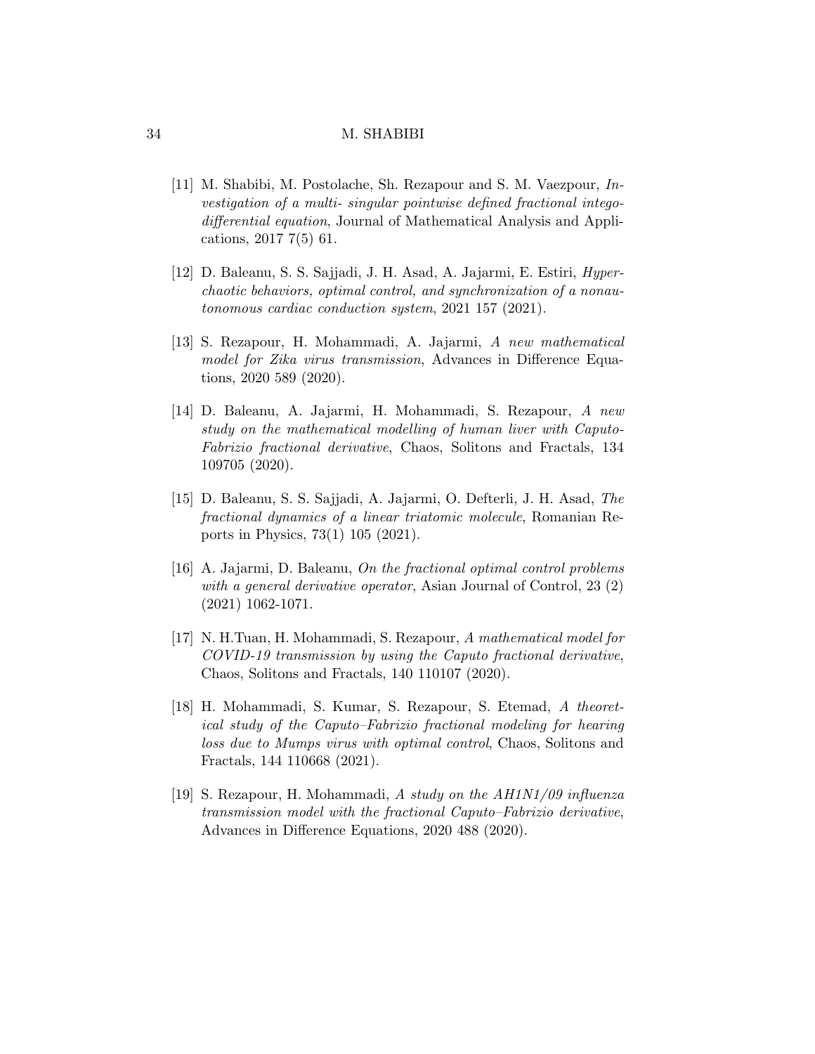[11] M. Shabibi, M. Postolache, Sh. Rezapour and S. M. Vaezpour, *Investigation of a multi- singular pointwise defined fractional integodifferential equation*, Journal of Mathematical Analysis and Applications, 2017 7(5) 61.

[12] D. Baleanu, S. S. Sajjadi, J. H. Asad, A. Jajarmi, E. Estiri, *Hyperchaotic behaviors, optimal control, and synchronization of a nonautonomous cardiac conduction system*, 2021 157 (2021).

[13] S. Rezapour, H. Mohammadi, A. Jajarmi, *A new mathematical model for Zika virus transmission*, Advances in Difference Equations, 2020 589 (2020).

[14] D. Baleanu, A. Jajarmi, H. Mohammadi, S. Rezapour, *A new study on the mathematical modelling of human liver with Caputo-Fabrizio fractional derivative*, Chaos, Solitons and Fractals, 134 109705 (2020).

[15] D. Baleanu, S. S. Sajjadi, A. Jajarmi, O. Defterli, J. H. Asad, *The fractional dynamics of a linear triatomic molecule*, Romanian Reports in Physics, 73(1) 105 (2021).

[16] A. Jajarmi, D. Baleanu, *On the fractional optimal control problems with a general derivative operator*, Asian Journal of Control, 23 (2) (2021) 1062-1071.

[17] N. H.Tuan, H. Mohammadi, S. Rezapour, *A mathematical model for COVID-19 transmission by using the Caputo fractional derivative*, Chaos, Solitons and Fractals, 140 110107 (2020).

[18] H. Mohammadi, S. Kumar, S. Rezapour, S. Etemad, *A theoretical study of the Caputo–Fabrizio fractional modeling for hearing loss due to Mumps virus with optimal control*, Chaos, Solitons and Fractals, 144 110668 (2021).

[19] S. Rezapour, H. Mohammadi, *A study on the AH1N1/09 influenza transmission model with the fractional Caputo–Fabrizio derivative*, Advances in Difference Equations, 2020 488 (2020).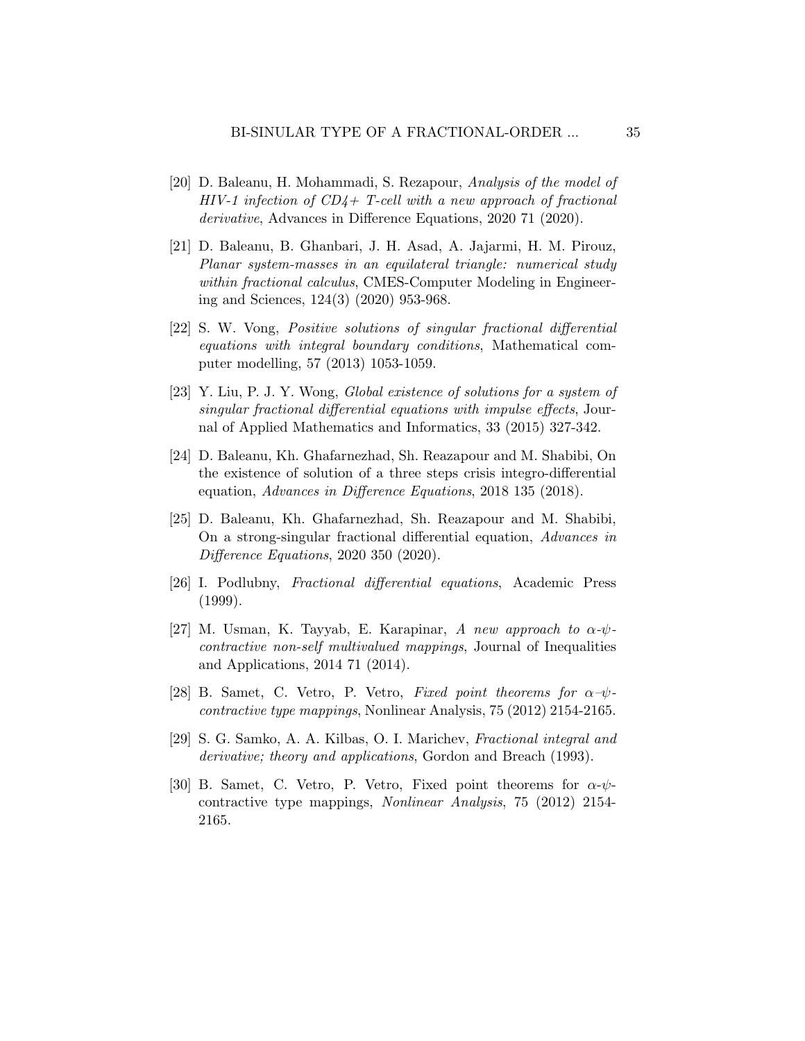[20] D. Baleanu, H. Mohammadi, S. Rezapour, *Analysis of the model of HIV-1 infection of CD4+ T-cell with a new approach of fractional derivative*, Advances in Difference Equations, 2020 71 (2020).

[21] D. Baleanu, B. Ghanbari, J. H. Asad, A. Jajarmi, H. M. Pirouz, *Planar system-masses in an equilateral triangle: numerical study within fractional calculus*, CMES-Computer Modeling in Engineering and Sciences, 124(3) (2020) 953-968.

[22] S. W. Vong, *Positive solutions of singular fractional differential equations with integral boundary conditions*, Mathematical computer modelling, 57 (2013) 1053-1059.

[23] Y. Liu, P. J. Y. Wong, *Global existence of solutions for a system of singular fractional differential equations with impulse effects*, Journal of Applied Mathematics and Informatics, 33 (2015) 327-342.

[24] D. Baleanu, Kh. Ghafarnezhad, Sh. Reazapour and M. Shabibi, On the existence of solution of a three steps crisis integro-differential equation, *Advances in Difference Equations*, 2018 135 (2018).

[25] D. Baleanu, Kh. Ghafarnezhad, Sh. Reazapour and M. Shabibi, On a strong-singular fractional differential equation, *Advances in Difference Equations*, 2020 350 (2020).

[26] I. Podlubny, *Fractional differential equations*, Academic Press (1999).

[27] M. Usman, K. Tayyab, E. Karapinar, *A new approach to $\alpha$-$\psi$-contractive non-self multivalued mappings*, Journal of Inequalities and Applications, 2014 71 (2014).

[28] B. Samet, C. Vetro, P. Vetro, *Fixed point theorems for $\alpha$–$\psi$-contractive type mappings*, Nonlinear Analysis, 75 (2012) 2154-2165.

[29] S. G. Samko, A. A. Kilbas, O. I. Marichev, *Fractional integral and derivative; theory and applications*, Gordon and Breach (1993).

[30] B. Samet, C. Vetro, P. Vetro, Fixed point theorems for $\alpha$-$\psi$-contractive type mappings, *Nonlinear Analysis*, 75 (2012) 2154-2165.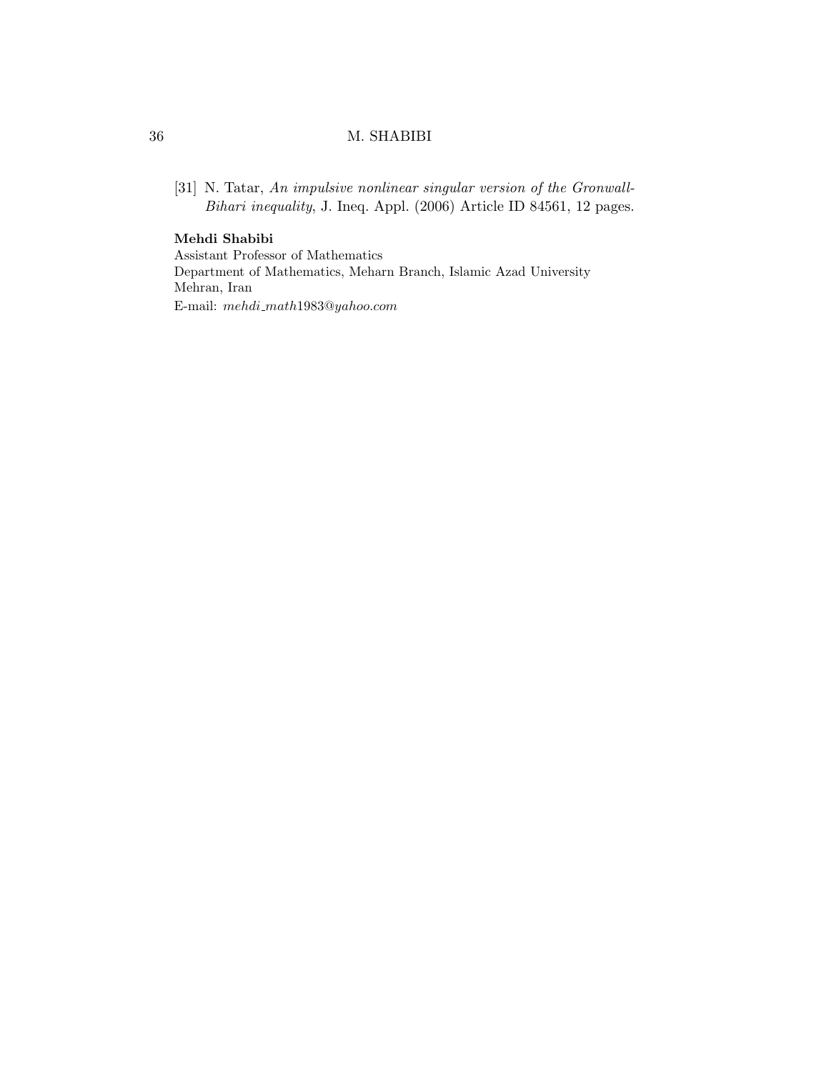[31] N. Tatar, *An impulsive nonlinear singular version of the Gronwall-Bihari inequality*, J. Ineq. Appl. (2006) Article ID 84561, 12 pages.

**Mehdi Shabibi**
Assistant Professor of Mathematics
Department of Mathematics, Meharn Branch, Islamic Azad University
Mehran, Iran
E-mail: *mehdi_math1983@yahoo.com*